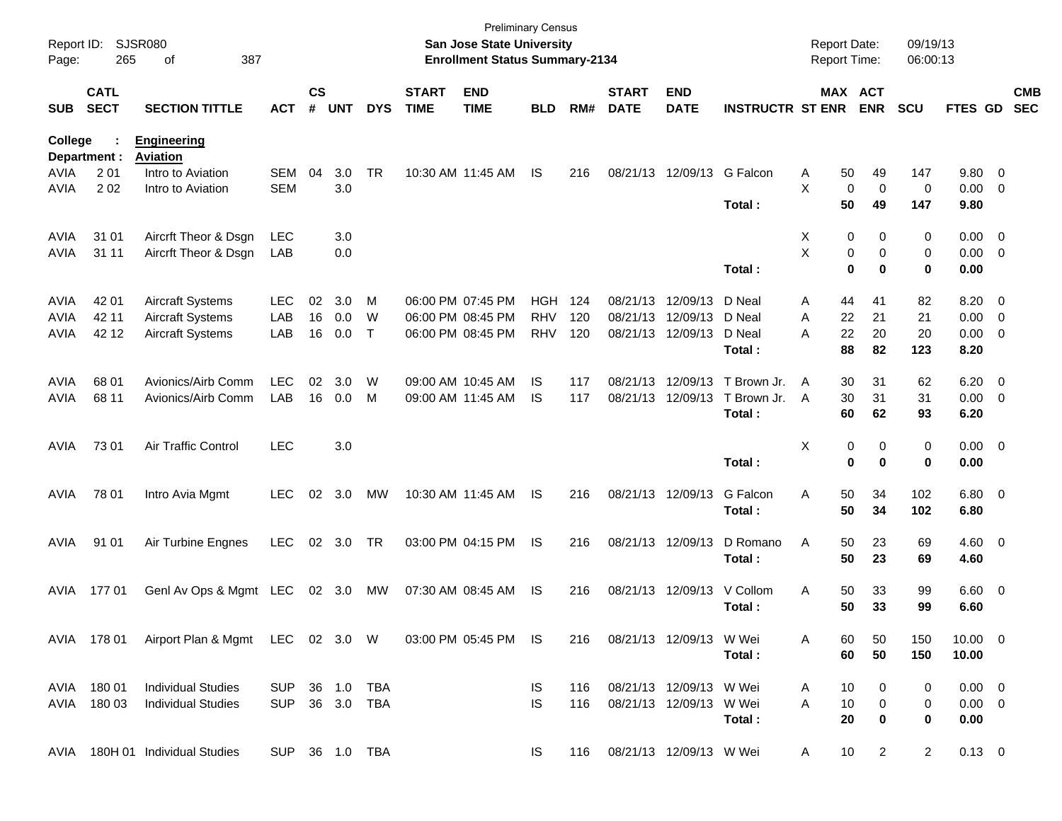Preliminary Census

**San Jose State University**

**Enrollment Status Summary-2134**

Report ID: SJSR080
Page: 265 of 387

Report Date: 09/19/13
Report Time: 06:00:13

**College : Engineering**
**Department : Aviation**

| SUB | CATL SECT | SECTION TITTLE | ACT | CS # | UNT | DYS | START TIME | END TIME | BLD | RM# | START DATE | END DATE | INSTRUCTR | ST | MAX ENR | ACT ENR | SCU | FTES | GD | CMB SEC |
|---|---|---|---|---|---|---|---|---|---|---|---|---|---|---|---|---|---|---|---|---|
| AVIA | 2 01 | Intro to Aviation | SEM | 04 | 3.0 | TR | 10:30 AM | 11:45 AM | IS | 216 | 08/21/13 | 12/09/13 | G Falcon | A | 50 | 49 | 147 | 9.80 | 0 | |
| AVIA | 2 02 | Intro to Aviation | SEM | | 3.0 | | | | | | | | | X | 0 | 0 | 0 | 0.00 | 0 | |
| | | | | | | | | | | | | | **Total :** | | **50** | **49** | **147** | **9.80** | | |
| AVIA | 31 01 | Aircrft Theor & Dsgn | LEC | | 3.0 | | | | | | | | | X | 0 | 0 | 0 | 0.00 | 0 | |
| AVIA | 31 11 | Aircrft Theor & Dsgn | LAB | | 0.0 | | | | | | | | | X | 0 | 0 | 0 | 0.00 | 0 | |
| | | | | | | | | | | | | | **Total :** | | **0** | **0** | **0** | **0.00** | | |
| AVIA | 42 01 | Aircraft Systems | LEC | 02 | 3.0 | M | 06:00 PM | 07:45 PM | HGH | 124 | 08/21/13 | 12/09/13 | D Neal | A | 44 | 41 | 82 | 8.20 | 0 | |
| AVIA | 42 11 | Aircraft Systems | LAB | 16 | 0.0 | W | 06:00 PM | 08:45 PM | RHV | 120 | 08/21/13 | 12/09/13 | D Neal | A | 22 | 21 | 21 | 0.00 | 0 | |
| AVIA | 42 12 | Aircraft Systems | LAB | 16 | 0.0 | T | 06:00 PM | 08:45 PM | RHV | 120 | 08/21/13 | 12/09/13 | D Neal | A | 22 | 20 | 20 | 0.00 | 0 | |
| | | | | | | | | | | | | | **Total :** | | **88** | **82** | **123** | **8.20** | | |
| AVIA | 68 01 | Avionics/Airb Comm | LEC | 02 | 3.0 | W | 09:00 AM | 10:45 AM | IS | 117 | 08/21/13 | 12/09/13 | T Brown Jr. | A | 30 | 31 | 62 | 6.20 | 0 | |
| AVIA | 68 11 | Avionics/Airb Comm | LAB | 16 | 0.0 | M | 09:00 AM | 11:45 AM | IS | 117 | 08/21/13 | 12/09/13 | T Brown Jr. | A | 30 | 31 | 31 | 0.00 | 0 | |
| | | | | | | | | | | | | | **Total :** | | **60** | **62** | **93** | **6.20** | | |
| AVIA | 73 01 | Air Traffic Control | LEC | | 3.0 | | | | | | | | | X | 0 | 0 | 0 | 0.00 | 0 | |
| | | | | | | | | | | | | | **Total :** | | **0** | **0** | **0** | **0.00** | | |
| AVIA | 78 01 | Intro Avia Mgmt | LEC | 02 | 3.0 | MW | 10:30 AM | 11:45 AM | IS | 216 | 08/21/13 | 12/09/13 | G Falcon | A | 50 | 34 | 102 | 6.80 | 0 | |
| | | | | | | | | | | | | | **Total :** | | **50** | **34** | **102** | **6.80** | | |
| AVIA | 91 01 | Air Turbine Engnes | LEC | 02 | 3.0 | TR | 03:00 PM | 04:15 PM | IS | 216 | 08/21/13 | 12/09/13 | D Romano | A | 50 | 23 | 69 | 4.60 | 0 | |
| | | | | | | | | | | | | | **Total :** | | **50** | **23** | **69** | **4.60** | | |
| AVIA | 177 01 | Genl Av Ops & Mgmt | LEC | 02 | 3.0 | MW | 07:30 AM | 08:45 AM | IS | 216 | 08/21/13 | 12/09/13 | V Collom | A | 50 | 33 | 99 | 6.60 | 0 | |
| | | | | | | | | | | | | | **Total :** | | **50** | **33** | **99** | **6.60** | | |
| AVIA | 178 01 | Airport Plan & Mgmt | LEC | 02 | 3.0 | W | 03:00 PM | 05:45 PM | IS | 216 | 08/21/13 | 12/09/13 | W Wei | A | 60 | 50 | 150 | 10.00 | 0 | |
| | | | | | | | | | | | | | **Total :** | | **60** | **50** | **150** | **10.00** | | |
| AVIA | 180 01 | Individual Studies | SUP | 36 | 1.0 | TBA | | | IS | 116 | 08/21/13 | 12/09/13 | W Wei | A | 10 | 0 | 0 | 0.00 | 0 | |
| AVIA | 180 03 | Individual Studies | SUP | 36 | 3.0 | TBA | | | IS | 116 | 08/21/13 | 12/09/13 | W Wei | A | 10 | 0 | 0 | 0.00 | 0 | |
| | | | | | | | | | | | | | **Total :** | | **20** | **0** | **0** | **0.00** | | |
| AVIA | 180H 01 | Individual Studies | SUP | 36 | 1.0 | TBA | | | IS | 116 | 08/21/13 | 12/09/13 | W Wei | A | 10 | 2 | 2 | 0.13 | 0 | |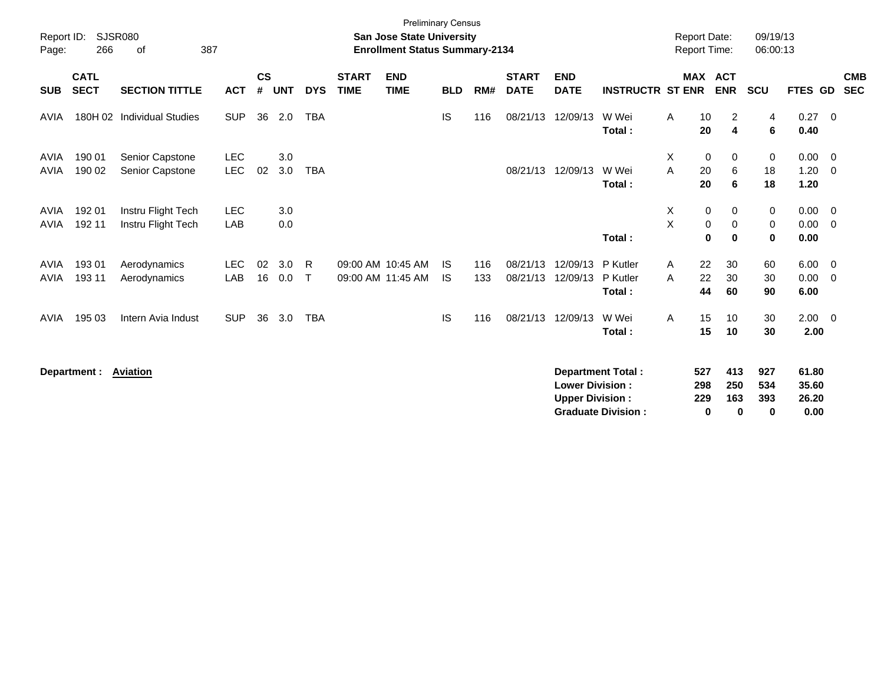Preliminary Census

**San Jose State University**

**Enrollment Status Summary-2134**

Report ID: SJSR080

Report Date: 09/19/13

Report Time: 06:00:13

| SUB | CATL SECT | SECTION TITTLE | ACT | CS # | UNT | DYS | START TIME | END TIME | BLD | RM# | START DATE | END DATE | INSTRUCTR | ST | MAX ENR | ACT ENR | SCU | FTES | GD | CMB SEC |
|---|---|---|---|---|---|---|---|---|---|---|---|---|---|---|---|---|---|---|---|---|
| AVIA | 180H 02 | Individual Studies | SUP | 36 | 2.0 | TBA | | | IS | 116 | 08/21/13 | 12/09/13 | W Wei | A | 10 | 2 | 4 | 0.27 | 0 | |
| | | | | | | | | | | | | | **Total :** | | **20** | **4** | **6** | **0.40** | | |
| AVIA | 190 01 | Senior Capstone | LEC | | 3.0 | | | | | | | | | X | 0 | 0 | 0 | 0.00 | 0 | |
| AVIA | 190 02 | Senior Capstone | LEC | 02 | 3.0 | TBA | | | | | 08/21/13 | 12/09/13 | W Wei | A | 20 | 6 | 18 | 1.20 | 0 | |
| | | | | | | | | | | | | | **Total :** | | **20** | **6** | **18** | **1.20** | | |
| AVIA | 192 01 | Instru Flight Tech | LEC | | 3.0 | | | | | | | | | X | 0 | 0 | 0 | 0.00 | 0 | |
| AVIA | 192 11 | Instru Flight Tech | LAB | | 0.0 | | | | | | | | | X | 0 | 0 | 0 | 0.00 | 0 | |
| | | | | | | | | | | | | | **Total :** | | **0** | **0** | **0** | **0.00** | | |
| AVIA | 193 01 | Aerodynamics | LEC | 02 | 3.0 | R | 09:00 AM | 10:45 AM | IS | 116 | 08/21/13 | 12/09/13 | P Kutler | A | 22 | 30 | 60 | 6.00 | 0 | |
| AVIA | 193 11 | Aerodynamics | LAB | 16 | 0.0 | T | 09:00 AM | 11:45 AM | IS | 133 | 08/21/13 | 12/09/13 | P Kutler | A | 22 | 30 | 30 | 0.00 | 0 | |
| | | | | | | | | | | | | | **Total :** | | **44** | **60** | **90** | **6.00** | | |
| AVIA | 195 03 | Intern Avia Indust | SUP | 36 | 3.0 | TBA | | | IS | 116 | 08/21/13 | 12/09/13 | W Wei | A | 15 | 10 | 30 | 2.00 | 0 | |
| | | | | | | | | | | | | | **Total :** | | **15** | **10** | **30** | **2.00** | | |

**Department : Aviation**

| | MAX ENR | ACT ENR | SCU | FTES |
|---|---|---|---|---|
| **Department Total :** | **527** | **413** | **927** | **61.80** |
| **Lower Division :** | **298** | **250** | **534** | **35.60** |
| **Upper Division :** | **229** | **163** | **393** | **26.20** |
| **Graduate Division :** | **0** | **0** | **0** | **0.00** |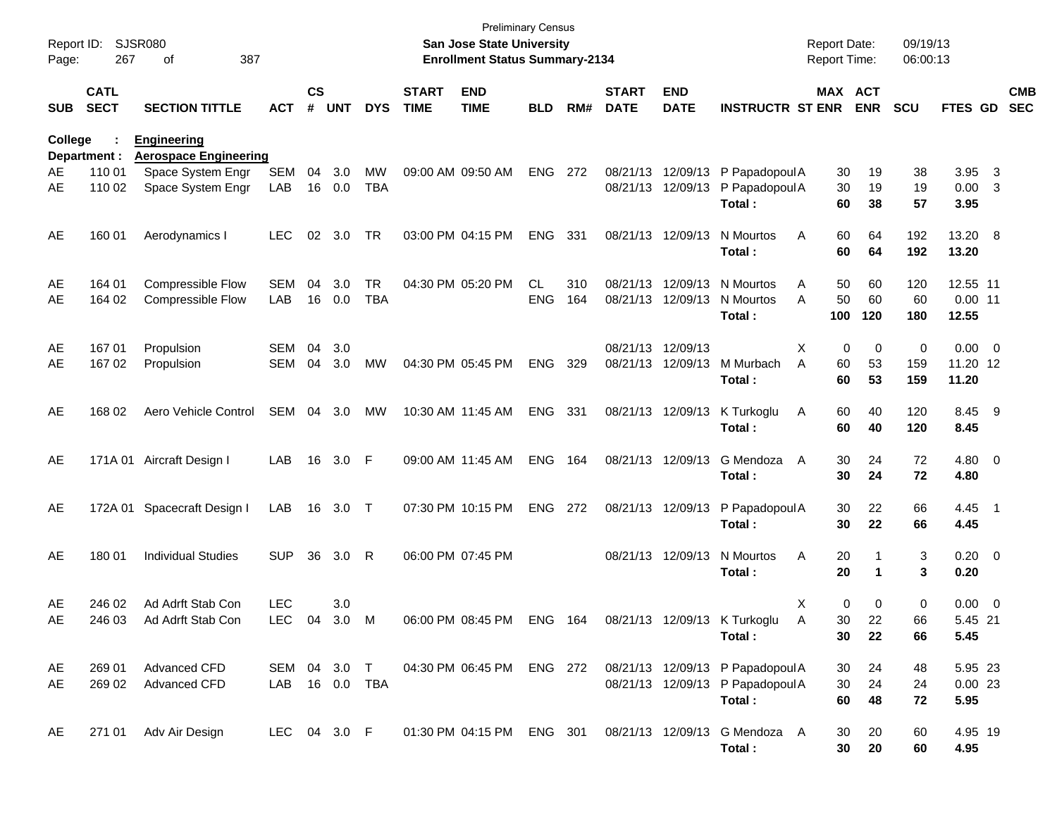Preliminary Census
**San Jose State University**
**Enrollment Status Summary-2134**

Report ID: SJSR080
Report Date: 09/19/13
Report Time: 06:00:13

**College : Engineering**
**Department : Aerospace Engineering**

| SUB | CATL SECT | SECTION TITTLE | ACT | CS # | UNT | DYS | START TIME | END TIME | BLD | RM# | START DATE | END DATE | INSTRUCTR | ST | MAX ENR | ACT ENR | SCU | FTES | GD | CMB SEC |
|---|---|---|---|---|---|---|---|---|---|---|---|---|---|---|---|---|---|---|---|---|
| AE | 110 01 | Space System Engr | SEM | 04 | 3.0 | MW | 09:00 AM | 09:50 AM | ENG | 272 | 08/21/13 | 12/09/13 | P Papadopoul | A | 30 | 19 | 38 | 3.95 | 3 | |
| AE | 110 02 | Space System Engr | LAB | 16 | 0.0 | TBA | | | | | 08/21/13 | 12/09/13 | P Papadopoul | A | 30 | 19 | 19 | 0.00 | 3 | |
| | | | | | | | | | | | | | **Total :** | | **60** | **38** | **57** | **3.95** | | |
| AE | 160 01 | Aerodynamics I | LEC | 02 | 3.0 | TR | 03:00 PM | 04:15 PM | ENG | 331 | 08/21/13 | 12/09/13 | N Mourtos | A | 60 | 64 | 192 | 13.20 | 8 | |
| | | | | | | | | | | | | | **Total :** | | **60** | **64** | **192** | **13.20** | | |
| AE | 164 01 | Compressible Flow | SEM | 04 | 3.0 | TR | 04:30 PM | 05:20 PM | CL | 310 | 08/21/13 | 12/09/13 | N Mourtos | A | 50 | 60 | 120 | 12.55 | 11 | |
| AE | 164 02 | Compressible Flow | LAB | 16 | 0.0 | TBA | | | ENG | 164 | 08/21/13 | 12/09/13 | N Mourtos | A | 50 | 60 | 60 | 0.00 | 11 | |
| | | | | | | | | | | | | | **Total :** | | **100** | **120** | **180** | **12.55** | | |
| AE | 167 01 | Propulsion | SEM | 04 | 3.0 | | | | | | 08/21/13 | 12/09/13 | | X | 0 | 0 | 0 | 0.00 | 0 | |
| AE | 167 02 | Propulsion | SEM | 04 | 3.0 | MW | 04:30 PM | 05:45 PM | ENG | 329 | 08/21/13 | 12/09/13 | M Murbach | A | 60 | 53 | 159 | 11.20 | 12 | |
| | | | | | | | | | | | | | **Total :** | | **60** | **53** | **159** | **11.20** | | |
| AE | 168 02 | Aero Vehicle Control | SEM | 04 | 3.0 | MW | 10:30 AM | 11:45 AM | ENG | 331 | 08/21/13 | 12/09/13 | K Turkoglu | A | 60 | 40 | 120 | 8.45 | 9 | |
| | | | | | | | | | | | | | **Total :** | | **60** | **40** | **120** | **8.45** | | |
| AE | 171A 01 | Aircraft Design I | LAB | 16 | 3.0 | F | 09:00 AM | 11:45 AM | ENG | 164 | 08/21/13 | 12/09/13 | G Mendoza | A | 30 | 24 | 72 | 4.80 | 0 | |
| | | | | | | | | | | | | | **Total :** | | **30** | **24** | **72** | **4.80** | | |
| AE | 172A 01 | Spacecraft Design I | LAB | 16 | 3.0 | T | 07:30 PM | 10:15 PM | ENG | 272 | 08/21/13 | 12/09/13 | P Papadopoul | A | 30 | 22 | 66 | 4.45 | 1 | |
| | | | | | | | | | | | | | **Total :** | | **30** | **22** | **66** | **4.45** | | |
| AE | 180 01 | Individual Studies | SUP | 36 | 3.0 | R | 06:00 PM | 07:45 PM | | | 08/21/13 | 12/09/13 | N Mourtos | A | 20 | 1 | 3 | 0.20 | 0 | |
| | | | | | | | | | | | | | **Total :** | | **20** | **1** | **3** | **0.20** | | |
| AE | 246 02 | Ad Adrft Stab Con | LEC | | 3.0 | | | | | | | | | X | 0 | 0 | 0 | 0.00 | 0 | |
| AE | 246 03 | Ad Adrft Stab Con | LEC | 04 | 3.0 | M | 06:00 PM | 08:45 PM | ENG | 164 | 08/21/13 | 12/09/13 | K Turkoglu | A | 30 | 22 | 66 | 5.45 | 21 | |
| | | | | | | | | | | | | | **Total :** | | **30** | **22** | **66** | **5.45** | | |
| AE | 269 01 | Advanced CFD | SEM | 04 | 3.0 | T | 04:30 PM | 06:45 PM | ENG | 272 | 08/21/13 | 12/09/13 | P Papadopoul | A | 30 | 24 | 48 | 5.95 | 23 | |
| AE | 269 02 | Advanced CFD | LAB | 16 | 0.0 | TBA | | | | | 08/21/13 | 12/09/13 | P Papadopoul | A | 30 | 24 | 24 | 0.00 | 23 | |
| | | | | | | | | | | | | | **Total :** | | **60** | **48** | **72** | **5.95** | | |
| AE | 271 01 | Adv Air Design | LEC | 04 | 3.0 | F | 01:30 PM | 04:15 PM | ENG | 301 | 08/21/13 | 12/09/13 | G Mendoza | A | 30 | 20 | 60 | 4.95 | 19 | |
| | | | | | | | | | | | | | **Total :** | | **30** | **20** | **60** | **4.95** | | |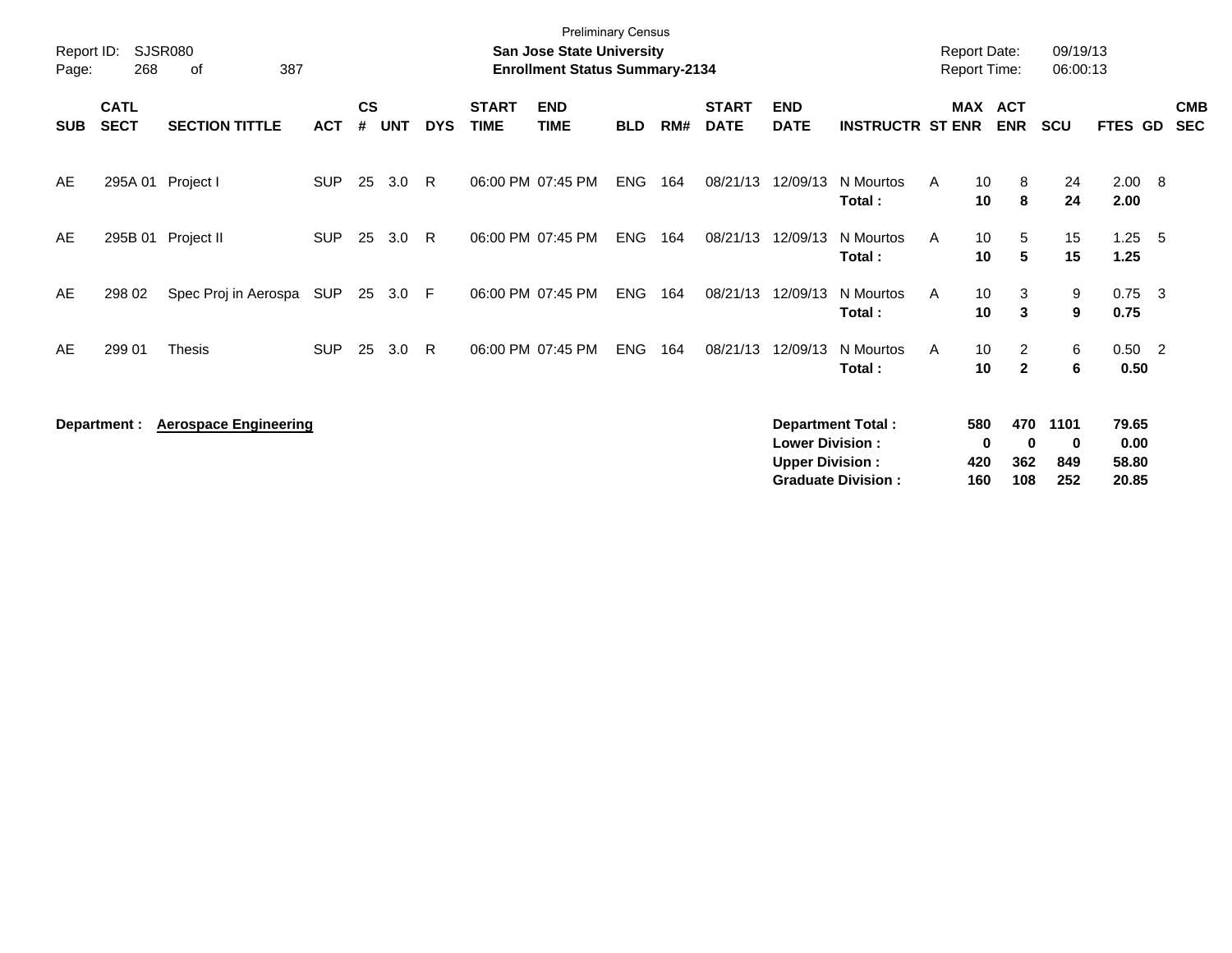Preliminary Census
**San Jose State University**
**Enrollment Status Summary-2134**

Report ID: SJSR080
Page: 268 of 387
Report Date: 09/19/13
Report Time: 06:00:13

| SUB | CATL SECT | SECTION TITTLE | ACT | CS # | UNT | DYS | START TIME | END TIME | BLD | RM# | START DATE | END DATE | INSTRUCTR | ST | MAX ENR | ACT ENR | SCU | FTES | GD | CMB SEC |
|---|---|---|---|---|---|---|---|---|---|---|---|---|---|---|---|---|---|---|---|---|
| AE | 295A 01 | Project I | SUP | 25 | 3.0 | R | 06:00 PM | 07:45 PM | ENG | 164 | 08/21/13 | 12/09/13 | N Mourtos | A | 10 | 8 | 24 | 2.00 | 8 | |
| | | | | | | | | | | | | | **Total :** | | **10** | **8** | **24** | **2.00** | | |
| AE | 295B 01 | Project II | SUP | 25 | 3.0 | R | 06:00 PM | 07:45 PM | ENG | 164 | 08/21/13 | 12/09/13 | N Mourtos | A | 10 | 5 | 15 | 1.25 | 5 | |
| | | | | | | | | | | | | | **Total :** | | **10** | **5** | **15** | **1.25** | | |
| AE | 298 02 | Spec Proj in Aerospa | SUP | 25 | 3.0 | F | 06:00 PM | 07:45 PM | ENG | 164 | 08/21/13 | 12/09/13 | N Mourtos | A | 10 | 3 | 9 | 0.75 | 3 | |
| | | | | | | | | | | | | | **Total :** | | **10** | **3** | **9** | **0.75** | | |
| AE | 299 01 | Thesis | SUP | 25 | 3.0 | R | 06:00 PM | 07:45 PM | ENG | 164 | 08/21/13 | 12/09/13 | N Mourtos | A | 10 | 2 | 6 | 0.50 | 2 | |
| | | | | | | | | | | | | | **Total :** | | **10** | **2** | **6** | **0.50** | | |

**Department : Aerospace Engineering**

| | MAX ENR | ACT ENR | SCU | FTES |
|---|---|---|---|---|
| **Department Total :** | **580** | **470** | **1101** | **79.65** |
| **Lower Division :** | **0** | **0** | **0** | **0.00** |
| **Upper Division :** | **420** | **362** | **849** | **58.80** |
| **Graduate Division :** | **160** | **108** | **252** | **20.85** |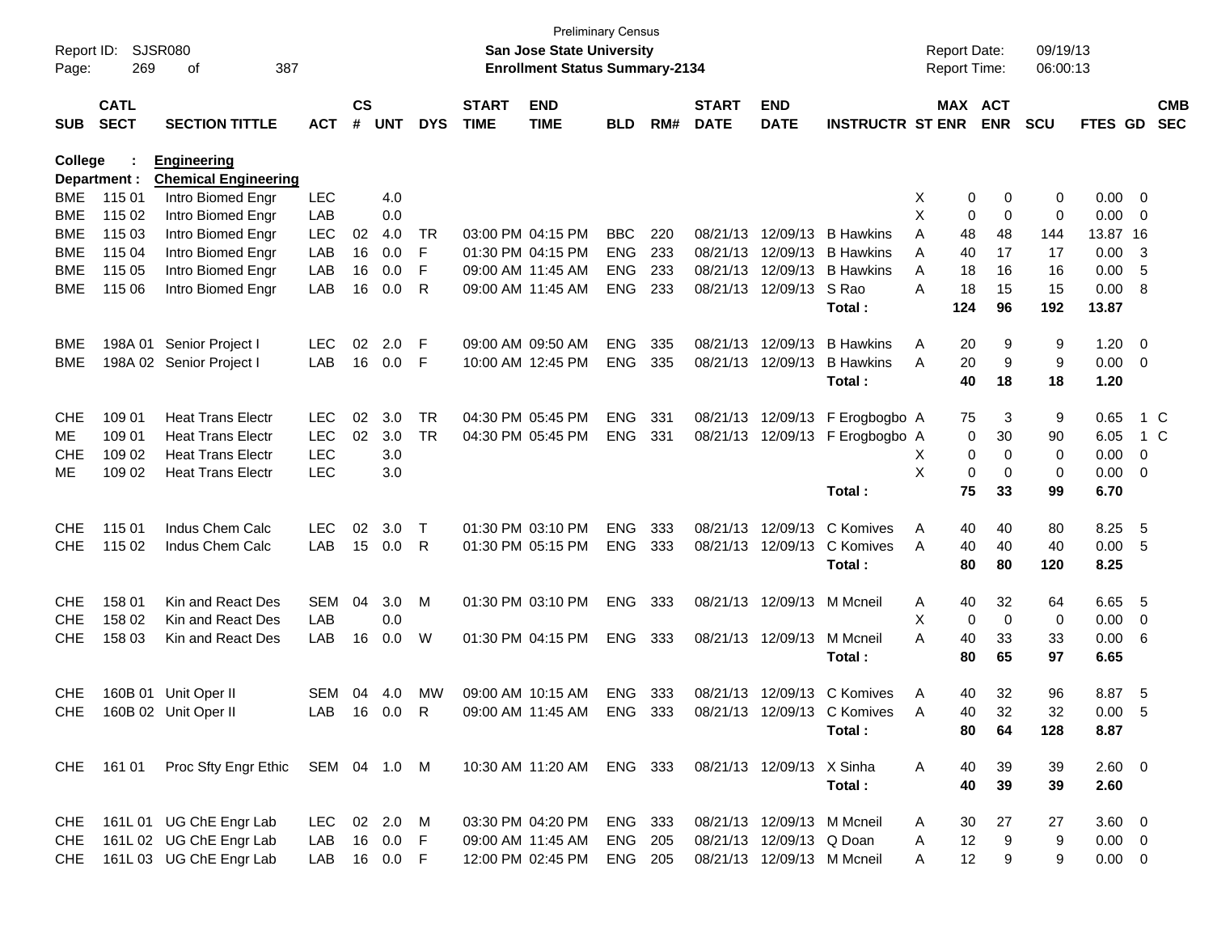Preliminary Census

Report ID: SJSR080

**San Jose State University**

**Enrollment Status Summary-2134**

Report Date: 09/19/13
Report Time: 06:00:13

**College : Engineering**
**Department : Chemical Engineering**

| SUB | CATL SECT | SECTION TITTLE | ACT | CS # | UNT | DYS | START TIME | END TIME | BLD | RM# | START DATE | END DATE | INSTRUCTR | ST | MAX ENR | ACT ENR | SCU | FTES | GD | CMB SEC |
|---|---|---|---|---|---|---|---|---|---|---|---|---|---|---|---|---|---|---|---|---|
| BME | 115 01 | Intro Biomed Engr | LEC | | 4.0 | | | | | | | | | X | 0 | 0 | 0 | 0.00 | 0 | |
| BME | 115 02 | Intro Biomed Engr | LAB | | 0.0 | | | | | | | | | X | 0 | 0 | 0 | 0.00 | 0 | |
| BME | 115 03 | Intro Biomed Engr | LEC | 02 | 4.0 | TR | 03:00 PM | 04:15 PM | BBC | 220 | 08/21/13 | 12/09/13 | B Hawkins | A | 48 | 48 | 144 | 13.87 | 16 | |
| BME | 115 04 | Intro Biomed Engr | LAB | 16 | 0.0 | F | 01:30 PM | 04:15 PM | ENG | 233 | 08/21/13 | 12/09/13 | B Hawkins | A | 40 | 17 | 17 | 0.00 | 3 | |
| BME | 115 05 | Intro Biomed Engr | LAB | 16 | 0.0 | F | 09:00 AM | 11:45 AM | ENG | 233 | 08/21/13 | 12/09/13 | B Hawkins | A | 18 | 16 | 16 | 0.00 | 5 | |
| BME | 115 06 | Intro Biomed Engr | LAB | 16 | 0.0 | R | 09:00 AM | 11:45 AM | ENG | 233 | 08/21/13 | 12/09/13 | S Rao | A | 18 | 15 | 15 | 0.00 | 8 | |
| | | | | | | | | | | | | | **Total :** | | **124** | **96** | **192** | **13.87** | | |
| BME | 198A 01 | Senior Project I | LEC | 02 | 2.0 | F | 09:00 AM | 09:50 AM | ENG | 335 | 08/21/13 | 12/09/13 | B Hawkins | A | 20 | 9 | 9 | 1.20 | 0 | |
| BME | 198A 02 | Senior Project I | LAB | 16 | 0.0 | F | 10:00 AM | 12:45 PM | ENG | 335 | 08/21/13 | 12/09/13 | B Hawkins | A | 20 | 9 | 9 | 0.00 | 0 | |
| | | | | | | | | | | | | | **Total :** | | **40** | **18** | **18** | **1.20** | | |
| CHE | 109 01 | Heat Trans Electr | LEC | 02 | 3.0 | TR | 04:30 PM | 05:45 PM | ENG | 331 | 08/21/13 | 12/09/13 | F Erogbogbo | A | 75 | 3 | 9 | 0.65 | 1 | C |
| ME | 109 01 | Heat Trans Electr | LEC | 02 | 3.0 | TR | 04:30 PM | 05:45 PM | ENG | 331 | 08/21/13 | 12/09/13 | F Erogbogbo | A | 0 | 30 | 90 | 6.05 | 1 | C |
| CHE | 109 02 | Heat Trans Electr | LEC | | 3.0 | | | | | | | | | X | 0 | 0 | 0 | 0.00 | 0 | |
| ME | 109 02 | Heat Trans Electr | LEC | | 3.0 | | | | | | | | | X | 0 | 0 | 0 | 0.00 | 0 | |
| | | | | | | | | | | | | | **Total :** | | **75** | **33** | **99** | **6.70** | | |
| CHE | 115 01 | Indus Chem Calc | LEC | 02 | 3.0 | T | 01:30 PM | 03:10 PM | ENG | 333 | 08/21/13 | 12/09/13 | C Komives | A | 40 | 40 | 80 | 8.25 | 5 | |
| CHE | 115 02 | Indus Chem Calc | LAB | 15 | 0.0 | R | 01:30 PM | 05:15 PM | ENG | 333 | 08/21/13 | 12/09/13 | C Komives | A | 40 | 40 | 40 | 0.00 | 5 | |
| | | | | | | | | | | | | | **Total :** | | **80** | **80** | **120** | **8.25** | | |
| CHE | 158 01 | Kin and React Des | SEM | 04 | 3.0 | M | 01:30 PM | 03:10 PM | ENG | 333 | 08/21/13 | 12/09/13 | M Mcneil | A | 40 | 32 | 64 | 6.65 | 5 | |
| CHE | 158 02 | Kin and React Des | LAB | | 0.0 | | | | | | | | | X | 0 | 0 | 0 | 0.00 | 0 | |
| CHE | 158 03 | Kin and React Des | LAB | 16 | 0.0 | W | 01:30 PM | 04:15 PM | ENG | 333 | 08/21/13 | 12/09/13 | M Mcneil | A | 40 | 33 | 33 | 0.00 | 6 | |
| | | | | | | | | | | | | | **Total :** | | **80** | **65** | **97** | **6.65** | | |
| CHE | 160B 01 | Unit Oper II | SEM | 04 | 4.0 | MW | 09:00 AM | 10:15 AM | ENG | 333 | 08/21/13 | 12/09/13 | C Komives | A | 40 | 32 | 96 | 8.87 | 5 | |
| CHE | 160B 02 | Unit Oper II | LAB | 16 | 0.0 | R | 09:00 AM | 11:45 AM | ENG | 333 | 08/21/13 | 12/09/13 | C Komives | A | 40 | 32 | 32 | 0.00 | 5 | |
| | | | | | | | | | | | | | **Total :** | | **80** | **64** | **128** | **8.87** | | |
| CHE | 161 01 | Proc Sfty Engr Ethic | SEM | 04 | 1.0 | M | 10:30 AM | 11:20 AM | ENG | 333 | 08/21/13 | 12/09/13 | X Sinha | A | 40 | 39 | 39 | 2.60 | 0 | |
| | | | | | | | | | | | | | **Total :** | | **40** | **39** | **39** | **2.60** | | |
| CHE | 161L 01 | UG ChE Engr Lab | LEC | 02 | 2.0 | M | 03:30 PM | 04:20 PM | ENG | 333 | 08/21/13 | 12/09/13 | M Mcneil | A | 30 | 27 | 27 | 3.60 | 0 | |
| CHE | 161L 02 | UG ChE Engr Lab | LAB | 16 | 0.0 | F | 09:00 AM | 11:45 AM | ENG | 205 | 08/21/13 | 12/09/13 | Q Doan | A | 12 | 9 | 9 | 0.00 | 0 | |
| CHE | 161L 03 | UG ChE Engr Lab | LAB | 16 | 0.0 | F | 12:00 PM | 02:45 PM | ENG | 205 | 08/21/13 | 12/09/13 | M Mcneil | A | 12 | 9 | 9 | 0.00 | 0 | |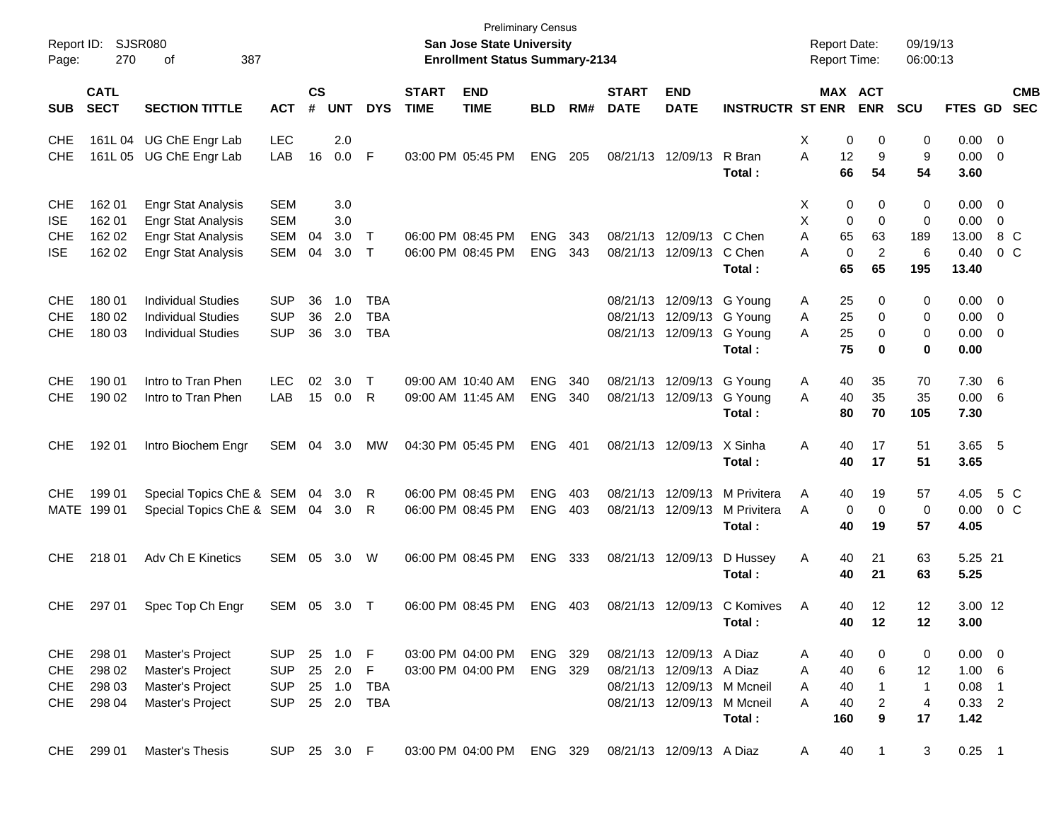Preliminary Census

Report ID: SJSR080 | **San Jose State University** | Report Date: 09/19/13
Page: 270 of 387 | **Enrollment Status Summary-2134** | Report Time: 06:00:13

| SUB | CATL SECT | SECTION TITTLE | ACT | CS # | UNT | DYS | START TIME | END TIME | BLD | RM# | START DATE | END DATE | INSTRUCTR | ST | MAX ENR | ACT ENR | SCU | FTES | GD | CMB SEC |
|---|---|---|---|---|---|---|---|---|---|---|---|---|---|---|---|---|---|---|---|---|
| CHE | 161L 04 | UG ChE Engr Lab | LEC | | 2.0 | | | | | | | | | X | 0 | 0 | 0 | 0.00 | 0 | |
| CHE | 161L 05 | UG ChE Engr Lab | LAB | 16 | 0.0 | F | 03:00 PM | 05:45 PM | ENG | 205 | 08/21/13 | 12/09/13 | R Bran | A | 12 | 9 | 9 | 0.00 | 0 | |
| | | | | | | | | | | | | | **Total :** | | **66** | **54** | **54** | **3.60** | | |
| CHE | 162 01 | Engr Stat Analysis | SEM | | 3.0 | | | | | | | | | X | 0 | 0 | 0 | 0.00 | 0 | |
| ISE | 162 01 | Engr Stat Analysis | SEM | | 3.0 | | | | | | | | | X | 0 | 0 | 0 | 0.00 | 0 | |
| CHE | 162 02 | Engr Stat Analysis | SEM | 04 | 3.0 | T | 06:00 PM | 08:45 PM | ENG | 343 | 08/21/13 | 12/09/13 | C Chen | A | 65 | 63 | 189 | 13.00 | 8 | C |
| ISE | 162 02 | Engr Stat Analysis | SEM | 04 | 3.0 | T | 06:00 PM | 08:45 PM | ENG | 343 | 08/21/13 | 12/09/13 | C Chen | A | 0 | 2 | 6 | 0.40 | 0 | C |
| | | | | | | | | | | | | | **Total :** | | **65** | **65** | **195** | **13.40** | | |
| CHE | 180 01 | Individual Studies | SUP | 36 | 1.0 | TBA | | | | | 08/21/13 | 12/09/13 | G Young | A | 25 | 0 | 0 | 0.00 | 0 | |
| CHE | 180 02 | Individual Studies | SUP | 36 | 2.0 | TBA | | | | | 08/21/13 | 12/09/13 | G Young | A | 25 | 0 | 0 | 0.00 | 0 | |
| CHE | 180 03 | Individual Studies | SUP | 36 | 3.0 | TBA | | | | | 08/21/13 | 12/09/13 | G Young | A | 25 | 0 | 0 | 0.00 | 0 | |
| | | | | | | | | | | | | | **Total :** | | **75** | **0** | **0** | **0.00** | | |
| CHE | 190 01 | Intro to Tran Phen | LEC | 02 | 3.0 | T | 09:00 AM | 10:40 AM | ENG | 340 | 08/21/13 | 12/09/13 | G Young | A | 40 | 35 | 70 | 7.30 | 6 | |
| CHE | 190 02 | Intro to Tran Phen | LAB | 15 | 0.0 | R | 09:00 AM | 11:45 AM | ENG | 340 | 08/21/13 | 12/09/13 | G Young | A | 40 | 35 | 35 | 0.00 | 6 | |
| | | | | | | | | | | | | | **Total :** | | **80** | **70** | **105** | **7.30** | | |
| CHE | 192 01 | Intro Biochem Engr | SEM | 04 | 3.0 | MW | 04:30 PM | 05:45 PM | ENG | 401 | 08/21/13 | 12/09/13 | X Sinha | A | 40 | 17 | 51 | 3.65 | 5 | |
| | | | | | | | | | | | | | **Total :** | | **40** | **17** | **51** | **3.65** | | |
| CHE | 199 01 | Special Topics ChE & | SEM | 04 | 3.0 | R | 06:00 PM | 08:45 PM | ENG | 403 | 08/21/13 | 12/09/13 | M Privitera | A | 40 | 19 | 57 | 4.05 | 5 | C |
| MATE | 199 01 | Special Topics ChE & | SEM | 04 | 3.0 | R | 06:00 PM | 08:45 PM | ENG | 403 | 08/21/13 | 12/09/13 | M Privitera | A | 0 | 0 | 0 | 0.00 | 0 | C |
| | | | | | | | | | | | | | **Total :** | | **40** | **19** | **57** | **4.05** | | |
| CHE | 218 01 | Adv Ch E Kinetics | SEM | 05 | 3.0 | W | 06:00 PM | 08:45 PM | ENG | 333 | 08/21/13 | 12/09/13 | D Hussey | A | 40 | 21 | 63 | 5.25 | 21 | |
| | | | | | | | | | | | | | **Total :** | | **40** | **21** | **63** | **5.25** | | |
| CHE | 297 01 | Spec Top Ch Engr | SEM | 05 | 3.0 | T | 06:00 PM | 08:45 PM | ENG | 403 | 08/21/13 | 12/09/13 | C Komives | A | 40 | 12 | 12 | 3.00 | 12 | |
| | | | | | | | | | | | | | **Total :** | | **40** | **12** | **12** | **3.00** | | |
| CHE | 298 01 | Master's Project | SUP | 25 | 1.0 | F | 03:00 PM | 04:00 PM | ENG | 329 | 08/21/13 | 12/09/13 | A Diaz | A | 40 | 0 | 0 | 0.00 | 0 | |
| CHE | 298 02 | Master's Project | SUP | 25 | 2.0 | F | 03:00 PM | 04:00 PM | ENG | 329 | 08/21/13 | 12/09/13 | A Diaz | A | 40 | 6 | 12 | 1.00 | 6 | |
| CHE | 298 03 | Master's Project | SUP | 25 | 1.0 | TBA | | | | | 08/21/13 | 12/09/13 | M Mcneil | A | 40 | 1 | 1 | 0.08 | 1 | |
| CHE | 298 04 | Master's Project | SUP | 25 | 2.0 | TBA | | | | | 08/21/13 | 12/09/13 | M Mcneil | A | 40 | 2 | 4 | 0.33 | 2 | |
| | | | | | | | | | | | | | **Total :** | | **160** | **9** | **17** | **1.42** | | |
| CHE | 299 01 | Master's Thesis | SUP | 25 | 3.0 | F | 03:00 PM | 04:00 PM | ENG | 329 | 08/21/13 | 12/09/13 | A Diaz | A | 40 | 1 | 3 | 0.25 | 1 | |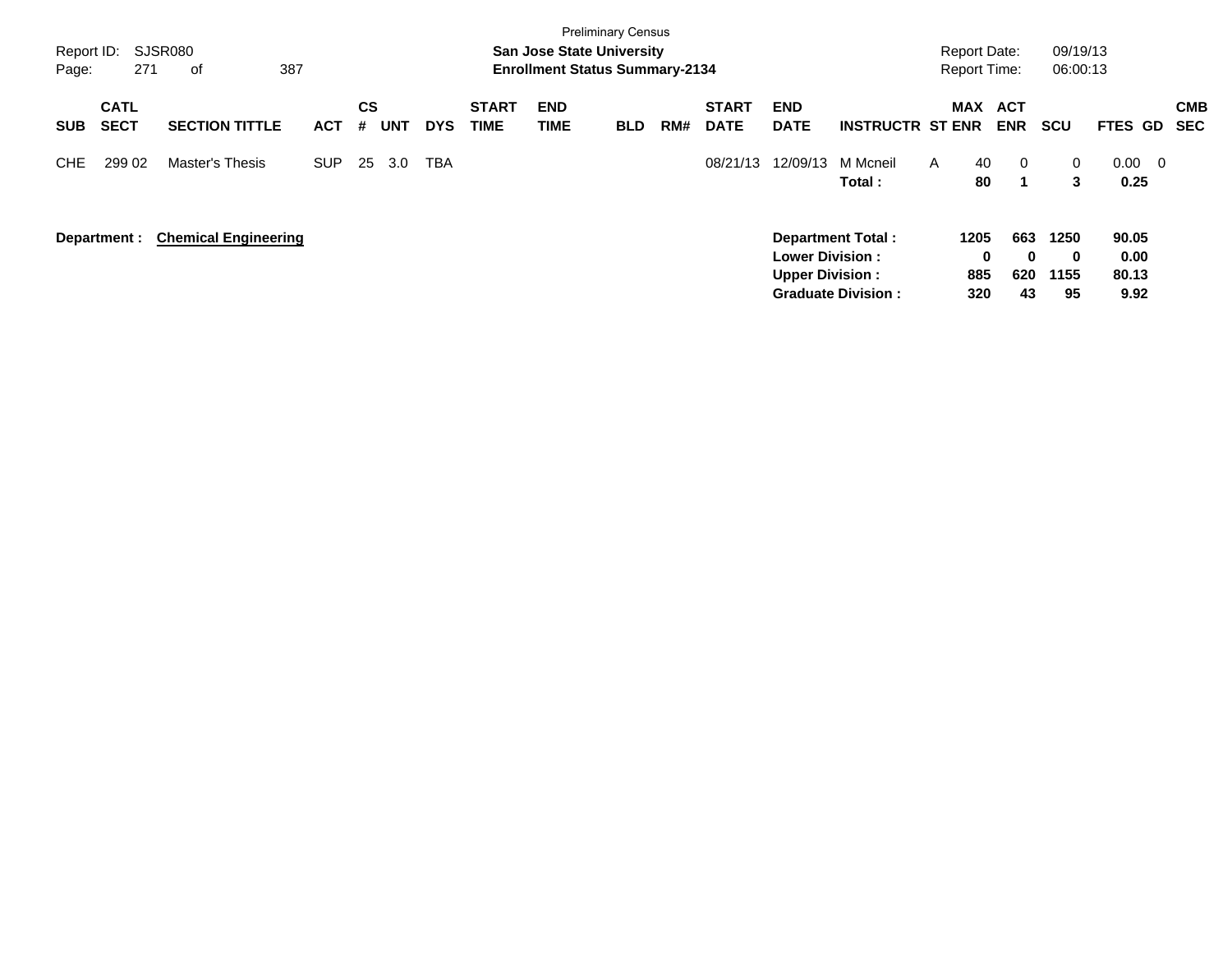Preliminary Census

**San Jose State University**

**Enrollment Status Summary-2134**

Report ID: SJSR080

Report Date: 09/19/13

Report Time: 06:00:13

| SUB | CATL SECT | SECTION TITTLE | ACT | CS # | UNT | DYS | START TIME | END TIME | BLD | RM# | START DATE | END DATE | INSTRUCTR | ST | MAX ENR | ACT ENR | SCU | FTES | GD | CMB SEC |
|---|---|---|---|---|---|---|---|---|---|---|---|---|---|---|---|---|---|---|---|---|
| CHE | 299 02 | Master's Thesis | SUP | 25 | 3.0 | TBA | | | | | 08/21/13 | 12/09/13 | M Mcneil | A | 40 | 0 | 0 | 0.00 | 0 | |
| | | | | | | | | | | | | | **Total :** | | **80** | **1** | **3** | **0.25** | | |

**Department : Chemical Engineering**

| | MAX ENR | ACT ENR | SCU | FTES |
|---|---|---|---|---|
| **Department Total :** | **1205** | **663** | **1250** | **90.05** |
| **Lower Division :** | **0** | **0** | **0** | **0.00** |
| **Upper Division :** | **885** | **620** | **1155** | **80.13** |
| **Graduate Division :** | **320** | **43** | **95** | **9.92** |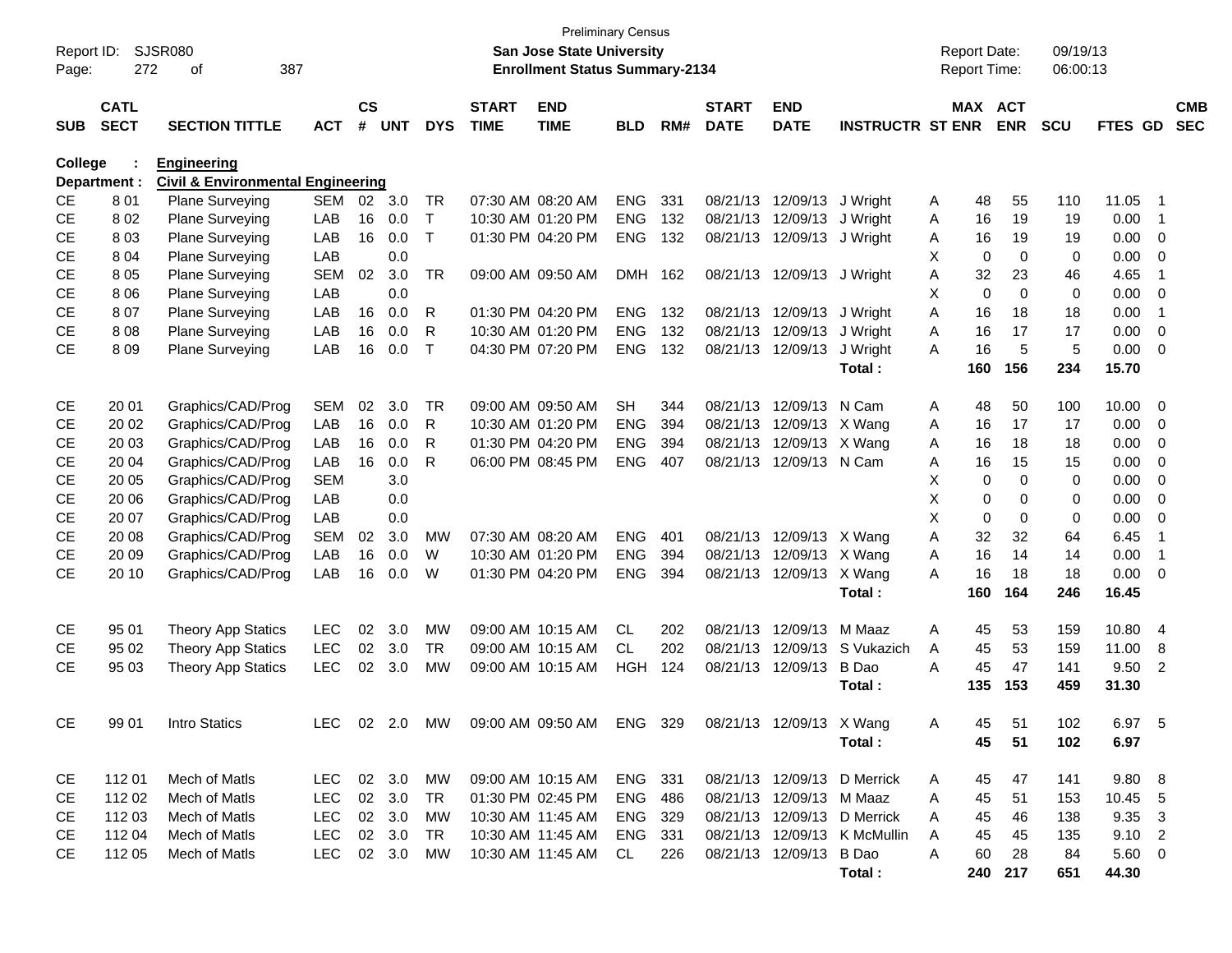Preliminary Census

Report ID: SJSR080 — **San Jose State University** — Report Date: 09/19/13

**Enrollment Status Summary-2134** — Report Time: 06:00:13

**College : Engineering**

**Department : Civil & Environmental Engineering**

| SUB | CATL SECT | SECTION TITTLE | ACT | CS # | UNT | DYS | START TIME | END TIME | BLD | RM# | START DATE | END DATE | INSTRUCTR | ST | MAX ENR | ACT ENR | SCU | FTES | GD | CMB SEC |
|---|---|---|---|---|---|---|---|---|---|---|---|---|---|---|---|---|---|---|---|---|
| CE | 8 01 | Plane Surveying | SEM | 02 | 3.0 | TR | 07:30 AM | 08:20 AM | ENG | 331 | 08/21/13 | 12/09/13 | J Wright | A | 48 | 55 | 110 | 11.05 | 1 | |
| CE | 8 02 | Plane Surveying | LAB | 16 | 0.0 | T | 10:30 AM | 01:20 PM | ENG | 132 | 08/21/13 | 12/09/13 | J Wright | A | 16 | 19 | 19 | 0.00 | 1 | |
| CE | 8 03 | Plane Surveying | LAB | 16 | 0.0 | T | 01:30 PM | 04:20 PM | ENG | 132 | 08/21/13 | 12/09/13 | J Wright | A | 16 | 19 | 19 | 0.00 | 0 | |
| CE | 8 04 | Plane Surveying | LAB | | 0.0 | | | | | | | | | X | 0 | 0 | 0 | 0.00 | 0 | |
| CE | 8 05 | Plane Surveying | SEM | 02 | 3.0 | TR | 09:00 AM | 09:50 AM | DMH | 162 | 08/21/13 | 12/09/13 | J Wright | A | 32 | 23 | 46 | 4.65 | 1 | |
| CE | 8 06 | Plane Surveying | LAB | | 0.0 | | | | | | | | | X | 0 | 0 | 0 | 0.00 | 0 | |
| CE | 8 07 | Plane Surveying | LAB | 16 | 0.0 | R | 01:30 PM | 04:20 PM | ENG | 132 | 08/21/13 | 12/09/13 | J Wright | A | 16 | 18 | 18 | 0.00 | 1 | |
| CE | 8 08 | Plane Surveying | LAB | 16 | 0.0 | R | 10:30 AM | 01:20 PM | ENG | 132 | 08/21/13 | 12/09/13 | J Wright | A | 16 | 17 | 17 | 0.00 | 0 | |
| CE | 8 09 | Plane Surveying | LAB | 16 | 0.0 | T | 04:30 PM | 07:20 PM | ENG | 132 | 08/21/13 | 12/09/13 | J Wright | A | 16 | 5 | 5 | 0.00 | 0 | |
| | | | | | | | | | | | | | **Total :** | | **160** | **156** | **234** | **15.70** | | |
| CE | 20 01 | Graphics/CAD/Prog | SEM | 02 | 3.0 | TR | 09:00 AM | 09:50 AM | SH | 344 | 08/21/13 | 12/09/13 | N Cam | A | 48 | 50 | 100 | 10.00 | 0 | |
| CE | 20 02 | Graphics/CAD/Prog | LAB | 16 | 0.0 | R | 10:30 AM | 01:20 PM | ENG | 394 | 08/21/13 | 12/09/13 | X Wang | A | 16 | 17 | 17 | 0.00 | 0 | |
| CE | 20 03 | Graphics/CAD/Prog | LAB | 16 | 0.0 | R | 01:30 PM | 04:20 PM | ENG | 394 | 08/21/13 | 12/09/13 | X Wang | A | 16 | 18 | 18 | 0.00 | 0 | |
| CE | 20 04 | Graphics/CAD/Prog | LAB | 16 | 0.0 | R | 06:00 PM | 08:45 PM | ENG | 407 | 08/21/13 | 12/09/13 | N Cam | A | 16 | 15 | 15 | 0.00 | 0 | |
| CE | 20 05 | Graphics/CAD/Prog | SEM | | 3.0 | | | | | | | | | X | 0 | 0 | 0 | 0.00 | 0 | |
| CE | 20 06 | Graphics/CAD/Prog | LAB | | 0.0 | | | | | | | | | X | 0 | 0 | 0 | 0.00 | 0 | |
| CE | 20 07 | Graphics/CAD/Prog | LAB | | 0.0 | | | | | | | | | X | 0 | 0 | 0 | 0.00 | 0 | |
| CE | 20 08 | Graphics/CAD/Prog | SEM | 02 | 3.0 | MW | 07:30 AM | 08:20 AM | ENG | 401 | 08/21/13 | 12/09/13 | X Wang | A | 32 | 32 | 64 | 6.45 | 1 | |
| CE | 20 09 | Graphics/CAD/Prog | LAB | 16 | 0.0 | W | 10:30 AM | 01:20 PM | ENG | 394 | 08/21/13 | 12/09/13 | X Wang | A | 16 | 14 | 14 | 0.00 | 1 | |
| CE | 20 10 | Graphics/CAD/Prog | LAB | 16 | 0.0 | W | 01:30 PM | 04:20 PM | ENG | 394 | 08/21/13 | 12/09/13 | X Wang | A | 16 | 18 | 18 | 0.00 | 0 | |
| | | | | | | | | | | | | | **Total :** | | **160** | **164** | **246** | **16.45** | | |
| CE | 95 01 | Theory App Statics | LEC | 02 | 3.0 | MW | 09:00 AM | 10:15 AM | CL | 202 | 08/21/13 | 12/09/13 | M Maaz | A | 45 | 53 | 159 | 10.80 | 4 | |
| CE | 95 02 | Theory App Statics | LEC | 02 | 3.0 | TR | 09:00 AM | 10:15 AM | CL | 202 | 08/21/13 | 12/09/13 | S Vukazich | A | 45 | 53 | 159 | 11.00 | 8 | |
| CE | 95 03 | Theory App Statics | LEC | 02 | 3.0 | MW | 09:00 AM | 10:15 AM | HGH | 124 | 08/21/13 | 12/09/13 | B Dao | A | 45 | 47 | 141 | 9.50 | 2 | |
| | | | | | | | | | | | | | **Total :** | | **135** | **153** | **459** | **31.30** | | |
| CE | 99 01 | Intro Statics | LEC | 02 | 2.0 | MW | 09:00 AM | 09:50 AM | ENG | 329 | 08/21/13 | 12/09/13 | X Wang | A | 45 | 51 | 102 | 6.97 | 5 | |
| | | | | | | | | | | | | | **Total :** | | **45** | **51** | **102** | **6.97** | | |
| CE | 112 01 | Mech of Matls | LEC | 02 | 3.0 | MW | 09:00 AM | 10:15 AM | ENG | 331 | 08/21/13 | 12/09/13 | D Merrick | A | 45 | 47 | 141 | 9.80 | 8 | |
| CE | 112 02 | Mech of Matls | LEC | 02 | 3.0 | TR | 01:30 PM | 02:45 PM | ENG | 486 | 08/21/13 | 12/09/13 | M Maaz | A | 45 | 51 | 153 | 10.45 | 5 | |
| CE | 112 03 | Mech of Matls | LEC | 02 | 3.0 | MW | 10:30 AM | 11:45 AM | ENG | 329 | 08/21/13 | 12/09/13 | D Merrick | A | 45 | 46 | 138 | 9.35 | 3 | |
| CE | 112 04 | Mech of Matls | LEC | 02 | 3.0 | TR | 10:30 AM | 11:45 AM | ENG | 331 | 08/21/13 | 12/09/13 | K McMullin | A | 45 | 45 | 135 | 9.10 | 2 | |
| CE | 112 05 | Mech of Matls | LEC | 02 | 3.0 | MW | 10:30 AM | 11:45 AM | CL | 226 | 08/21/13 | 12/09/13 | B Dao | A | 60 | 28 | 84 | 5.60 | 0 | |
| | | | | | | | | | | | | | **Total :** | | **240** | **217** | **651** | **44.30** | | |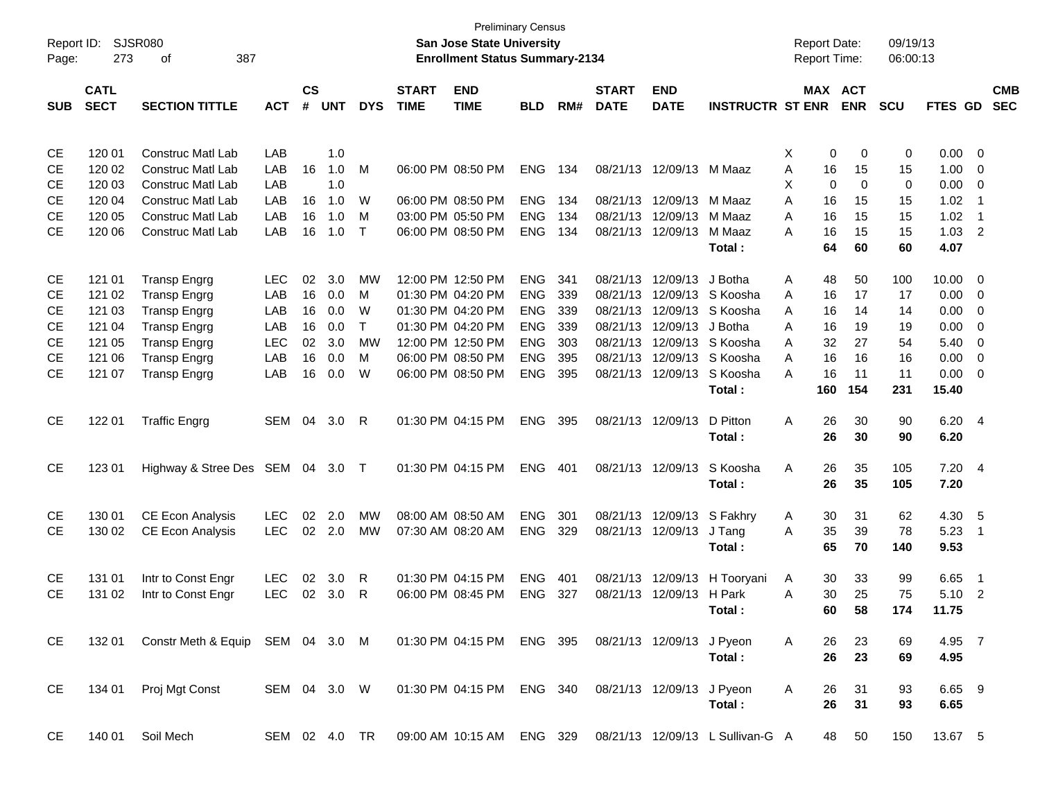Preliminary Census

**San Jose State University**

**Enrollment Status Summary-2134**

Report ID: SJSR080

Report Date: 09/19/13

Report Time: 06:00:13

| SUB | CATL SECT | SECTION TITTLE | ACT | CS # | UNT | DYS | START TIME | END TIME | BLD | RM# | START DATE | END DATE | INSTRUCTR | ST | MAX ENR | ACT ENR | SCU | FTES | GD | CMB SEC |
|---|---|---|---|---|---|---|---|---|---|---|---|---|---|---|---|---|---|---|---|---|
| CE | 120 01 | Construc Matl Lab | LAB | | 1.0 | | | | | | | | | X | 0 | 0 | 0 | 0.00 | 0 | |
| CE | 120 02 | Construc Matl Lab | LAB | 16 | 1.0 | M | 06:00 PM | 08:50 PM | ENG | 134 | 08/21/13 | 12/09/13 | M Maaz | A | 16 | 15 | 15 | 1.00 | 0 | |
| CE | 120 03 | Construc Matl Lab | LAB | | 1.0 | | | | | | | | | X | 0 | 0 | 0 | 0.00 | 0 | |
| CE | 120 04 | Construc Matl Lab | LAB | 16 | 1.0 | W | 06:00 PM | 08:50 PM | ENG | 134 | 08/21/13 | 12/09/13 | M Maaz | A | 16 | 15 | 15 | 1.02 | 1 | |
| CE | 120 05 | Construc Matl Lab | LAB | 16 | 1.0 | M | 03:00 PM | 05:50 PM | ENG | 134 | 08/21/13 | 12/09/13 | M Maaz | A | 16 | 15 | 15 | 1.02 | 1 | |
| CE | 120 06 | Construc Matl Lab | LAB | 16 | 1.0 | T | 06:00 PM | 08:50 PM | ENG | 134 | 08/21/13 | 12/09/13 | M Maaz | A | 16 | 15 | 15 | 1.03 | 2 | |
| | | | | | | | | | | | | | **Total :** | | **64** | **60** | **60** | **4.07** | | |
| CE | 121 01 | Transp Engrg | LEC | 02 | 3.0 | MW | 12:00 PM | 12:50 PM | ENG | 341 | 08/21/13 | 12/09/13 | J Botha | A | 48 | 50 | 100 | 10.00 | 0 | |
| CE | 121 02 | Transp Engrg | LAB | 16 | 0.0 | M | 01:30 PM | 04:20 PM | ENG | 339 | 08/21/13 | 12/09/13 | S Koosha | A | 16 | 17 | 17 | 0.00 | 0 | |
| CE | 121 03 | Transp Engrg | LAB | 16 | 0.0 | W | 01:30 PM | 04:20 PM | ENG | 339 | 08/21/13 | 12/09/13 | S Koosha | A | 16 | 14 | 14 | 0.00 | 0 | |
| CE | 121 04 | Transp Engrg | LAB | 16 | 0.0 | T | 01:30 PM | 04:20 PM | ENG | 339 | 08/21/13 | 12/09/13 | J Botha | A | 16 | 19 | 19 | 0.00 | 0 | |
| CE | 121 05 | Transp Engrg | LEC | 02 | 3.0 | MW | 12:00 PM | 12:50 PM | ENG | 303 | 08/21/13 | 12/09/13 | S Koosha | A | 32 | 27 | 54 | 5.40 | 0 | |
| CE | 121 06 | Transp Engrg | LAB | 16 | 0.0 | M | 06:00 PM | 08:50 PM | ENG | 395 | 08/21/13 | 12/09/13 | S Koosha | A | 16 | 16 | 16 | 0.00 | 0 | |
| CE | 121 07 | Transp Engrg | LAB | 16 | 0.0 | W | 06:00 PM | 08:50 PM | ENG | 395 | 08/21/13 | 12/09/13 | S Koosha | A | 16 | 11 | 11 | 0.00 | 0 | |
| | | | | | | | | | | | | | **Total :** | | **160** | **154** | **231** | **15.40** | | |
| CE | 122 01 | Traffic Engrg | SEM | 04 | 3.0 | R | 01:30 PM | 04:15 PM | ENG | 395 | 08/21/13 | 12/09/13 | D Pitton | A | 26 | 30 | 90 | 6.20 | 4 | |
| | | | | | | | | | | | | | **Total :** | | **26** | **30** | **90** | **6.20** | | |
| CE | 123 01 | Highway & Stree Des | SEM | 04 | 3.0 | T | 01:30 PM | 04:15 PM | ENG | 401 | 08/21/13 | 12/09/13 | S Koosha | A | 26 | 35 | 105 | 7.20 | 4 | |
| | | | | | | | | | | | | | **Total :** | | **26** | **35** | **105** | **7.20** | | |
| CE | 130 01 | CE Econ Analysis | LEC | 02 | 2.0 | MW | 08:00 AM | 08:50 AM | ENG | 301 | 08/21/13 | 12/09/13 | S Fakhry | A | 30 | 31 | 62 | 4.30 | 5 | |
| CE | 130 02 | CE Econ Analysis | LEC | 02 | 2.0 | MW | 07:30 AM | 08:20 AM | ENG | 329 | 08/21/13 | 12/09/13 | J Tang | A | 35 | 39 | 78 | 5.23 | 1 | |
| | | | | | | | | | | | | | **Total :** | | **65** | **70** | **140** | **9.53** | | |
| CE | 131 01 | Intr to Const Engr | LEC | 02 | 3.0 | R | 01:30 PM | 04:15 PM | ENG | 401 | 08/21/13 | 12/09/13 | H Tooryani | A | 30 | 33 | 99 | 6.65 | 1 | |
| CE | 131 02 | Intr to Const Engr | LEC | 02 | 3.0 | R | 06:00 PM | 08:45 PM | ENG | 327 | 08/21/13 | 12/09/13 | H Park | A | 30 | 25 | 75 | 5.10 | 2 | |
| | | | | | | | | | | | | | **Total :** | | **60** | **58** | **174** | **11.75** | | |
| CE | 132 01 | Constr Meth & Equip | SEM | 04 | 3.0 | M | 01:30 PM | 04:15 PM | ENG | 395 | 08/21/13 | 12/09/13 | J Pyeon | A | 26 | 23 | 69 | 4.95 | 7 | |
| | | | | | | | | | | | | | **Total :** | | **26** | **23** | **69** | **4.95** | | |
| CE | 134 01 | Proj Mgt Const | SEM | 04 | 3.0 | W | 01:30 PM | 04:15 PM | ENG | 340 | 08/21/13 | 12/09/13 | J Pyeon | A | 26 | 31 | 93 | 6.65 | 9 | |
| | | | | | | | | | | | | | **Total :** | | **26** | **31** | **93** | **6.65** | | |
| CE | 140 01 | Soil Mech | SEM | 02 | 4.0 | TR | 09:00 AM | 10:15 AM | ENG | 329 | 08/21/13 | 12/09/13 | L Sullivan-G | A | 48 | 50 | 150 | 13.67 | 5 | |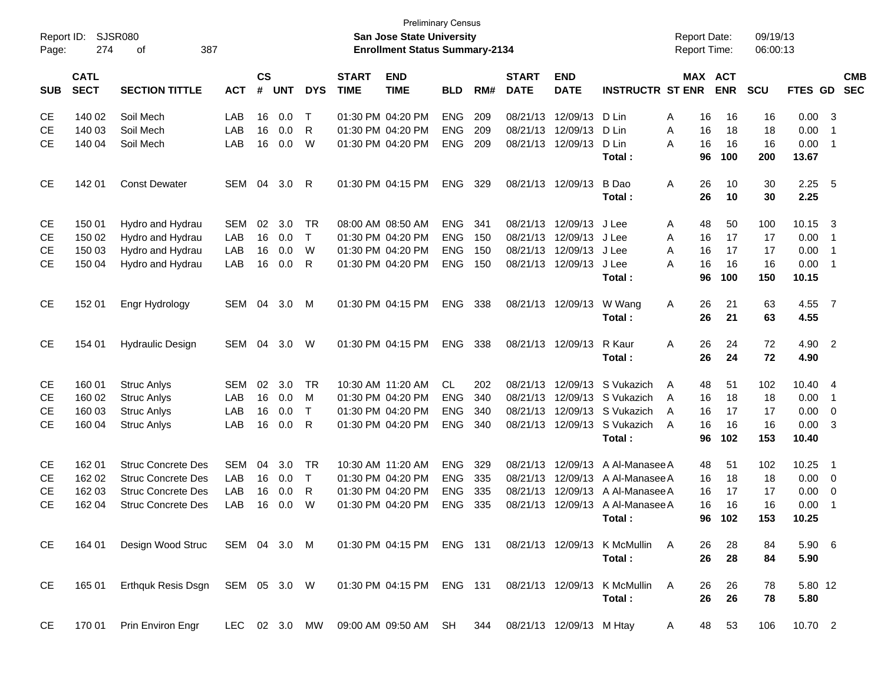Preliminary Census

**San Jose State University**

**Enrollment Status Summary-2134**

Report ID: SJSR080

Report Date: 09/19/13

Report Time: 06:00:13

| SUB | CATL SECT | SECTION TITTLE | ACT | CS # | UNT | DYS | START TIME | END TIME | BLD | RM# | START DATE | END DATE | INSTRUCTR | ST | MAX ENR | ACT ENR | SCU | FTES | GD | CMB SEC |
|---|---|---|---|---|---|---|---|---|---|---|---|---|---|---|---|---|---|---|---|---|
| CE | 140 02 | Soil Mech | LAB | 16 | 0.0 | T | 01:30 PM | 04:20 PM | ENG | 209 | 08/21/13 | 12/09/13 | D Lin | A | 16 | 16 | 16 | 0.00 | 3 | |
| CE | 140 03 | Soil Mech | LAB | 16 | 0.0 | R | 01:30 PM | 04:20 PM | ENG | 209 | 08/21/13 | 12/09/13 | D Lin | A | 16 | 18 | 18 | 0.00 | 1 | |
| CE | 140 04 | Soil Mech | LAB | 16 | 0.0 | W | 01:30 PM | 04:20 PM | ENG | 209 | 08/21/13 | 12/09/13 | D Lin | A | 16 | 16 | 16 | 0.00 | 1 | |
| | | | | | | | | | | | | | **Total :** | | **96** | **100** | **200** | **13.67** | | |
| CE | 142 01 | Const Dewater | SEM | 04 | 3.0 | R | 01:30 PM | 04:15 PM | ENG | 329 | 08/21/13 | 12/09/13 | B Dao | A | 26 | 10 | 30 | 2.25 | 5 | |
| | | | | | | | | | | | | | **Total :** | | **26** | **10** | **30** | **2.25** | | |
| CE | 150 01 | Hydro and Hydrau | SEM | 02 | 3.0 | TR | 08:00 AM | 08:50 AM | ENG | 341 | 08/21/13 | 12/09/13 | J Lee | A | 48 | 50 | 100 | 10.15 | 3 | |
| CE | 150 02 | Hydro and Hydrau | LAB | 16 | 0.0 | T | 01:30 PM | 04:20 PM | ENG | 150 | 08/21/13 | 12/09/13 | J Lee | A | 16 | 17 | 17 | 0.00 | 1 | |
| CE | 150 03 | Hydro and Hydrau | LAB | 16 | 0.0 | W | 01:30 PM | 04:20 PM | ENG | 150 | 08/21/13 | 12/09/13 | J Lee | A | 16 | 17 | 17 | 0.00 | 1 | |
| CE | 150 04 | Hydro and Hydrau | LAB | 16 | 0.0 | R | 01:30 PM | 04:20 PM | ENG | 150 | 08/21/13 | 12/09/13 | J Lee | A | 16 | 16 | 16 | 0.00 | 1 | |
| | | | | | | | | | | | | | **Total :** | | **96** | **100** | **150** | **10.15** | | |
| CE | 152 01 | Engr Hydrology | SEM | 04 | 3.0 | M | 01:30 PM | 04:15 PM | ENG | 338 | 08/21/13 | 12/09/13 | W Wang | A | 26 | 21 | 63 | 4.55 | 7 | |
| | | | | | | | | | | | | | **Total :** | | **26** | **21** | **63** | **4.55** | | |
| CE | 154 01 | Hydraulic Design | SEM | 04 | 3.0 | W | 01:30 PM | 04:15 PM | ENG | 338 | 08/21/13 | 12/09/13 | R Kaur | A | 26 | 24 | 72 | 4.90 | 2 | |
| | | | | | | | | | | | | | **Total :** | | **26** | **24** | **72** | **4.90** | | |
| CE | 160 01 | Struc Anlys | SEM | 02 | 3.0 | TR | 10:30 AM | 11:20 AM | CL | 202 | 08/21/13 | 12/09/13 | S Vukazich | A | 48 | 51 | 102 | 10.40 | 4 | |
| CE | 160 02 | Struc Anlys | LAB | 16 | 0.0 | M | 01:30 PM | 04:20 PM | ENG | 340 | 08/21/13 | 12/09/13 | S Vukazich | A | 16 | 18 | 18 | 0.00 | 1 | |
| CE | 160 03 | Struc Anlys | LAB | 16 | 0.0 | T | 01:30 PM | 04:20 PM | ENG | 340 | 08/21/13 | 12/09/13 | S Vukazich | A | 16 | 17 | 17 | 0.00 | 0 | |
| CE | 160 04 | Struc Anlys | LAB | 16 | 0.0 | R | 01:30 PM | 04:20 PM | ENG | 340 | 08/21/13 | 12/09/13 | S Vukazich | A | 16 | 16 | 16 | 0.00 | 3 | |
| | | | | | | | | | | | | | **Total :** | | **96** | **102** | **153** | **10.40** | | |
| CE | 162 01 | Struc Concrete Des | SEM | 04 | 3.0 | TR | 10:30 AM | 11:20 AM | ENG | 329 | 08/21/13 | 12/09/13 | A Al-Manasee | A | 48 | 51 | 102 | 10.25 | 1 | |
| CE | 162 02 | Struc Concrete Des | LAB | 16 | 0.0 | T | 01:30 PM | 04:20 PM | ENG | 335 | 08/21/13 | 12/09/13 | A Al-Manasee | A | 16 | 18 | 18 | 0.00 | 0 | |
| CE | 162 03 | Struc Concrete Des | LAB | 16 | 0.0 | R | 01:30 PM | 04:20 PM | ENG | 335 | 08/21/13 | 12/09/13 | A Al-Manasee | A | 16 | 17 | 17 | 0.00 | 0 | |
| CE | 162 04 | Struc Concrete Des | LAB | 16 | 0.0 | W | 01:30 PM | 04:20 PM | ENG | 335 | 08/21/13 | 12/09/13 | A Al-Manasee | A | 16 | 16 | 16 | 0.00 | 1 | |
| | | | | | | | | | | | | | **Total :** | | **96** | **102** | **153** | **10.25** | | |
| CE | 164 01 | Design Wood Struc | SEM | 04 | 3.0 | M | 01:30 PM | 04:15 PM | ENG | 131 | 08/21/13 | 12/09/13 | K McMullin | A | 26 | 28 | 84 | 5.90 | 6 | |
| | | | | | | | | | | | | | **Total :** | | **26** | **28** | **84** | **5.90** | | |
| CE | 165 01 | Erthquk Resis Dsgn | SEM | 05 | 3.0 | W | 01:30 PM | 04:15 PM | ENG | 131 | 08/21/13 | 12/09/13 | K McMullin | A | 26 | 26 | 78 | 5.80 | 12 | |
| | | | | | | | | | | | | | **Total :** | | **26** | **26** | **78** | **5.80** | | |
| CE | 170 01 | Prin Environ Engr | LEC | 02 | 3.0 | MW | 09:00 AM | 09:50 AM | SH | 344 | 08/21/13 | 12/09/13 | M Htay | A | 48 | 53 | 106 | 10.70 | 2 | |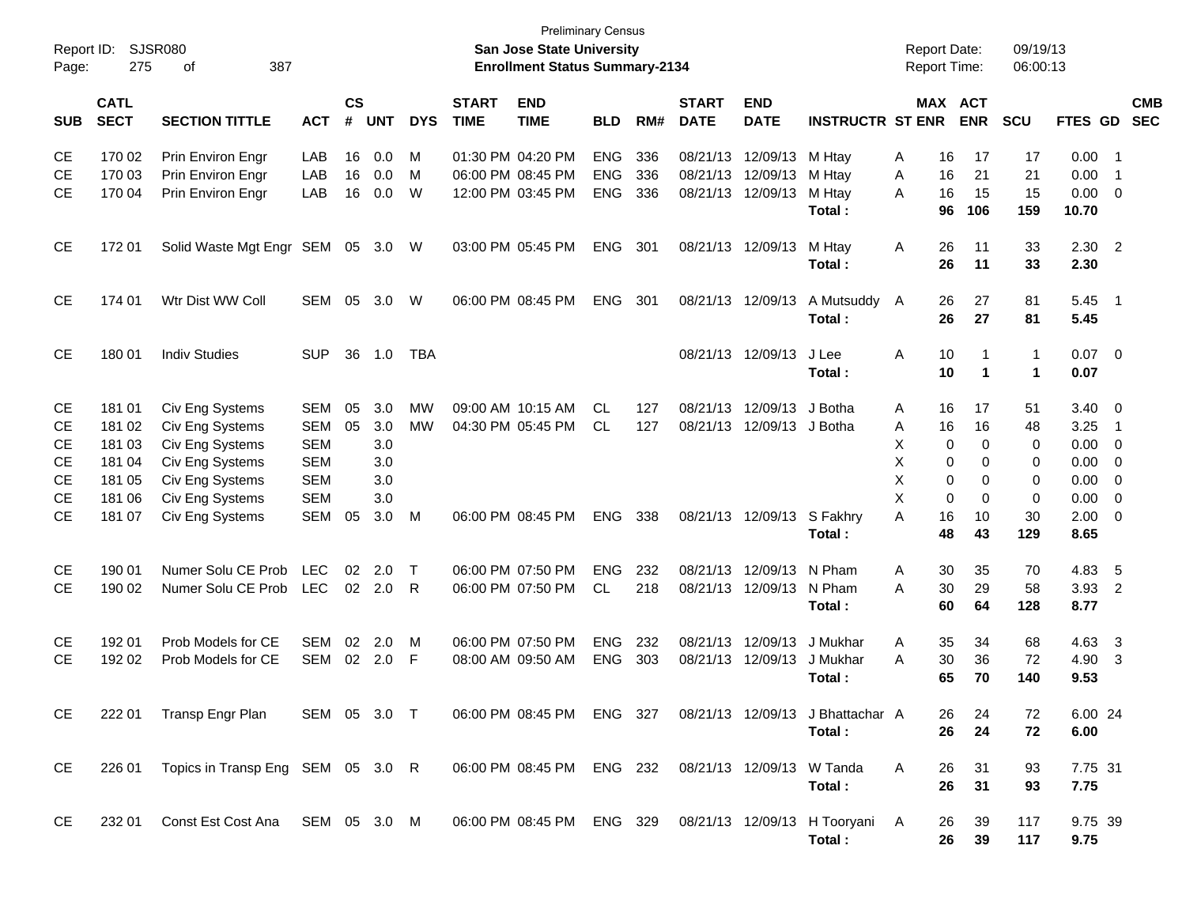Preliminary Census
**San Jose State University**
**Enrollment Status Summary-2134**

Report ID: SJSR080
Report Date: 09/19/13
Report Time: 06:00:13

| SUB | CATL SECT | SECTION TITTLE | ACT | CS # | UNT | DYS | START TIME | END TIME | BLD | RM# | START DATE | END DATE | INSTRUCTR | ST | MAX ENR | ACT ENR | SCU | FTES | GD | CMB SEC |
|---|---|---|---|---|---|---|---|---|---|---|---|---|---|---|---|---|---|---|---|---|
| CE | 170 02 | Prin Environ Engr | LAB | 16 | 0.0 | M | 01:30 PM | 04:20 PM | ENG | 336 | 08/21/13 | 12/09/13 | M Htay | A | 16 | 17 | 17 | 0.00 | 1 | |
| CE | 170 03 | Prin Environ Engr | LAB | 16 | 0.0 | M | 06:00 PM | 08:45 PM | ENG | 336 | 08/21/13 | 12/09/13 | M Htay | A | 16 | 21 | 21 | 0.00 | 1 | |
| CE | 170 04 | Prin Environ Engr | LAB | 16 | 0.0 | W | 12:00 PM | 03:45 PM | ENG | 336 | 08/21/13 | 12/09/13 | M Htay | A | 16 | 15 | 15 | 0.00 | 0 | |
| | | | | | | | | | | | | | **Total :** | | **96** | **106** | **159** | **10.70** | | |
| CE | 172 01 | Solid Waste Mgt Engr | SEM | 05 | 3.0 | W | 03:00 PM | 05:45 PM | ENG | 301 | 08/21/13 | 12/09/13 | M Htay | A | 26 | 11 | 33 | 2.30 | 2 | |
| | | | | | | | | | | | | | **Total :** | | **26** | **11** | **33** | **2.30** | | |
| CE | 174 01 | Wtr Dist WW Coll | SEM | 05 | 3.0 | W | 06:00 PM | 08:45 PM | ENG | 301 | 08/21/13 | 12/09/13 | A Mutsuddy | A | 26 | 27 | 81 | 5.45 | 1 | |
| | | | | | | | | | | | | | **Total :** | | **26** | **27** | **81** | **5.45** | | |
| CE | 180 01 | Indiv Studies | SUP | 36 | 1.0 | TBA | | | | | 08/21/13 | 12/09/13 | J Lee | A | 10 | 1 | 1 | 0.07 | 0 | |
| | | | | | | | | | | | | | **Total :** | | **10** | **1** | **1** | **0.07** | | |
| CE | 181 01 | Civ Eng Systems | SEM | 05 | 3.0 | MW | 09:00 AM | 10:15 AM | CL | 127 | 08/21/13 | 12/09/13 | J Botha | A | 16 | 17 | 51 | 3.40 | 0 | |
| CE | 181 02 | Civ Eng Systems | SEM | 05 | 3.0 | MW | 04:30 PM | 05:45 PM | CL | 127 | 08/21/13 | 12/09/13 | J Botha | A | 16 | 16 | 48 | 3.25 | 1 | |
| CE | 181 03 | Civ Eng Systems | SEM | | 3.0 | | | | | | | | | X | 0 | 0 | 0 | 0.00 | 0 | |
| CE | 181 04 | Civ Eng Systems | SEM | | 3.0 | | | | | | | | | X | 0 | 0 | 0 | 0.00 | 0 | |
| CE | 181 05 | Civ Eng Systems | SEM | | 3.0 | | | | | | | | | X | 0 | 0 | 0 | 0.00 | 0 | |
| CE | 181 06 | Civ Eng Systems | SEM | | 3.0 | | | | | | | | | X | 0 | 0 | 0 | 0.00 | 0 | |
| CE | 181 07 | Civ Eng Systems | SEM | 05 | 3.0 | M | 06:00 PM | 08:45 PM | ENG | 338 | 08/21/13 | 12/09/13 | S Fakhry | A | 16 | 10 | 30 | 2.00 | 0 | |
| | | | | | | | | | | | | | **Total :** | | **48** | **43** | **129** | **8.65** | | |
| CE | 190 01 | Numer Solu CE Prob | LEC | 02 | 2.0 | T | 06:00 PM | 07:50 PM | ENG | 232 | 08/21/13 | 12/09/13 | N Pham | A | 30 | 35 | 70 | 4.83 | 5 | |
| CE | 190 02 | Numer Solu CE Prob | LEC | 02 | 2.0 | R | 06:00 PM | 07:50 PM | CL | 218 | 08/21/13 | 12/09/13 | N Pham | A | 30 | 29 | 58 | 3.93 | 2 | |
| | | | | | | | | | | | | | **Total :** | | **60** | **64** | **128** | **8.77** | | |
| CE | 192 01 | Prob Models for CE | SEM | 02 | 2.0 | M | 06:00 PM | 07:50 PM | ENG | 232 | 08/21/13 | 12/09/13 | J Mukhar | A | 35 | 34 | 68 | 4.63 | 3 | |
| CE | 192 02 | Prob Models for CE | SEM | 02 | 2.0 | F | 08:00 AM | 09:50 AM | ENG | 303 | 08/21/13 | 12/09/13 | J Mukhar | A | 30 | 36 | 72 | 4.90 | 3 | |
| | | | | | | | | | | | | | **Total :** | | **65** | **70** | **140** | **9.53** | | |
| CE | 222 01 | Transp Engr Plan | SEM | 05 | 3.0 | T | 06:00 PM | 08:45 PM | ENG | 327 | 08/21/13 | 12/09/13 | J Bhattachar | A | 26 | 24 | 72 | 6.00 | 24 | |
| | | | | | | | | | | | | | **Total :** | | **26** | **24** | **72** | **6.00** | | |
| CE | 226 01 | Topics in Transp Eng | SEM | 05 | 3.0 | R | 06:00 PM | 08:45 PM | ENG | 232 | 08/21/13 | 12/09/13 | W Tanda | A | 26 | 31 | 93 | 7.75 | 31 | |
| | | | | | | | | | | | | | **Total :** | | **26** | **31** | **93** | **7.75** | | |
| CE | 232 01 | Const Est Cost Ana | SEM | 05 | 3.0 | M | 06:00 PM | 08:45 PM | ENG | 329 | 08/21/13 | 12/09/13 | H Tooryani | A | 26 | 39 | 117 | 9.75 | 39 | |
| | | | | | | | | | | | | | **Total :** | | **26** | **39** | **117** | **9.75** | | |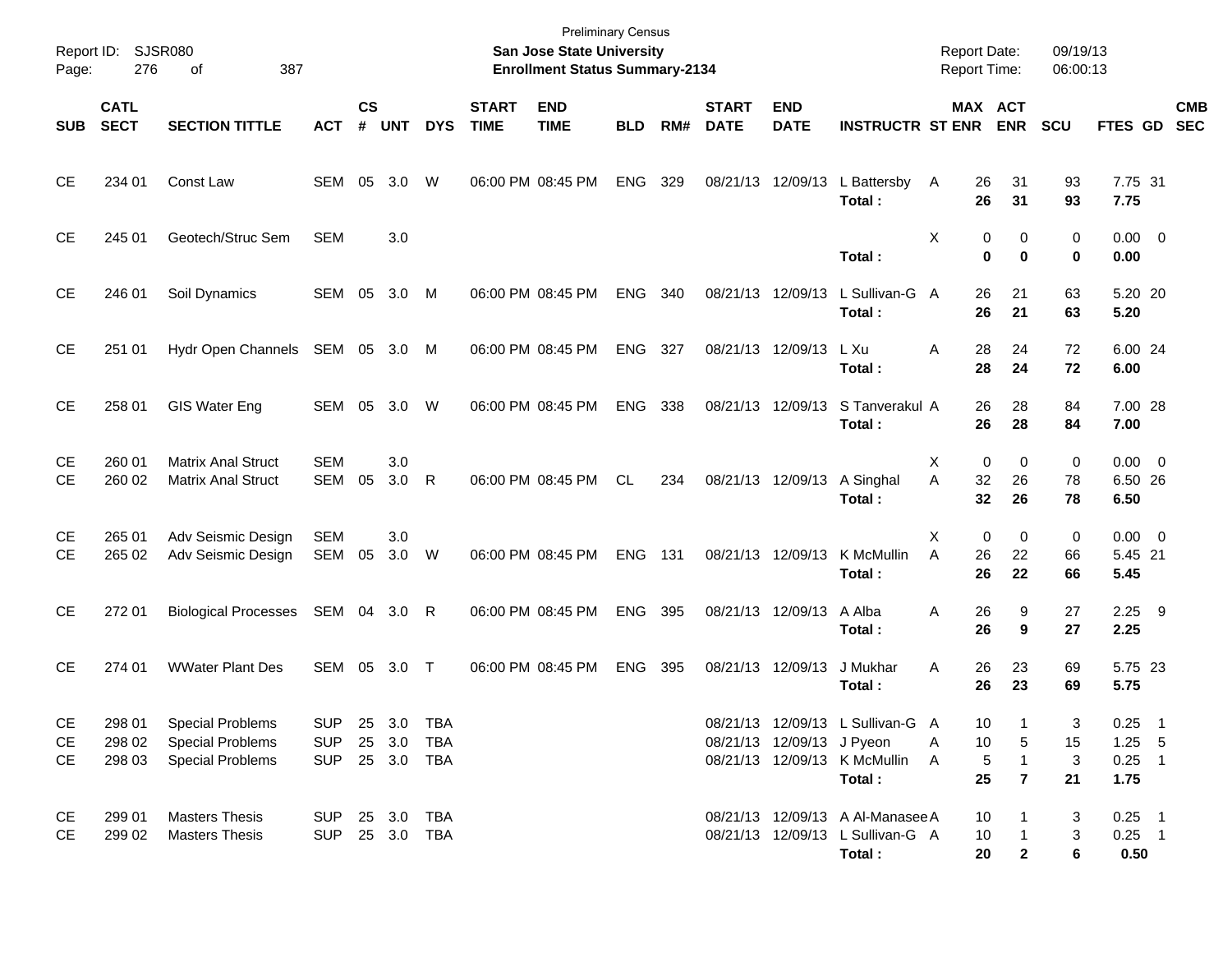Preliminary Census
**San Jose State University**
**Enrollment Status Summary-2134**

Report ID: SJSR080
Page: 276 of 387

Report Date: 09/19/13
Report Time: 06:00:13

| SUB | CATL SECT | SECTION TITTLE | ACT | CS # | UNT | DYS | START TIME | END TIME | BLD | RM# | START DATE | END DATE | INSTRUCTR | ST | MAX ENR | ACT ENR | SCU | FTES | GD | CMB SEC |
|---|---|---|---|---|---|---|---|---|---|---|---|---|---|---|---|---|---|---|---|---|
| CE | 234 01 | Const Law | SEM | 05 | 3.0 | W | 06:00 PM | 08:45 PM | ENG | 329 | 08/21/13 | 12/09/13 | L Battersby | A | 26 | 31 | 93 | 7.75 | 31 | |
| | | | | | | | | | | | | | **Total :** | | **26** | **31** | **93** | **7.75** | | |
| CE | 245 01 | Geotech/Struc Sem | SEM | | 3.0 | | | | | | | | | X | 0 | 0 | 0 | 0.00 | 0 | |
| | | | | | | | | | | | | | **Total :** | | **0** | **0** | **0** | **0.00** | | |
| CE | 246 01 | Soil Dynamics | SEM | 05 | 3.0 | M | 06:00 PM | 08:45 PM | ENG | 340 | 08/21/13 | 12/09/13 | L Sullivan-G | A | 26 | 21 | 63 | 5.20 | 20 | |
| | | | | | | | | | | | | | **Total :** | | **26** | **21** | **63** | **5.20** | | |
| CE | 251 01 | Hydr Open Channels | SEM | 05 | 3.0 | M | 06:00 PM | 08:45 PM | ENG | 327 | 08/21/13 | 12/09/13 | L Xu | A | 28 | 24 | 72 | 6.00 | 24 | |
| | | | | | | | | | | | | | **Total :** | | **28** | **24** | **72** | **6.00** | | |
| CE | 258 01 | GIS Water Eng | SEM | 05 | 3.0 | W | 06:00 PM | 08:45 PM | ENG | 338 | 08/21/13 | 12/09/13 | S Tanverakul | A | 26 | 28 | 84 | 7.00 | 28 | |
| | | | | | | | | | | | | | **Total :** | | **26** | **28** | **84** | **7.00** | | |
| CE | 260 01 | Matrix Anal Struct | SEM | | 3.0 | | | | | | | | | X | 0 | 0 | 0 | 0.00 | 0 | |
| CE | 260 02 | Matrix Anal Struct | SEM | 05 | 3.0 | R | 06:00 PM | 08:45 PM | CL | 234 | 08/21/13 | 12/09/13 | A Singhal | A | 32 | 26 | 78 | 6.50 | 26 | |
| | | | | | | | | | | | | | **Total :** | | **32** | **26** | **78** | **6.50** | | |
| CE | 265 01 | Adv Seismic Design | SEM | | 3.0 | | | | | | | | | X | 0 | 0 | 0 | 0.00 | 0 | |
| CE | 265 02 | Adv Seismic Design | SEM | 05 | 3.0 | W | 06:00 PM | 08:45 PM | ENG | 131 | 08/21/13 | 12/09/13 | K McMullin | A | 26 | 22 | 66 | 5.45 | 21 | |
| | | | | | | | | | | | | | **Total :** | | **26** | **22** | **66** | **5.45** | | |
| CE | 272 01 | Biological Processes | SEM | 04 | 3.0 | R | 06:00 PM | 08:45 PM | ENG | 395 | 08/21/13 | 12/09/13 | A Alba | A | 26 | 9 | 27 | 2.25 | 9 | |
| | | | | | | | | | | | | | **Total :** | | **26** | **9** | **27** | **2.25** | | |
| CE | 274 01 | WWater Plant Des | SEM | 05 | 3.0 | T | 06:00 PM | 08:45 PM | ENG | 395 | 08/21/13 | 12/09/13 | J Mukhar | A | 26 | 23 | 69 | 5.75 | 23 | |
| | | | | | | | | | | | | | **Total :** | | **26** | **23** | **69** | **5.75** | | |
| CE | 298 01 | Special Problems | SUP | 25 | 3.0 | TBA | | | | | 08/21/13 | 12/09/13 | L Sullivan-G | A | 10 | 1 | 3 | 0.25 | 1 | |
| CE | 298 02 | Special Problems | SUP | 25 | 3.0 | TBA | | | | | 08/21/13 | 12/09/13 | J Pyeon | A | 10 | 5 | 15 | 1.25 | 5 | |
| CE | 298 03 | Special Problems | SUP | 25 | 3.0 | TBA | | | | | 08/21/13 | 12/09/13 | K McMullin | A | 5 | 1 | 3 | 0.25 | 1 | |
| | | | | | | | | | | | | | **Total :** | | **25** | **7** | **21** | **1.75** | | |
| CE | 299 01 | Masters Thesis | SUP | 25 | 3.0 | TBA | | | | | 08/21/13 | 12/09/13 | A Al-Manasee | A | 10 | 1 | 3 | 0.25 | 1 | |
| CE | 299 02 | Masters Thesis | SUP | 25 | 3.0 | TBA | | | | | 08/21/13 | 12/09/13 | L Sullivan-G | A | 10 | 1 | 3 | 0.25 | 1 | |
| | | | | | | | | | | | | | **Total :** | | **20** | **2** | **6** | **0.50** | | |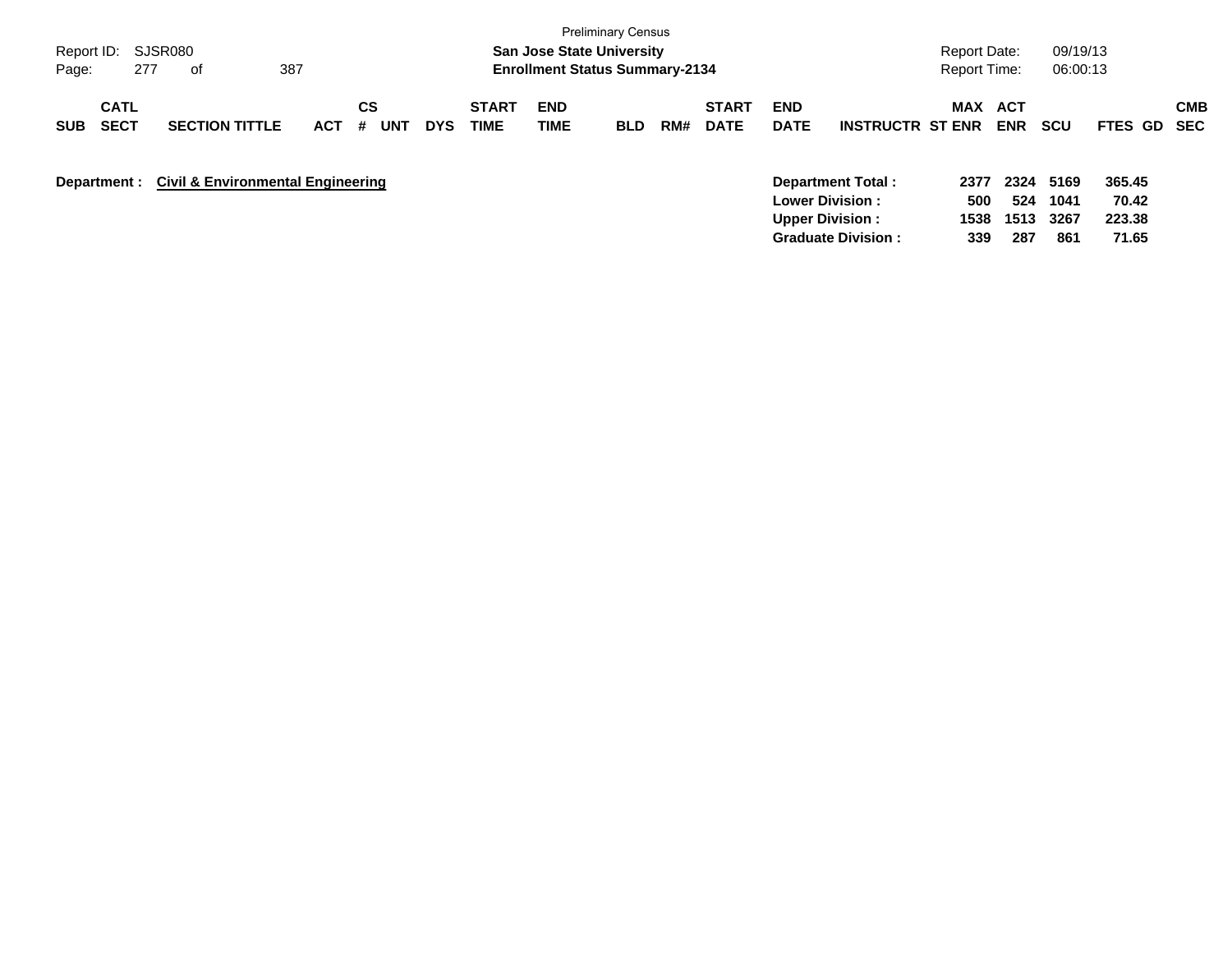Preliminary Census

**San Jose State University**

**Enrollment Status Summary-2134**

Report ID: SJSR080

Report Date: 09/19/13

Report Time: 06:00:13

| SUB | CATL SECT | SECTION TITTLE | ACT | CS # | UNT | DYS | START TIME | END TIME | BLD | RM# | START DATE | END DATE | INSTRUCTR | MAX ST ENR | ACT ENR | SCU | FTES | GD | CMB SEC |
|---|---|---|---|---|---|---|---|---|---|---|---|---|---|---|---|---|---|---|---|

**Department : Civil & Environmental Engineering**

| | MAX ST ENR | ACT ENR | SCU | FTES |
|---|---|---|---|---|
| **Department Total :** | **2377** | **2324** | **5169** | **365.45** |
| **Lower Division :** | **500** | **524** | **1041** | **70.42** |
| **Upper Division :** | **1538** | **1513** | **3267** | **223.38** |
| **Graduate Division :** | **339** | **287** | **861** | **71.65** |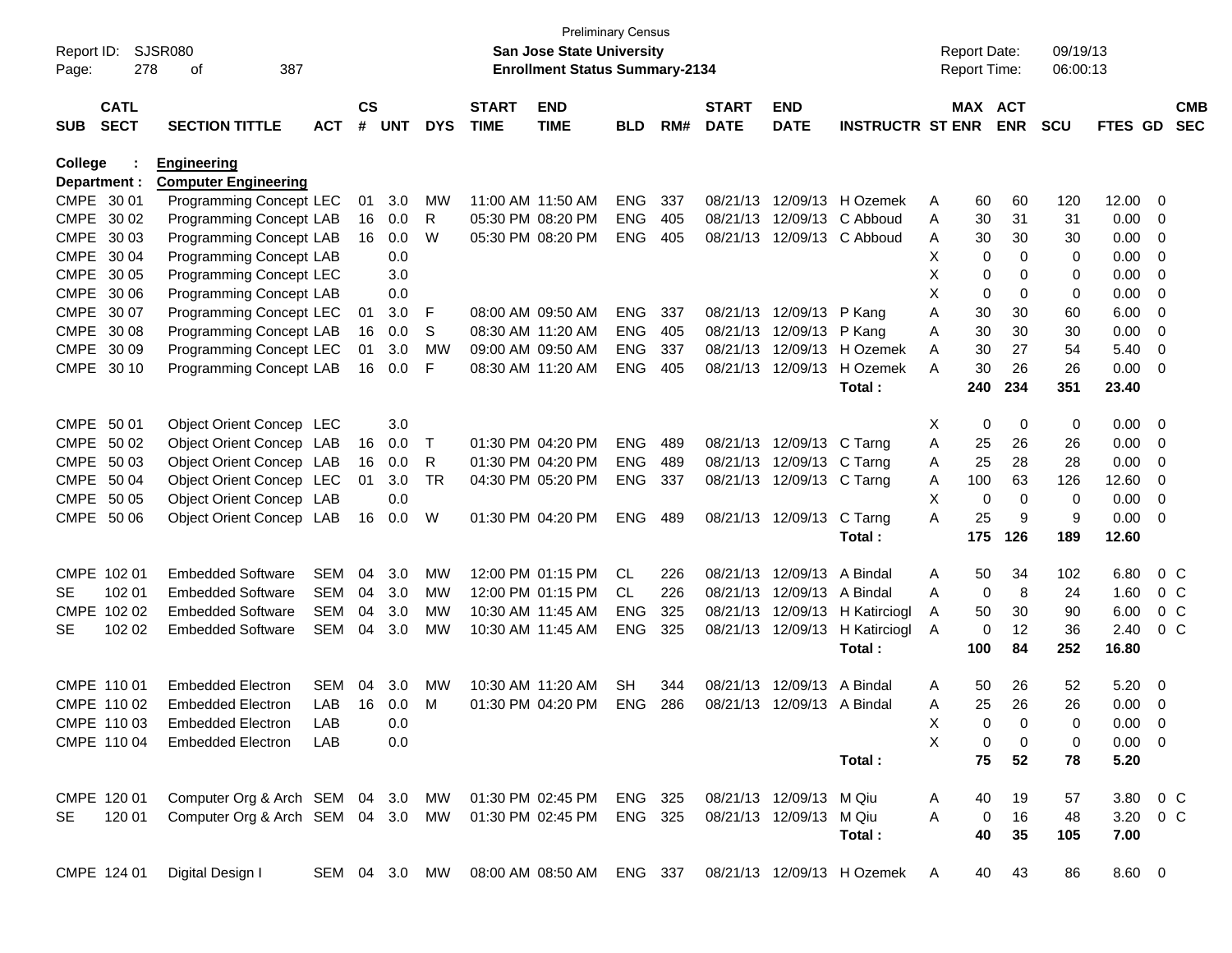Preliminary Census

**San Jose State University**

**Enrollment Status Summary-2134**

Report ID: SJSR080

Report Date: 09/19/13

Report Time: 06:00:13

| SUB | CATL SECT | SECTION TITTLE | ACT | CS # | UNT | DYS | START TIME | END TIME | BLD | RM# | START DATE | END DATE | INSTRUCTR | ST | MAX ENR | ACT ENR | SCU | FTES | GD | CMB SEC |
|---|---|---|---|---|---|---|---|---|---|---|---|---|---|---|---|---|---|---|---|---|
| **College** | : | **Engineering** | | | | | | | | | | | | | | | | | | |
| **Department :** | | **Computer Engineering** | | | | | | | | | | | | | | | | | | |
| CMPE | 30 01 | Programming Concept | LEC | 01 | 3.0 | MW | 11:00 AM | 11:50 AM | ENG | 337 | 08/21/13 | 12/09/13 | H Ozemek | A | 60 | 60 | 120 | 12.00 | 0 | |
| CMPE | 30 02 | Programming Concept | LAB | 16 | 0.0 | R | 05:30 PM | 08:20 PM | ENG | 405 | 08/21/13 | 12/09/13 | C Abboud | A | 30 | 31 | 31 | 0.00 | 0 | |
| CMPE | 30 03 | Programming Concept | LAB | 16 | 0.0 | W | 05:30 PM | 08:20 PM | ENG | 405 | 08/21/13 | 12/09/13 | C Abboud | A | 30 | 30 | 30 | 0.00 | 0 | |
| CMPE | 30 04 | Programming Concept | LAB | | 0.0 | | | | | | | | | X | 0 | 0 | 0 | 0.00 | 0 | |
| CMPE | 30 05 | Programming Concept | LEC | | 3.0 | | | | | | | | | X | 0 | 0 | 0 | 0.00 | 0 | |
| CMPE | 30 06 | Programming Concept | LAB | | 0.0 | | | | | | | | | X | 0 | 0 | 0 | 0.00 | 0 | |
| CMPE | 30 07 | Programming Concept | LEC | 01 | 3.0 | F | 08:00 AM | 09:50 AM | ENG | 337 | 08/21/13 | 12/09/13 | P Kang | A | 30 | 30 | 60 | 6.00 | 0 | |
| CMPE | 30 08 | Programming Concept | LAB | 16 | 0.0 | S | 08:30 AM | 11:20 AM | ENG | 405 | 08/21/13 | 12/09/13 | P Kang | A | 30 | 30 | 30 | 0.00 | 0 | |
| CMPE | 30 09 | Programming Concept | LEC | 01 | 3.0 | MW | 09:00 AM | 09:50 AM | ENG | 337 | 08/21/13 | 12/09/13 | H Ozemek | A | 30 | 27 | 54 | 5.40 | 0 | |
| CMPE | 30 10 | Programming Concept | LAB | 16 | 0.0 | F | 08:30 AM | 11:20 AM | ENG | 405 | 08/21/13 | 12/09/13 | H Ozemek | A | 30 | 26 | 26 | 0.00 | 0 | |
| | | | | | | | | | | | | | **Total :** | | **240** | **234** | **351** | **23.40** | | |
| CMPE | 50 01 | Object Orient Concep | LEC | | 3.0 | | | | | | | | | X | 0 | 0 | 0 | 0.00 | 0 | |
| CMPE | 50 02 | Object Orient Concep | LAB | 16 | 0.0 | T | 01:30 PM | 04:20 PM | ENG | 489 | 08/21/13 | 12/09/13 | C Tarng | A | 25 | 26 | 26 | 0.00 | 0 | |
| CMPE | 50 03 | Object Orient Concep | LAB | 16 | 0.0 | R | 01:30 PM | 04:20 PM | ENG | 489 | 08/21/13 | 12/09/13 | C Tarng | A | 25 | 28 | 28 | 0.00 | 0 | |
| CMPE | 50 04 | Object Orient Concep | LEC | 01 | 3.0 | TR | 04:30 PM | 05:20 PM | ENG | 337 | 08/21/13 | 12/09/13 | C Tarng | A | 100 | 63 | 126 | 12.60 | 0 | |
| CMPE | 50 05 | Object Orient Concep | LAB | | 0.0 | | | | | | | | | X | 0 | 0 | 0 | 0.00 | 0 | |
| CMPE | 50 06 | Object Orient Concep | LAB | 16 | 0.0 | W | 01:30 PM | 04:20 PM | ENG | 489 | 08/21/13 | 12/09/13 | C Tarng | A | 25 | 9 | 9 | 0.00 | 0 | |
| | | | | | | | | | | | | | **Total :** | | **175** | **126** | **189** | **12.60** | | |
| CMPE | 102 01 | Embedded Software | SEM | 04 | 3.0 | MW | 12:00 PM | 01:15 PM | CL | 226 | 08/21/13 | 12/09/13 | A Bindal | A | 50 | 34 | 102 | 6.80 | 0 | C |
| SE | 102 01 | Embedded Software | SEM | 04 | 3.0 | MW | 12:00 PM | 01:15 PM | CL | 226 | 08/21/13 | 12/09/13 | A Bindal | A | 0 | 8 | 24 | 1.60 | 0 | C |
| CMPE | 102 02 | Embedded Software | SEM | 04 | 3.0 | MW | 10:30 AM | 11:45 AM | ENG | 325 | 08/21/13 | 12/09/13 | H Katirciogl | A | 50 | 30 | 90 | 6.00 | 0 | C |
| SE | 102 02 | Embedded Software | SEM | 04 | 3.0 | MW | 10:30 AM | 11:45 AM | ENG | 325 | 08/21/13 | 12/09/13 | H Katirciogl | A | 0 | 12 | 36 | 2.40 | 0 | C |
| | | | | | | | | | | | | | **Total :** | | **100** | **84** | **252** | **16.80** | | |
| CMPE | 110 01 | Embedded Electron | SEM | 04 | 3.0 | MW | 10:30 AM | 11:20 AM | SH | 344 | 08/21/13 | 12/09/13 | A Bindal | A | 50 | 26 | 52 | 5.20 | 0 | |
| CMPE | 110 02 | Embedded Electron | LAB | 16 | 0.0 | M | 01:30 PM | 04:20 PM | ENG | 286 | 08/21/13 | 12/09/13 | A Bindal | A | 25 | 26 | 26 | 0.00 | 0 | |
| CMPE | 110 03 | Embedded Electron | LAB | | 0.0 | | | | | | | | | X | 0 | 0 | 0 | 0.00 | 0 | |
| CMPE | 110 04 | Embedded Electron | LAB | | 0.0 | | | | | | | | | X | 0 | 0 | 0 | 0.00 | 0 | |
| | | | | | | | | | | | | | **Total :** | | **75** | **52** | **78** | **5.20** | | |
| CMPE | 120 01 | Computer Org & Arch | SEM | 04 | 3.0 | MW | 01:30 PM | 02:45 PM | ENG | 325 | 08/21/13 | 12/09/13 | M Qiu | A | 40 | 19 | 57 | 3.80 | 0 | C |
| SE | 120 01 | Computer Org & Arch | SEM | 04 | 3.0 | MW | 01:30 PM | 02:45 PM | ENG | 325 | 08/21/13 | 12/09/13 | M Qiu | A | 0 | 16 | 48 | 3.20 | 0 | C |
| | | | | | | | | | | | | | **Total :** | | **40** | **35** | **105** | **7.00** | | |
| CMPE | 124 01 | Digital Design I | SEM | 04 | 3.0 | MW | 08:00 AM | 08:50 AM | ENG | 337 | 08/21/13 | 12/09/13 | H Ozemek | A | 40 | 43 | 86 | 8.60 | 0 | |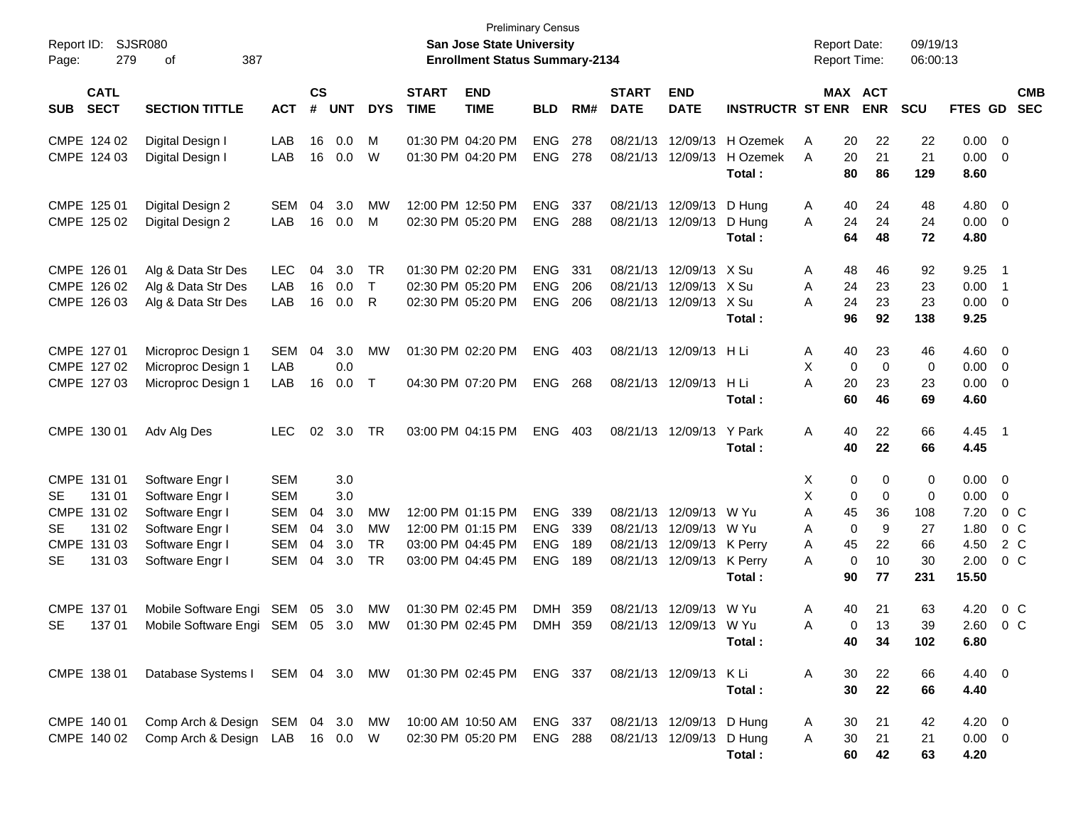Preliminary Census

**San Jose State University**

**Enrollment Status Summary-2134**

Report ID: SJSR080

Report Date: 09/19/13
Report Time: 06:00:13

| SUB | CATL SECT | SECTION TITTLE | ACT | CS # | UNT | DYS | START TIME | END TIME | BLD | RM# | START DATE | END DATE | INSTRUCTR | ST | MAX ENR | ACT ENR | SCU | FTES | GD | CMB SEC |
|---|---|---|---|---|---|---|---|---|---|---|---|---|---|---|---|---|---|---|---|---|
| CMPE | 124 02 | Digital Design I | LAB | 16 | 0.0 | M | 01:30 PM | 04:20 PM | ENG | 278 | 08/21/13 | 12/09/13 | H Ozemek | A | 20 | 22 | 22 | 0.00 | 0 | |
| CMPE | 124 03 | Digital Design I | LAB | 16 | 0.0 | W | 01:30 PM | 04:20 PM | ENG | 278 | 08/21/13 | 12/09/13 | H Ozemek | A | 20 | 21 | 21 | 0.00 | 0 | |
| | | | | | | | | | | | | | **Total :** | | **80** | **86** | **129** | **8.60** | | |
| CMPE | 125 01 | Digital Design 2 | SEM | 04 | 3.0 | MW | 12:00 PM | 12:50 PM | ENG | 337 | 08/21/13 | 12/09/13 | D Hung | A | 40 | 24 | 48 | 4.80 | 0 | |
| CMPE | 125 02 | Digital Design 2 | LAB | 16 | 0.0 | M | 02:30 PM | 05:20 PM | ENG | 288 | 08/21/13 | 12/09/13 | D Hung | A | 24 | 24 | 24 | 0.00 | 0 | |
| | | | | | | | | | | | | | **Total :** | | **64** | **48** | **72** | **4.80** | | |
| CMPE | 126 01 | Alg & Data Str Des | LEC | 04 | 3.0 | TR | 01:30 PM | 02:20 PM | ENG | 331 | 08/21/13 | 12/09/13 | X Su | A | 48 | 46 | 92 | 9.25 | 1 | |
| CMPE | 126 02 | Alg & Data Str Des | LAB | 16 | 0.0 | T | 02:30 PM | 05:20 PM | ENG | 206 | 08/21/13 | 12/09/13 | X Su | A | 24 | 23 | 23 | 0.00 | 1 | |
| CMPE | 126 03 | Alg & Data Str Des | LAB | 16 | 0.0 | R | 02:30 PM | 05:20 PM | ENG | 206 | 08/21/13 | 12/09/13 | X Su | A | 24 | 23 | 23 | 0.00 | 0 | |
| | | | | | | | | | | | | | **Total :** | | **96** | **92** | **138** | **9.25** | | |
| CMPE | 127 01 | Microproc Design 1 | SEM | 04 | 3.0 | MW | 01:30 PM | 02:20 PM | ENG | 403 | 08/21/13 | 12/09/13 | H Li | A | 40 | 23 | 46 | 4.60 | 0 | |
| CMPE | 127 02 | Microproc Design 1 | LAB | | 0.0 | | | | | | | | | X | 0 | 0 | 0 | 0.00 | 0 | |
| CMPE | 127 03 | Microproc Design 1 | LAB | 16 | 0.0 | T | 04:30 PM | 07:20 PM | ENG | 268 | 08/21/13 | 12/09/13 | H Li | A | 20 | 23 | 23 | 0.00 | 0 | |
| | | | | | | | | | | | | | **Total :** | | **60** | **46** | **69** | **4.60** | | |
| CMPE | 130 01 | Adv Alg Des | LEC | 02 | 3.0 | TR | 03:00 PM | 04:15 PM | ENG | 403 | 08/21/13 | 12/09/13 | Y Park | A | 40 | 22 | 66 | 4.45 | 1 | |
| | | | | | | | | | | | | | **Total :** | | **40** | **22** | **66** | **4.45** | | |
| CMPE | 131 01 | Software Engr I | SEM | | 3.0 | | | | | | | | | X | 0 | 0 | 0 | 0.00 | 0 | |
| SE | 131 01 | Software Engr I | SEM | | 3.0 | | | | | | | | | X | 0 | 0 | 0 | 0.00 | 0 | |
| CMPE | 131 02 | Software Engr I | SEM | 04 | 3.0 | MW | 12:00 PM | 01:15 PM | ENG | 339 | 08/21/13 | 12/09/13 | W Yu | A | 45 | 36 | 108 | 7.20 | 0 | C |
| SE | 131 02 | Software Engr I | SEM | 04 | 3.0 | MW | 12:00 PM | 01:15 PM | ENG | 339 | 08/21/13 | 12/09/13 | W Yu | A | 0 | 9 | 27 | 1.80 | 0 | C |
| CMPE | 131 03 | Software Engr I | SEM | 04 | 3.0 | TR | 03:00 PM | 04:45 PM | ENG | 189 | 08/21/13 | 12/09/13 | K Perry | A | 45 | 22 | 66 | 4.50 | 2 | C |
| SE | 131 03 | Software Engr I | SEM | 04 | 3.0 | TR | 03:00 PM | 04:45 PM | ENG | 189 | 08/21/13 | 12/09/13 | K Perry | A | 0 | 10 | 30 | 2.00 | 0 | C |
| | | | | | | | | | | | | | **Total :** | | **90** | **77** | **231** | **15.50** | | |
| CMPE | 137 01 | Mobile Software Engi | SEM | 05 | 3.0 | MW | 01:30 PM | 02:45 PM | DMH | 359 | 08/21/13 | 12/09/13 | W Yu | A | 40 | 21 | 63 | 4.20 | 0 | C |
| SE | 137 01 | Mobile Software Engi | SEM | 05 | 3.0 | MW | 01:30 PM | 02:45 PM | DMH | 359 | 08/21/13 | 12/09/13 | W Yu | A | 0 | 13 | 39 | 2.60 | 0 | C |
| | | | | | | | | | | | | | **Total :** | | **40** | **34** | **102** | **6.80** | | |
| CMPE | 138 01 | Database Systems I | SEM | 04 | 3.0 | MW | 01:30 PM | 02:45 PM | ENG | 337 | 08/21/13 | 12/09/13 | K Li | A | 30 | 22 | 66 | 4.40 | 0 | |
| | | | | | | | | | | | | | **Total :** | | **30** | **22** | **66** | **4.40** | | |
| CMPE | 140 01 | Comp Arch & Design | SEM | 04 | 3.0 | MW | 10:00 AM | 10:50 AM | ENG | 337 | 08/21/13 | 12/09/13 | D Hung | A | 30 | 21 | 42 | 4.20 | 0 | |
| CMPE | 140 02 | Comp Arch & Design | LAB | 16 | 0.0 | W | 02:30 PM | 05:20 PM | ENG | 288 | 08/21/13 | 12/09/13 | D Hung | A | 30 | 21 | 21 | 0.00 | 0 | |
| | | | | | | | | | | | | | **Total :** | | **60** | **42** | **63** | **4.20** | | |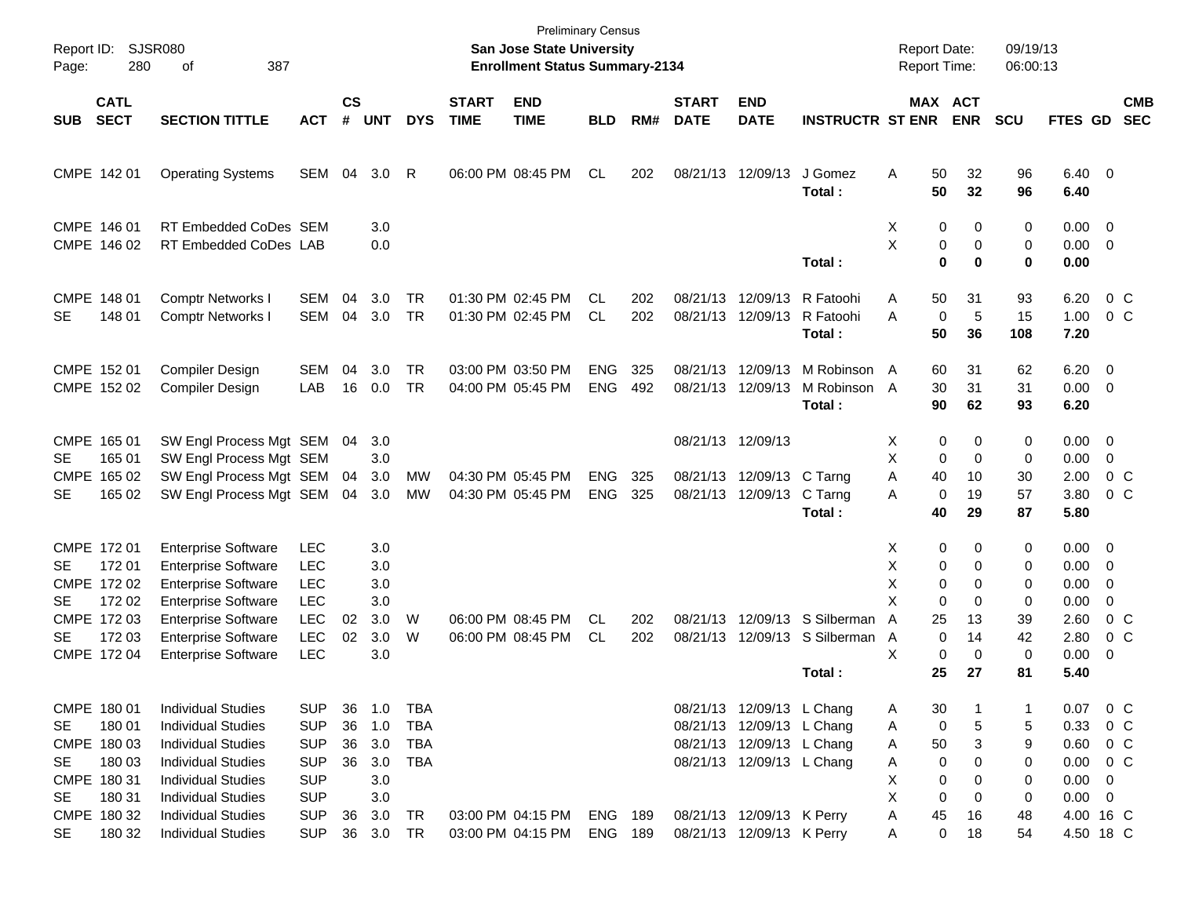Preliminary Census
**San Jose State University**
**Enrollment Status Summary-2134**

Report ID: SJSR080
Report Date: 09/19/13
Report Time: 06:00:13

| SUB | CATL SECT | SECTION TITTLE | ACT | CS # | UNT | DYS | START TIME | END TIME | BLD | RM# | START DATE | END DATE | INSTRUCTR | ST | MAX ENR | ACT ENR | SCU | FTES | GD | CMB SEC |
|---|---|---|---|---|---|---|---|---|---|---|---|---|---|---|---|---|---|---|---|---|
| CMPE | 142 01 | Operating Systems | SEM | 04 | 3.0 | R | 06:00 PM | 08:45 PM | CL | 202 | 08/21/13 | 12/09/13 | J Gomez | A | 50 | 32 | 96 | 6.40 | 0 | |
| | | | | | | | | | | | | | Total : | | 50 | 32 | 96 | 6.40 | | |
| CMPE | 146 01 | RT Embedded CoDes | SEM | | 3.0 | | | | | | | | | X | 0 | 0 | 0 | 0.00 | 0 | |
| CMPE | 146 02 | RT Embedded CoDes | LAB | | 0.0 | | | | | | | | | X | 0 | 0 | 0 | 0.00 | 0 | |
| | | | | | | | | | | | | | Total : | | 0 | 0 | 0 | 0.00 | | |
| CMPE | 148 01 | Comptr Networks I | SEM | 04 | 3.0 | TR | 01:30 PM | 02:45 PM | CL | 202 | 08/21/13 | 12/09/13 | R Fatoohi | A | 50 | 31 | 93 | 6.20 | 0 | C |
| SE | 148 01 | Comptr Networks I | SEM | 04 | 3.0 | TR | 01:30 PM | 02:45 PM | CL | 202 | 08/21/13 | 12/09/13 | R Fatoohi | A | 0 | 5 | 15 | 1.00 | 0 | C |
| | | | | | | | | | | | | | Total : | | 50 | 36 | 108 | 7.20 | | |
| CMPE | 152 01 | Compiler Design | SEM | 04 | 3.0 | TR | 03:00 PM | 03:50 PM | ENG | 325 | 08/21/13 | 12/09/13 | M Robinson | A | 60 | 31 | 62 | 6.20 | 0 | |
| CMPE | 152 02 | Compiler Design | LAB | 16 | 0.0 | TR | 04:00 PM | 05:45 PM | ENG | 492 | 08/21/13 | 12/09/13 | M Robinson | A | 30 | 31 | 31 | 0.00 | 0 | |
| | | | | | | | | | | | | | Total : | | 90 | 62 | 93 | 6.20 | | |
| CMPE | 165 01 | SW Engl Process Mgt | SEM | 04 | 3.0 | | | | | | 08/21/13 | 12/09/13 | | X | 0 | 0 | 0 | 0.00 | 0 | |
| SE | 165 01 | SW Engl Process Mgt | SEM | | 3.0 | | | | | | | | | X | 0 | 0 | 0 | 0.00 | 0 | |
| CMPE | 165 02 | SW Engl Process Mgt | SEM | 04 | 3.0 | MW | 04:30 PM | 05:45 PM | ENG | 325 | 08/21/13 | 12/09/13 | C Tarng | A | 40 | 10 | 30 | 2.00 | 0 | C |
| SE | 165 02 | SW Engl Process Mgt | SEM | 04 | 3.0 | MW | 04:30 PM | 05:45 PM | ENG | 325 | 08/21/13 | 12/09/13 | C Tarng | A | 0 | 19 | 57 | 3.80 | 0 | C |
| | | | | | | | | | | | | | Total : | | 40 | 29 | 87 | 5.80 | | |
| CMPE | 172 01 | Enterprise Software | LEC | | 3.0 | | | | | | | | | X | 0 | 0 | 0 | 0.00 | 0 | |
| SE | 172 01 | Enterprise Software | LEC | | 3.0 | | | | | | | | | X | 0 | 0 | 0 | 0.00 | 0 | |
| CMPE | 172 02 | Enterprise Software | LEC | | 3.0 | | | | | | | | | X | 0 | 0 | 0 | 0.00 | 0 | |
| SE | 172 02 | Enterprise Software | LEC | | 3.0 | | | | | | | | | X | 0 | 0 | 0 | 0.00 | 0 | |
| CMPE | 172 03 | Enterprise Software | LEC | 02 | 3.0 | W | 06:00 PM | 08:45 PM | CL | 202 | 08/21/13 | 12/09/13 | S Silberman | A | 25 | 13 | 39 | 2.60 | 0 | C |
| SE | 172 03 | Enterprise Software | LEC | 02 | 3.0 | W | 06:00 PM | 08:45 PM | CL | 202 | 08/21/13 | 12/09/13 | S Silberman | A | 0 | 14 | 42 | 2.80 | 0 | C |
| CMPE | 172 04 | Enterprise Software | LEC | | 3.0 | | | | | | | | | X | 0 | 0 | 0 | 0.00 | 0 | |
| | | | | | | | | | | | | | Total : | | 25 | 27 | 81 | 5.40 | | |
| CMPE | 180 01 | Individual Studies | SUP | 36 | 1.0 | TBA | | | | | 08/21/13 | 12/09/13 | L Chang | A | 30 | 1 | 1 | 0.07 | 0 | C |
| SE | 180 01 | Individual Studies | SUP | 36 | 1.0 | TBA | | | | | 08/21/13 | 12/09/13 | L Chang | A | 0 | 5 | 5 | 0.33 | 0 | C |
| CMPE | 180 03 | Individual Studies | SUP | 36 | 3.0 | TBA | | | | | 08/21/13 | 12/09/13 | L Chang | A | 50 | 3 | 9 | 0.60 | 0 | C |
| SE | 180 03 | Individual Studies | SUP | 36 | 3.0 | TBA | | | | | 08/21/13 | 12/09/13 | L Chang | A | 0 | 0 | 0 | 0.00 | 0 | C |
| CMPE | 180 31 | Individual Studies | SUP | | 3.0 | | | | | | | | | X | 0 | 0 | 0 | 0.00 | 0 | |
| SE | 180 31 | Individual Studies | SUP | | 3.0 | | | | | | | | | X | 0 | 0 | 0 | 0.00 | 0 | |
| CMPE | 180 32 | Individual Studies | SUP | 36 | 3.0 | TR | 03:00 PM | 04:15 PM | ENG | 189 | 08/21/13 | 12/09/13 | K Perry | A | 45 | 16 | 48 | 4.00 | 16 | C |
| SE | 180 32 | Individual Studies | SUP | 36 | 3.0 | TR | 03:00 PM | 04:15 PM | ENG | 189 | 08/21/13 | 12/09/13 | K Perry | A | 0 | 18 | 54 | 4.50 | 18 | C |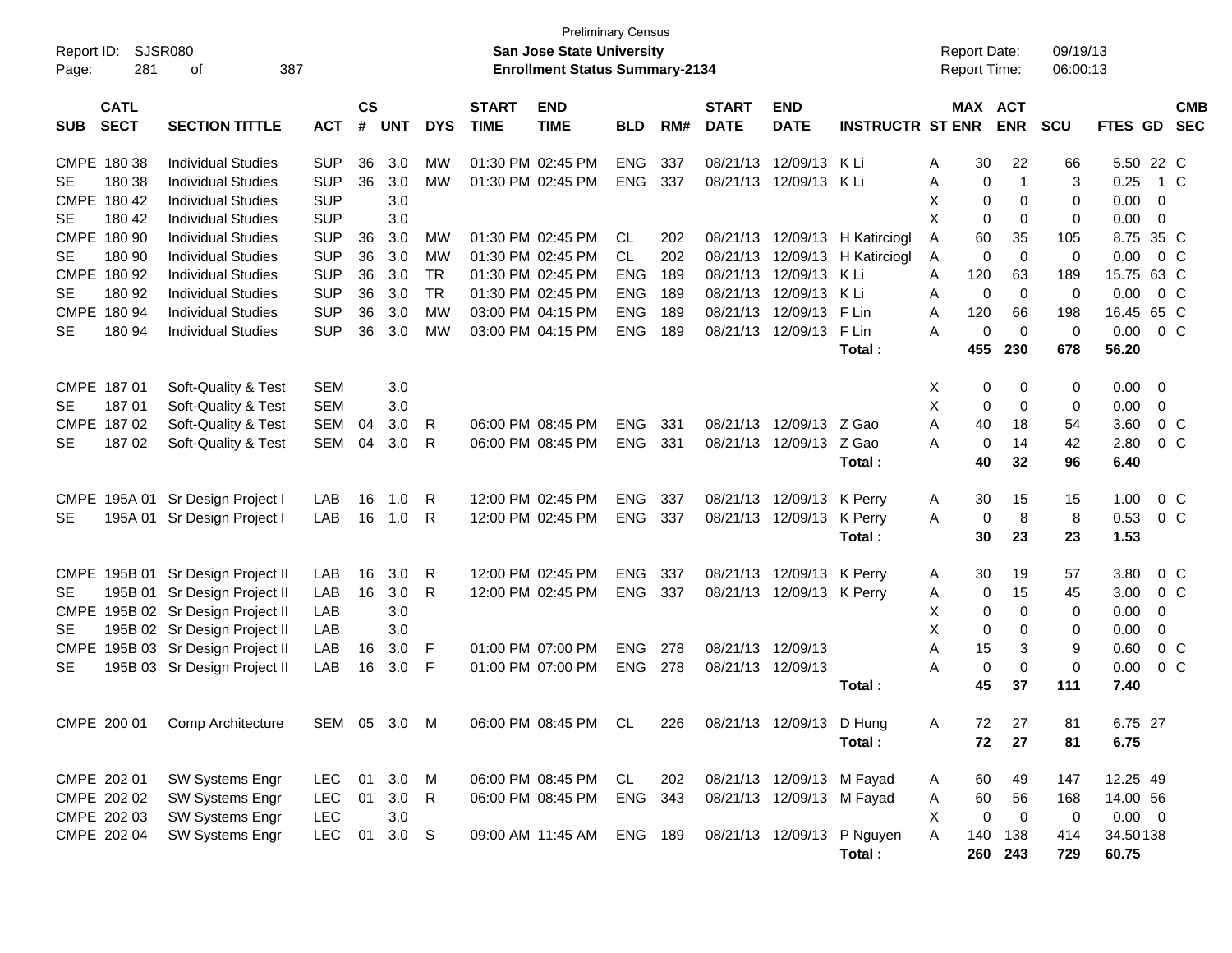Preliminary Census
Report ID: SJSR080 **San Jose State University** Report Date: 09/19/13
Page: 281 of 387 **Enrollment Status Summary-2134** Report Time: 06:00:13

| SUB | CATL SECT | SECTION TITTLE | ACT | CS # | UNT | DYS | START TIME | END TIME | BLD | RM# | START DATE | END DATE | INSTRUCTR | ST | MAX ENR | ACT ENR | SCU | FTES | GD | CMB SEC |
|---|---|---|---|---|---|---|---|---|---|---|---|---|---|---|---|---|---|---|---|---|
| CMPE | 180 38 | Individual Studies | SUP | 36 | 3.0 | MW | 01:30 PM | 02:45 PM | ENG | 337 | 08/21/13 | 12/09/13 | K Li | A | 30 | 22 | 66 | 5.50 | 22 | C |
| SE | 180 38 | Individual Studies | SUP | 36 | 3.0 | MW | 01:30 PM | 02:45 PM | ENG | 337 | 08/21/13 | 12/09/13 | K Li | A | 0 | 1 | 3 | 0.25 | 1 | C |
| CMPE | 180 42 | Individual Studies | SUP | | 3.0 | | | | | | | | | X | 0 | 0 | 0 | 0.00 | 0 | |
| SE | 180 42 | Individual Studies | SUP | | 3.0 | | | | | | | | | X | 0 | 0 | 0 | 0.00 | 0 | |
| CMPE | 180 90 | Individual Studies | SUP | 36 | 3.0 | MW | 01:30 PM | 02:45 PM | CL | 202 | 08/21/13 | 12/09/13 | H Katirciogl | A | 60 | 35 | 105 | 8.75 | 35 | C |
| SE | 180 90 | Individual Studies | SUP | 36 | 3.0 | MW | 01:30 PM | 02:45 PM | CL | 202 | 08/21/13 | 12/09/13 | H Katirciogl | A | 0 | 0 | 0 | 0.00 | 0 | C |
| CMPE | 180 92 | Individual Studies | SUP | 36 | 3.0 | TR | 01:30 PM | 02:45 PM | ENG | 189 | 08/21/13 | 12/09/13 | K Li | A | 120 | 63 | 189 | 15.75 | 63 | C |
| SE | 180 92 | Individual Studies | SUP | 36 | 3.0 | TR | 01:30 PM | 02:45 PM | ENG | 189 | 08/21/13 | 12/09/13 | K Li | A | 0 | 0 | 0 | 0.00 | 0 | C |
| CMPE | 180 94 | Individual Studies | SUP | 36 | 3.0 | MW | 03:00 PM | 04:15 PM | ENG | 189 | 08/21/13 | 12/09/13 | F Lin | A | 120 | 66 | 198 | 16.45 | 65 | C |
| SE | 180 94 | Individual Studies | SUP | 36 | 3.0 | MW | 03:00 PM | 04:15 PM | ENG | 189 | 08/21/13 | 12/09/13 | F Lin | A | 0 | 0 | 0 | 0.00 | 0 | C |
| | | | | | | | | | | | | | **Total :** | | **455** | **230** | **678** | **56.20** | | |
| CMPE | 187 01 | Soft-Quality & Test | SEM | | 3.0 | | | | | | | | | X | 0 | 0 | 0 | 0.00 | 0 | |
| SE | 187 01 | Soft-Quality & Test | SEM | | 3.0 | | | | | | | | | X | 0 | 0 | 0 | 0.00 | 0 | |
| CMPE | 187 02 | Soft-Quality & Test | SEM | 04 | 3.0 | R | 06:00 PM | 08:45 PM | ENG | 331 | 08/21/13 | 12/09/13 | Z Gao | A | 40 | 18 | 54 | 3.60 | 0 | C |
| SE | 187 02 | Soft-Quality & Test | SEM | 04 | 3.0 | R | 06:00 PM | 08:45 PM | ENG | 331 | 08/21/13 | 12/09/13 | Z Gao | A | 0 | 14 | 42 | 2.80 | 0 | C |
| | | | | | | | | | | | | | **Total :** | | **40** | **32** | **96** | **6.40** | | |
| CMPE | 195A 01 | Sr Design Project I | LAB | 16 | 1.0 | R | 12:00 PM | 02:45 PM | ENG | 337 | 08/21/13 | 12/09/13 | K Perry | A | 30 | 15 | 15 | 1.00 | 0 | C |
| SE | 195A 01 | Sr Design Project I | LAB | 16 | 1.0 | R | 12:00 PM | 02:45 PM | ENG | 337 | 08/21/13 | 12/09/13 | K Perry | A | 0 | 8 | 8 | 0.53 | 0 | C |
| | | | | | | | | | | | | | **Total :** | | **30** | **23** | **23** | **1.53** | | |
| CMPE | 195B 01 | Sr Design Project II | LAB | 16 | 3.0 | R | 12:00 PM | 02:45 PM | ENG | 337 | 08/21/13 | 12/09/13 | K Perry | A | 30 | 19 | 57 | 3.80 | 0 | C |
| SE | 195B 01 | Sr Design Project II | LAB | 16 | 3.0 | R | 12:00 PM | 02:45 PM | ENG | 337 | 08/21/13 | 12/09/13 | K Perry | A | 0 | 15 | 45 | 3.00 | 0 | C |
| CMPE | 195B 02 | Sr Design Project II | LAB | | 3.0 | | | | | | | | | X | 0 | 0 | 0 | 0.00 | 0 | |
| SE | 195B 02 | Sr Design Project II | LAB | | 3.0 | | | | | | | | | X | 0 | 0 | 0 | 0.00 | 0 | |
| CMPE | 195B 03 | Sr Design Project II | LAB | 16 | 3.0 | F | 01:00 PM | 07:00 PM | ENG | 278 | 08/21/13 | 12/09/13 | | A | 15 | 3 | 9 | 0.60 | 0 | C |
| SE | 195B 03 | Sr Design Project II | LAB | 16 | 3.0 | F | 01:00 PM | 07:00 PM | ENG | 278 | 08/21/13 | 12/09/13 | | A | 0 | 0 | 0 | 0.00 | 0 | C |
| | | | | | | | | | | | | | **Total :** | | **45** | **37** | **111** | **7.40** | | |
| CMPE | 200 01 | Comp Architecture | SEM | 05 | 3.0 | M | 06:00 PM | 08:45 PM | CL | 226 | 08/21/13 | 12/09/13 | D Hung | A | 72 | 27 | 81 | 6.75 | 27 | |
| | | | | | | | | | | | | | **Total :** | | **72** | **27** | **81** | **6.75** | | |
| CMPE | 202 01 | SW Systems Engr | LEC | 01 | 3.0 | M | 06:00 PM | 08:45 PM | CL | 202 | 08/21/13 | 12/09/13 | M Fayad | A | 60 | 49 | 147 | 12.25 | 49 | |
| CMPE | 202 02 | SW Systems Engr | LEC | 01 | 3.0 | R | 06:00 PM | 08:45 PM | ENG | 343 | 08/21/13 | 12/09/13 | M Fayad | A | 60 | 56 | 168 | 14.00 | 56 | |
| CMPE | 202 03 | SW Systems Engr | LEC | | 3.0 | | | | | | | | | X | 0 | 0 | 0 | 0.00 | 0 | |
| CMPE | 202 04 | SW Systems Engr | LEC | 01 | 3.0 | S | 09:00 AM | 11:45 AM | ENG | 189 | 08/21/13 | 12/09/13 | P Nguyen | A | 140 | 138 | 414 | 34.50 | 138 | |
| | | | | | | | | | | | | | **Total :** | | **260** | **243** | **729** | **60.75** | | |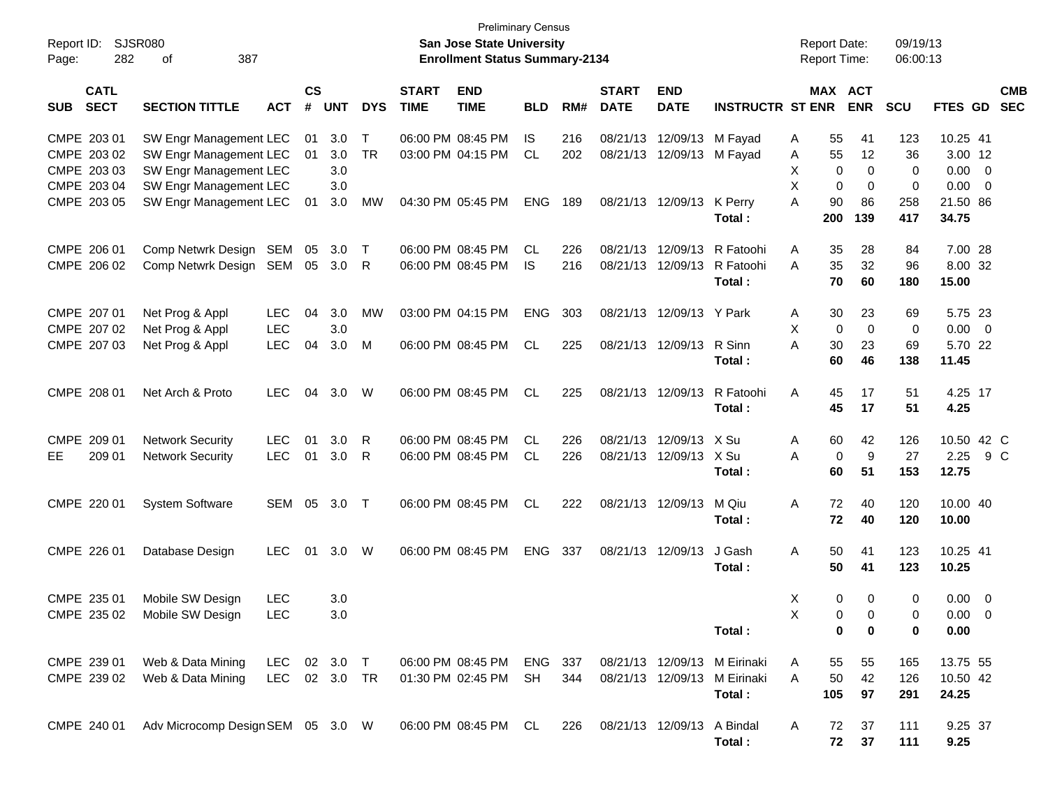Preliminary Census

**San Jose State University**

**Enrollment Status Summary-2134**

Report ID: SJSR080

Report Date: 09/19/13

Report Time: 06:00:13

| SUB | CATL SECT | SECTION TITTLE | ACT | CS # | UNT | DYS | START TIME | END TIME | BLD | RM# | START DATE | END DATE | INSTRUCTR | ST | MAX ENR | ACT ENR | SCU | FTES | GD | CMB SEC |
|---|---|---|---|---|---|---|---|---|---|---|---|---|---|---|---|---|---|---|---|---|
| CMPE | 203 01 | SW Engr Management | LEC | 01 | 3.0 | T | 06:00 PM | 08:45 PM | IS | 216 | 08/21/13 | 12/09/13 | M Fayad | A | 55 | 41 | 123 | 10.25 | 41 | |
| CMPE | 203 02 | SW Engr Management | LEC | 01 | 3.0 | TR | 03:00 PM | 04:15 PM | CL | 202 | 08/21/13 | 12/09/13 | M Fayad | A | 55 | 12 | 36 | 3.00 | 12 | |
| CMPE | 203 03 | SW Engr Management | LEC | | 3.0 | | | | | | | | | X | 0 | 0 | 0 | 0.00 | 0 | |
| CMPE | 203 04 | SW Engr Management | LEC | | 3.0 | | | | | | | | | X | 0 | 0 | 0 | 0.00 | 0 | |
| CMPE | 203 05 | SW Engr Management | LEC | 01 | 3.0 | MW | 04:30 PM | 05:45 PM | ENG | 189 | 08/21/13 | 12/09/13 | K Perry | A | 90 | 86 | 258 | 21.50 | 86 | |
| | | | | | | | | | | | | | **Total :** | | **200** | **139** | **417** | **34.75** | | |
| CMPE | 206 01 | Comp Netwrk Design | SEM | 05 | 3.0 | T | 06:00 PM | 08:45 PM | CL | 226 | 08/21/13 | 12/09/13 | R Fatoohi | A | 35 | 28 | 84 | 7.00 | 28 | |
| CMPE | 206 02 | Comp Netwrk Design | SEM | 05 | 3.0 | R | 06:00 PM | 08:45 PM | IS | 216 | 08/21/13 | 12/09/13 | R Fatoohi | A | 35 | 32 | 96 | 8.00 | 32 | |
| | | | | | | | | | | | | | **Total :** | | **70** | **60** | **180** | **15.00** | | |
| CMPE | 207 01 | Net Prog & Appl | LEC | 04 | 3.0 | MW | 03:00 PM | 04:15 PM | ENG | 303 | 08/21/13 | 12/09/13 | Y Park | A | 30 | 23 | 69 | 5.75 | 23 | |
| CMPE | 207 02 | Net Prog & Appl | LEC | | 3.0 | | | | | | | | | X | 0 | 0 | 0 | 0.00 | 0 | |
| CMPE | 207 03 | Net Prog & Appl | LEC | 04 | 3.0 | M | 06:00 PM | 08:45 PM | CL | 225 | 08/21/13 | 12/09/13 | R Sinn | A | 30 | 23 | 69 | 5.70 | 22 | |
| | | | | | | | | | | | | | **Total :** | | **60** | **46** | **138** | **11.45** | | |
| CMPE | 208 01 | Net Arch & Proto | LEC | 04 | 3.0 | W | 06:00 PM | 08:45 PM | CL | 225 | 08/21/13 | 12/09/13 | R Fatoohi | A | 45 | 17 | 51 | 4.25 | 17 | |
| | | | | | | | | | | | | | **Total :** | | **45** | **17** | **51** | **4.25** | | |
| CMPE | 209 01 | Network Security | LEC | 01 | 3.0 | R | 06:00 PM | 08:45 PM | CL | 226 | 08/21/13 | 12/09/13 | X Su | A | 60 | 42 | 126 | 10.50 | 42 | C |
| EE | 209 01 | Network Security | LEC | 01 | 3.0 | R | 06:00 PM | 08:45 PM | CL | 226 | 08/21/13 | 12/09/13 | X Su | A | 0 | 9 | 27 | 2.25 | 9 | C |
| | | | | | | | | | | | | | **Total :** | | **60** | **51** | **153** | **12.75** | | |
| CMPE | 220 01 | System Software | SEM | 05 | 3.0 | T | 06:00 PM | 08:45 PM | CL | 222 | 08/21/13 | 12/09/13 | M Qiu | A | 72 | 40 | 120 | 10.00 | 40 | |
| | | | | | | | | | | | | | **Total :** | | **72** | **40** | **120** | **10.00** | | |
| CMPE | 226 01 | Database Design | LEC | 01 | 3.0 | W | 06:00 PM | 08:45 PM | ENG | 337 | 08/21/13 | 12/09/13 | J Gash | A | 50 | 41 | 123 | 10.25 | 41 | |
| | | | | | | | | | | | | | **Total :** | | **50** | **41** | **123** | **10.25** | | |
| CMPE | 235 01 | Mobile SW Design | LEC | | 3.0 | | | | | | | | | X | 0 | 0 | 0 | 0.00 | 0 | |
| CMPE | 235 02 | Mobile SW Design | LEC | | 3.0 | | | | | | | | | X | 0 | 0 | 0 | 0.00 | 0 | |
| | | | | | | | | | | | | | **Total :** | | **0** | **0** | **0** | **0.00** | | |
| CMPE | 239 01 | Web & Data Mining | LEC | 02 | 3.0 | T | 06:00 PM | 08:45 PM | ENG | 337 | 08/21/13 | 12/09/13 | M Eirinaki | A | 55 | 55 | 165 | 13.75 | 55 | |
| CMPE | 239 02 | Web & Data Mining | LEC | 02 | 3.0 | TR | 01:30 PM | 02:45 PM | SH | 344 | 08/21/13 | 12/09/13 | M Eirinaki | A | 50 | 42 | 126 | 10.50 | 42 | |
| | | | | | | | | | | | | | **Total :** | | **105** | **97** | **291** | **24.25** | | |
| CMPE | 240 01 | Adv Microcomp Design | SEM | 05 | 3.0 | W | 06:00 PM | 08:45 PM | CL | 226 | 08/21/13 | 12/09/13 | A Bindal | A | 72 | 37 | 111 | 9.25 | 37 | |
| | | | | | | | | | | | | | **Total :** | | **72** | **37** | **111** | **9.25** | | |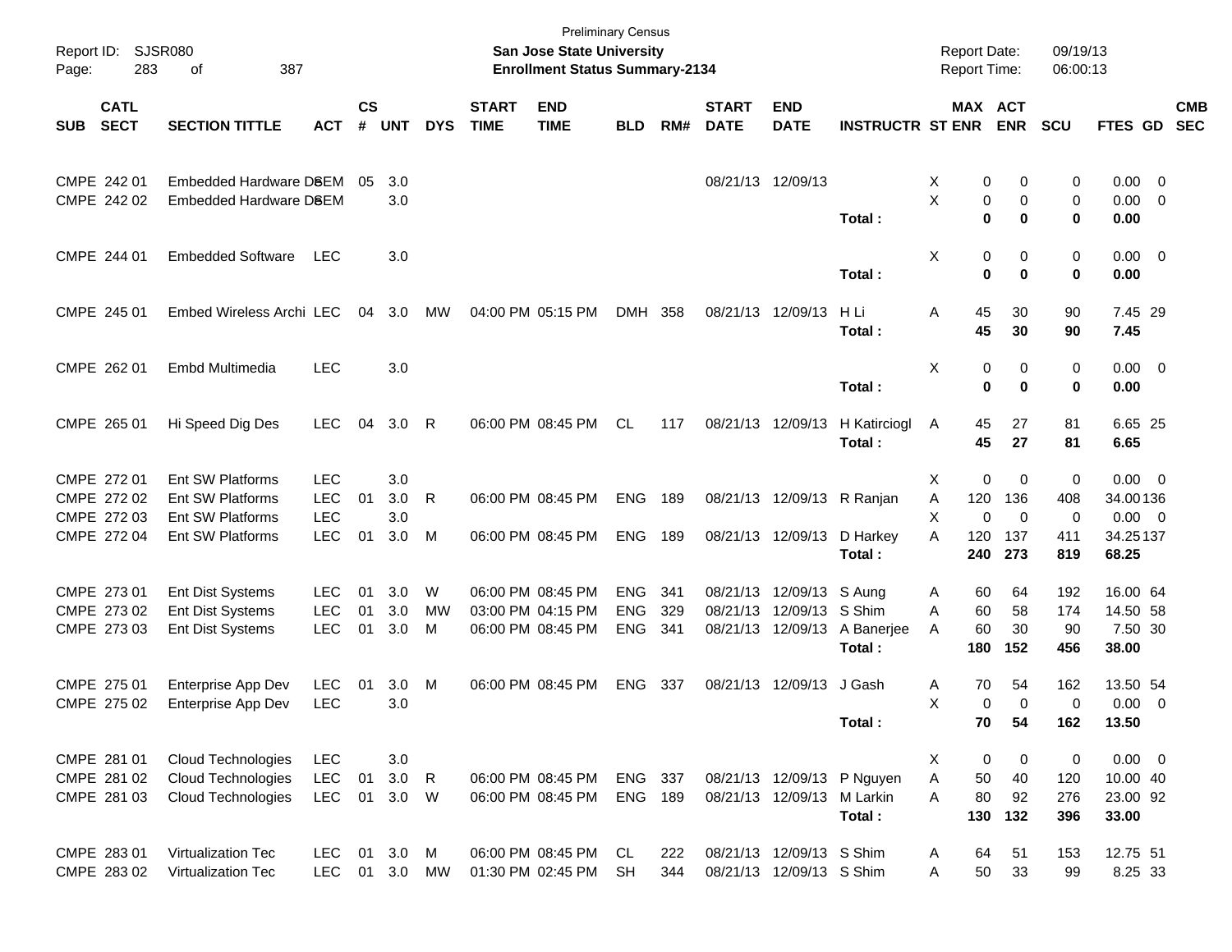Preliminary Census
**San Jose State University**
**Enrollment Status Summary-2134**

Report ID: SJSR080
Page: 283 of 387

Report Date: 09/19/13
Report Time: 06:00:13

| SUB | CATL SECT | SECTION TITTLE | ACT | CS # | UNT | DYS | START TIME | END TIME | BLD | RM# | START DATE | END DATE | INSTRUCTR | ST | MAX ENR | ACT ENR | SCU | FTES | GD | CMB SEC |
|---|---|---|---|---|---|---|---|---|---|---|---|---|---|---|---|---|---|---|---|---|
| CMPE | 242 01 | Embedded Hardware DeSEM | | 05 | 3.0 | | | | | | 08/21/13 | 12/09/13 | | X | 0 | 0 | 0 | 0.00 | 0 | |
| CMPE | 242 02 | Embedded Hardware DeSEM | | | 3.0 | | | | | | | | | X | 0 | 0 | 0 | 0.00 | 0 | |
| | | | | | | | | | | | | | **Total :** | | **0** | **0** | **0** | **0.00** | | |
| CMPE | 244 01 | Embedded Software | LEC | | 3.0 | | | | | | | | | X | 0 | 0 | 0 | 0.00 | 0 | |
| | | | | | | | | | | | | | **Total :** | | **0** | **0** | **0** | **0.00** | | |
| CMPE | 245 01 | Embed Wireless Archi | LEC | 04 | 3.0 | MW | 04:00 PM | 05:15 PM | DMH | 358 | 08/21/13 | 12/09/13 | H Li | A | 45 | 30 | 90 | 7.45 | 29 | |
| | | | | | | | | | | | | | **Total :** | | **45** | **30** | **90** | **7.45** | | |
| CMPE | 262 01 | Embd Multimedia | LEC | | 3.0 | | | | | | | | | X | 0 | 0 | 0 | 0.00 | 0 | |
| | | | | | | | | | | | | | **Total :** | | **0** | **0** | **0** | **0.00** | | |
| CMPE | 265 01 | Hi Speed Dig Des | LEC | 04 | 3.0 | R | 06:00 PM | 08:45 PM | CL | 117 | 08/21/13 | 12/09/13 | H Katirciogl | A | 45 | 27 | 81 | 6.65 | 25 | |
| | | | | | | | | | | | | | **Total :** | | **45** | **27** | **81** | **6.65** | | |
| CMPE | 272 01 | Ent SW Platforms | LEC | | 3.0 | | | | | | | | | X | 0 | 0 | 0 | 0.00 | 0 | |
| CMPE | 272 02 | Ent SW Platforms | LEC | 01 | 3.0 | R | 06:00 PM | 08:45 PM | ENG | 189 | 08/21/13 | 12/09/13 | R Ranjan | A | 120 | 136 | 408 | 34.00 | 136 | |
| CMPE | 272 03 | Ent SW Platforms | LEC | | 3.0 | | | | | | | | | X | 0 | 0 | 0 | 0.00 | 0 | |
| CMPE | 272 04 | Ent SW Platforms | LEC | 01 | 3.0 | M | 06:00 PM | 08:45 PM | ENG | 189 | 08/21/13 | 12/09/13 | D Harkey | A | 120 | 137 | 411 | 34.25 | 137 | |
| | | | | | | | | | | | | | **Total :** | | **240** | **273** | **819** | **68.25** | | |
| CMPE | 273 01 | Ent Dist Systems | LEC | 01 | 3.0 | W | 06:00 PM | 08:45 PM | ENG | 341 | 08/21/13 | 12/09/13 | S Aung | A | 60 | 64 | 192 | 16.00 | 64 | |
| CMPE | 273 02 | Ent Dist Systems | LEC | 01 | 3.0 | MW | 03:00 PM | 04:15 PM | ENG | 329 | 08/21/13 | 12/09/13 | S Shim | A | 60 | 58 | 174 | 14.50 | 58 | |
| CMPE | 273 03 | Ent Dist Systems | LEC | 01 | 3.0 | M | 06:00 PM | 08:45 PM | ENG | 341 | 08/21/13 | 12/09/13 | A Banerjee | A | 60 | 30 | 90 | 7.50 | 30 | |
| | | | | | | | | | | | | | **Total :** | | **180** | **152** | **456** | **38.00** | | |
| CMPE | 275 01 | Enterprise App Dev | LEC | 01 | 3.0 | M | 06:00 PM | 08:45 PM | ENG | 337 | 08/21/13 | 12/09/13 | J Gash | A | 70 | 54 | 162 | 13.50 | 54 | |
| CMPE | 275 02 | Enterprise App Dev | LEC | | 3.0 | | | | | | | | | X | 0 | 0 | 0 | 0.00 | 0 | |
| | | | | | | | | | | | | | **Total :** | | **70** | **54** | **162** | **13.50** | | |
| CMPE | 281 01 | Cloud Technologies | LEC | | 3.0 | | | | | | | | | X | 0 | 0 | 0 | 0.00 | 0 | |
| CMPE | 281 02 | Cloud Technologies | LEC | 01 | 3.0 | R | 06:00 PM | 08:45 PM | ENG | 337 | 08/21/13 | 12/09/13 | P Nguyen | A | 50 | 40 | 120 | 10.00 | 40 | |
| CMPE | 281 03 | Cloud Technologies | LEC | 01 | 3.0 | W | 06:00 PM | 08:45 PM | ENG | 189 | 08/21/13 | 12/09/13 | M Larkin | A | 80 | 92 | 276 | 23.00 | 92 | |
| | | | | | | | | | | | | | **Total :** | | **130** | **132** | **396** | **33.00** | | |
| CMPE | 283 01 | Virtualization Tec | LEC | 01 | 3.0 | M | 06:00 PM | 08:45 PM | CL | 222 | 08/21/13 | 12/09/13 | S Shim | A | 64 | 51 | 153 | 12.75 | 51 | |
| CMPE | 283 02 | Virtualization Tec | LEC | 01 | 3.0 | MW | 01:30 PM | 02:45 PM | SH | 344 | 08/21/13 | 12/09/13 | S Shim | A | 50 | 33 | 99 | 8.25 | 33 | |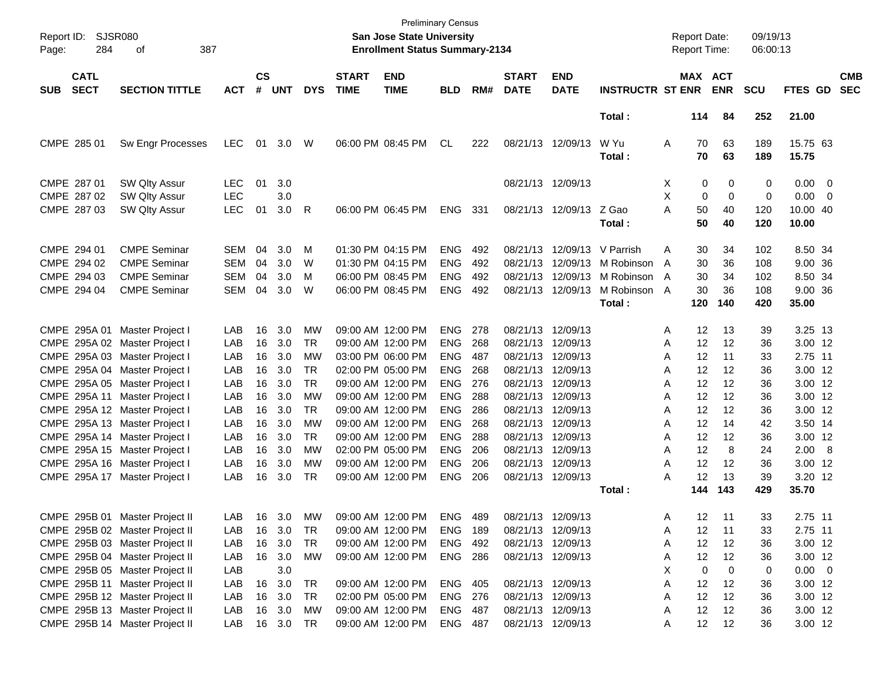Preliminary Census
**San Jose State University**
**Enrollment Status Summary-2134**

Report ID: SJSR080
Report Date: 09/19/13
Report Time: 06:00:13

| SUB | CATL SECT | SECTION TITTLE | ACT | CS # | UNT | DYS | START TIME | END TIME | BLD | RM# | START DATE | END DATE | INSTRUCTR | ST | MAX ENR | ACT ENR | SCU | FTES | GD | CMB SEC |
|---|---|---|---|---|---|---|---|---|---|---|---|---|---|---|---|---|---|---|---|---|
| | | | | | | | | | | | | | **Total :** | | **114** | **84** | **252** | **21.00** | | |
| CMPE | 285 01 | Sw Engr Processes | LEC | 01 | 3.0 | W | 06:00 PM | 08:45 PM | CL | 222 | 08/21/13 | 12/09/13 | W Yu | A | 70 | 63 | 189 | 15.75 | 63 | |
| | | | | | | | | | | | | | **Total :** | | **70** | **63** | **189** | **15.75** | | |
| CMPE | 287 01 | SW Qlty Assur | LEC | 01 | 3.0 | | | | | | 08/21/13 | 12/09/13 | | X | 0 | 0 | 0 | 0.00 | 0 | |
| CMPE | 287 02 | SW Qlty Assur | LEC | | 3.0 | | | | | | | | | X | 0 | 0 | 0 | 0.00 | 0 | |
| CMPE | 287 03 | SW Qlty Assur | LEC | 01 | 3.0 | R | 06:00 PM | 06:45 PM | ENG | 331 | 08/21/13 | 12/09/13 | Z Gao | A | 50 | 40 | 120 | 10.00 | 40 | |
| | | | | | | | | | | | | | **Total :** | | **50** | **40** | **120** | **10.00** | | |
| CMPE | 294 01 | CMPE Seminar | SEM | 04 | 3.0 | M | 01:30 PM | 04:15 PM | ENG | 492 | 08/21/13 | 12/09/13 | V Parrish | A | 30 | 34 | 102 | 8.50 | 34 | |
| CMPE | 294 02 | CMPE Seminar | SEM | 04 | 3.0 | W | 01:30 PM | 04:15 PM | ENG | 492 | 08/21/13 | 12/09/13 | M Robinson | A | 30 | 36 | 108 | 9.00 | 36 | |
| CMPE | 294 03 | CMPE Seminar | SEM | 04 | 3.0 | M | 06:00 PM | 08:45 PM | ENG | 492 | 08/21/13 | 12/09/13 | M Robinson | A | 30 | 34 | 102 | 8.50 | 34 | |
| CMPE | 294 04 | CMPE Seminar | SEM | 04 | 3.0 | W | 06:00 PM | 08:45 PM | ENG | 492 | 08/21/13 | 12/09/13 | M Robinson | A | 30 | 36 | 108 | 9.00 | 36 | |
| | | | | | | | | | | | | | **Total :** | | **120** | **140** | **420** | **35.00** | | |
| CMPE | 295A 01 | Master Project I | LAB | 16 | 3.0 | MW | 09:00 AM | 12:00 PM | ENG | 278 | 08/21/13 | 12/09/13 | | A | 12 | 13 | 39 | 3.25 | 13 | |
| CMPE | 295A 02 | Master Project I | LAB | 16 | 3.0 | TR | 09:00 AM | 12:00 PM | ENG | 268 | 08/21/13 | 12/09/13 | | A | 12 | 12 | 36 | 3.00 | 12 | |
| CMPE | 295A 03 | Master Project I | LAB | 16 | 3.0 | MW | 03:00 PM | 06:00 PM | ENG | 487 | 08/21/13 | 12/09/13 | | A | 12 | 11 | 33 | 2.75 | 11 | |
| CMPE | 295A 04 | Master Project I | LAB | 16 | 3.0 | TR | 02:00 PM | 05:00 PM | ENG | 268 | 08/21/13 | 12/09/13 | | A | 12 | 12 | 36 | 3.00 | 12 | |
| CMPE | 295A 05 | Master Project I | LAB | 16 | 3.0 | TR | 09:00 AM | 12:00 PM | ENG | 276 | 08/21/13 | 12/09/13 | | A | 12 | 12 | 36 | 3.00 | 12 | |
| CMPE | 295A 11 | Master Project I | LAB | 16 | 3.0 | MW | 09:00 AM | 12:00 PM | ENG | 288 | 08/21/13 | 12/09/13 | | A | 12 | 12 | 36 | 3.00 | 12 | |
| CMPE | 295A 12 | Master Project I | LAB | 16 | 3.0 | TR | 09:00 AM | 12:00 PM | ENG | 286 | 08/21/13 | 12/09/13 | | A | 12 | 12 | 36 | 3.00 | 12 | |
| CMPE | 295A 13 | Master Project I | LAB | 16 | 3.0 | MW | 09:00 AM | 12:00 PM | ENG | 268 | 08/21/13 | 12/09/13 | | A | 12 | 14 | 42 | 3.50 | 14 | |
| CMPE | 295A 14 | Master Project I | LAB | 16 | 3.0 | TR | 09:00 AM | 12:00 PM | ENG | 288 | 08/21/13 | 12/09/13 | | A | 12 | 12 | 36 | 3.00 | 12 | |
| CMPE | 295A 15 | Master Project I | LAB | 16 | 3.0 | MW | 02:00 PM | 05:00 PM | ENG | 206 | 08/21/13 | 12/09/13 | | A | 12 | 8 | 24 | 2.00 | 8 | |
| CMPE | 295A 16 | Master Project I | LAB | 16 | 3.0 | MW | 09:00 AM | 12:00 PM | ENG | 206 | 08/21/13 | 12/09/13 | | A | 12 | 12 | 36 | 3.00 | 12 | |
| CMPE | 295A 17 | Master Project I | LAB | 16 | 3.0 | TR | 09:00 AM | 12:00 PM | ENG | 206 | 08/21/13 | 12/09/13 | | A | 12 | 13 | 39 | 3.20 | 12 | |
| | | | | | | | | | | | | | **Total :** | | **144** | **143** | **429** | **35.70** | | |
| CMPE | 295B 01 | Master Project II | LAB | 16 | 3.0 | MW | 09:00 AM | 12:00 PM | ENG | 489 | 08/21/13 | 12/09/13 | | A | 12 | 11 | 33 | 2.75 | 11 | |
| CMPE | 295B 02 | Master Project II | LAB | 16 | 3.0 | TR | 09:00 AM | 12:00 PM | ENG | 189 | 08/21/13 | 12/09/13 | | A | 12 | 11 | 33 | 2.75 | 11 | |
| CMPE | 295B 03 | Master Project II | LAB | 16 | 3.0 | TR | 09:00 AM | 12:00 PM | ENG | 492 | 08/21/13 | 12/09/13 | | A | 12 | 12 | 36 | 3.00 | 12 | |
| CMPE | 295B 04 | Master Project II | LAB | 16 | 3.0 | MW | 09:00 AM | 12:00 PM | ENG | 286 | 08/21/13 | 12/09/13 | | A | 12 | 12 | 36 | 3.00 | 12 | |
| CMPE | 295B 05 | Master Project II | LAB | | 3.0 | | | | | | | | | X | 0 | 0 | 0 | 0.00 | 0 | |
| CMPE | 295B 11 | Master Project II | LAB | 16 | 3.0 | TR | 09:00 AM | 12:00 PM | ENG | 405 | 08/21/13 | 12/09/13 | | A | 12 | 12 | 36 | 3.00 | 12 | |
| CMPE | 295B 12 | Master Project II | LAB | 16 | 3.0 | TR | 02:00 PM | 05:00 PM | ENG | 276 | 08/21/13 | 12/09/13 | | A | 12 | 12 | 36 | 3.00 | 12 | |
| CMPE | 295B 13 | Master Project II | LAB | 16 | 3.0 | MW | 09:00 AM | 12:00 PM | ENG | 487 | 08/21/13 | 12/09/13 | | A | 12 | 12 | 36 | 3.00 | 12 | |
| CMPE | 295B 14 | Master Project II | LAB | 16 | 3.0 | TR | 09:00 AM | 12:00 PM | ENG | 487 | 08/21/13 | 12/09/13 | | A | 12 | 12 | 36 | 3.00 | 12 | |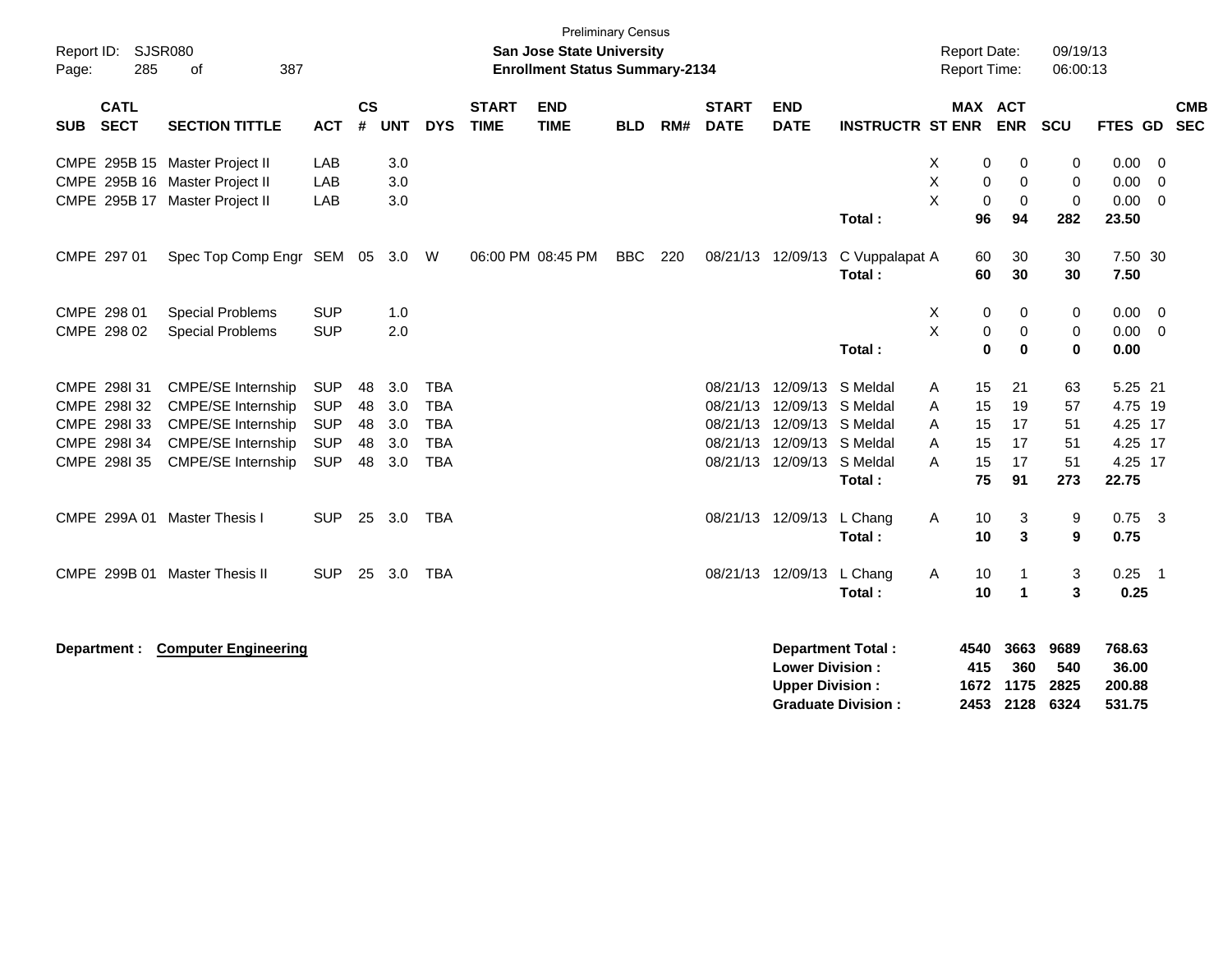Preliminary Census

**San Jose State University**
**Enrollment Status Summary-2134**

Report ID: SJSR080
Report Date: 09/19/13
Report Time: 06:00:13

| SUB | CATL SECT | SECTION TITTLE | ACT | CS # | UNT | DYS | START TIME | END TIME | BLD | RM# | START DATE | END DATE | INSTRUCTR | ST | MAX ENR | ACT ENR | SCU | FTES | GD | CMB SEC |
|---|---|---|---|---|---|---|---|---|---|---|---|---|---|---|---|---|---|---|---|---|
| CMPE | 295B 15 | Master Project II | LAB | | 3.0 | | | | | | | | | X | 0 | 0 | 0 | 0.00 | 0 | |
| CMPE | 295B 16 | Master Project II | LAB | | 3.0 | | | | | | | | | X | 0 | 0 | 0 | 0.00 | 0 | |
| CMPE | 295B 17 | Master Project II | LAB | | 3.0 | | | | | | | | | X | 0 | 0 | 0 | 0.00 | 0 | |
| | | | | | | | | | | | | | **Total :** | | **96** | **94** | **282** | **23.50** | | |
| CMPE | 297 01 | Spec Top Comp Engr | SEM | 05 | 3.0 | W | 06:00 PM | 08:45 PM | BBC | 220 | 08/21/13 | 12/09/13 | C Vuppalapat | A | 60 | 30 | 30 | 7.50 | 30 | |
| | | | | | | | | | | | | | **Total :** | | **60** | **30** | **30** | **7.50** | | |
| CMPE | 298 01 | Special Problems | SUP | | 1.0 | | | | | | | | | X | 0 | 0 | 0 | 0.00 | 0 | |
| CMPE | 298 02 | Special Problems | SUP | | 2.0 | | | | | | | | | X | 0 | 0 | 0 | 0.00 | 0 | |
| | | | | | | | | | | | | | **Total :** | | **0** | **0** | **0** | **0.00** | | |
| CMPE | 298I 31 | CMPE/SE Internship | SUP | 48 | 3.0 | TBA | | | | | 08/21/13 | 12/09/13 | S Meldal | A | 15 | 21 | 63 | 5.25 | 21 | |
| CMPE | 298I 32 | CMPE/SE Internship | SUP | 48 | 3.0 | TBA | | | | | 08/21/13 | 12/09/13 | S Meldal | A | 15 | 19 | 57 | 4.75 | 19 | |
| CMPE | 298I 33 | CMPE/SE Internship | SUP | 48 | 3.0 | TBA | | | | | 08/21/13 | 12/09/13 | S Meldal | A | 15 | 17 | 51 | 4.25 | 17 | |
| CMPE | 298I 34 | CMPE/SE Internship | SUP | 48 | 3.0 | TBA | | | | | 08/21/13 | 12/09/13 | S Meldal | A | 15 | 17 | 51 | 4.25 | 17 | |
| CMPE | 298I 35 | CMPE/SE Internship | SUP | 48 | 3.0 | TBA | | | | | 08/21/13 | 12/09/13 | S Meldal | A | 15 | 17 | 51 | 4.25 | 17 | |
| | | | | | | | | | | | | | **Total :** | | **75** | **91** | **273** | **22.75** | | |
| CMPE | 299A 01 | Master Thesis I | SUP | 25 | 3.0 | TBA | | | | | 08/21/13 | 12/09/13 | L Chang | A | 10 | 3 | 9 | 0.75 | 3 | |
| | | | | | | | | | | | | | **Total :** | | **10** | **3** | **9** | **0.75** | | |
| CMPE | 299B 01 | Master Thesis II | SUP | 25 | 3.0 | TBA | | | | | 08/21/13 | 12/09/13 | L Chang | A | 10 | 1 | 3 | 0.25 | 1 | |
| | | | | | | | | | | | | | **Total :** | | **10** | **1** | **3** | **0.25** | | |

**Department : Computer Engineering**

| | MAX ENR | ACT ENR | SCU | FTES |
|---|---|---|---|---|
| **Department Total :** | **4540** | **3663** | **9689** | **768.63** |
| **Lower Division :** | **415** | **360** | **540** | **36.00** |
| **Upper Division :** | **1672** | **1175** | **2825** | **200.88** |
| **Graduate Division :** | **2453** | **2128** | **6324** | **531.75** |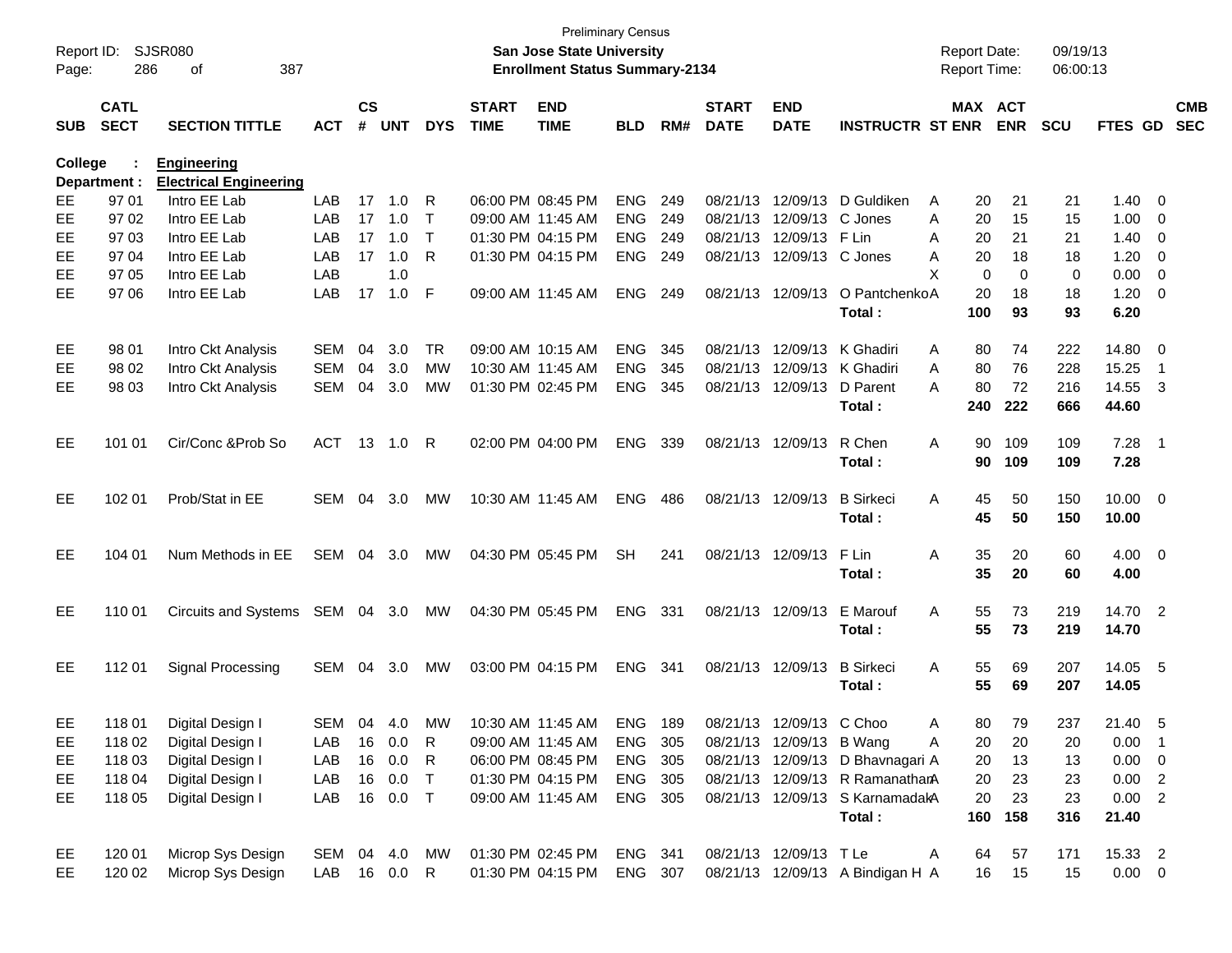Preliminary Census

Report ID: SJSR080 — **San Jose State University** — Report Date: 09/19/13

**Enrollment Status Summary-2134** — Report Time: 06:00:13

**College : Engineering**
**Department : Electrical Engineering**

| SUB | CATL SECT | SECTION TITTLE | ACT | CS # | UNT | DYS | START TIME | END TIME | BLD | RM# | START DATE | END DATE | INSTRUCTR | ST | MAX ENR | ACT ENR | SCU | FTES | GD | CMB SEC |
|---|---|---|---|---|---|---|---|---|---|---|---|---|---|---|---|---|---|---|---|---|
| EE | 97 01 | Intro EE Lab | LAB | 17 | 1.0 | R | 06:00 PM | 08:45 PM | ENG | 249 | 08/21/13 | 12/09/13 | D Guldiken | A | 20 | 21 | 21 | 1.40 | 0 | |
| EE | 97 02 | Intro EE Lab | LAB | 17 | 1.0 | T | 09:00 AM | 11:45 AM | ENG | 249 | 08/21/13 | 12/09/13 | C Jones | A | 20 | 15 | 15 | 1.00 | 0 | |
| EE | 97 03 | Intro EE Lab | LAB | 17 | 1.0 | T | 01:30 PM | 04:15 PM | ENG | 249 | 08/21/13 | 12/09/13 | F Lin | A | 20 | 21 | 21 | 1.40 | 0 | |
| EE | 97 04 | Intro EE Lab | LAB | 17 | 1.0 | R | 01:30 PM | 04:15 PM | ENG | 249 | 08/21/13 | 12/09/13 | C Jones | A | 20 | 18 | 18 | 1.20 | 0 | |
| EE | 97 05 | Intro EE Lab | LAB | | 1.0 | | | | | | | | | X | 0 | 0 | 0 | 0.00 | 0 | |
| EE | 97 06 | Intro EE Lab | LAB | 17 | 1.0 | F | 09:00 AM | 11:45 AM | ENG | 249 | 08/21/13 | 12/09/13 | O Pantchenko | A | 20 | 18 | 18 | 1.20 | 0 | |
| | | | | | | | | | | | | | **Total :** | | **100** | **93** | **93** | **6.20** | | |
| EE | 98 01 | Intro Ckt Analysis | SEM | 04 | 3.0 | TR | 09:00 AM | 10:15 AM | ENG | 345 | 08/21/13 | 12/09/13 | K Ghadiri | A | 80 | 74 | 222 | 14.80 | 0 | |
| EE | 98 02 | Intro Ckt Analysis | SEM | 04 | 3.0 | MW | 10:30 AM | 11:45 AM | ENG | 345 | 08/21/13 | 12/09/13 | K Ghadiri | A | 80 | 76 | 228 | 15.25 | 1 | |
| EE | 98 03 | Intro Ckt Analysis | SEM | 04 | 3.0 | MW | 01:30 PM | 02:45 PM | ENG | 345 | 08/21/13 | 12/09/13 | D Parent | A | 80 | 72 | 216 | 14.55 | 3 | |
| | | | | | | | | | | | | | **Total :** | | **240** | **222** | **666** | **44.60** | | |
| EE | 101 01 | Cir/Conc &Prob So | ACT | 13 | 1.0 | R | 02:00 PM | 04:00 PM | ENG | 339 | 08/21/13 | 12/09/13 | R Chen | A | 90 | 109 | 109 | 7.28 | 1 | |
| | | | | | | | | | | | | | **Total :** | | **90** | **109** | **109** | **7.28** | | |
| EE | 102 01 | Prob/Stat in EE | SEM | 04 | 3.0 | MW | 10:30 AM | 11:45 AM | ENG | 486 | 08/21/13 | 12/09/13 | B Sirkeci | A | 45 | 50 | 150 | 10.00 | 0 | |
| | | | | | | | | | | | | | **Total :** | | **45** | **50** | **150** | **10.00** | | |
| EE | 104 01 | Num Methods in EE | SEM | 04 | 3.0 | MW | 04:30 PM | 05:45 PM | SH | 241 | 08/21/13 | 12/09/13 | F Lin | A | 35 | 20 | 60 | 4.00 | 0 | |
| | | | | | | | | | | | | | **Total :** | | **35** | **20** | **60** | **4.00** | | |
| EE | 110 01 | Circuits and Systems | SEM | 04 | 3.0 | MW | 04:30 PM | 05:45 PM | ENG | 331 | 08/21/13 | 12/09/13 | E Marouf | A | 55 | 73 | 219 | 14.70 | 2 | |
| | | | | | | | | | | | | | **Total :** | | **55** | **73** | **219** | **14.70** | | |
| EE | 112 01 | Signal Processing | SEM | 04 | 3.0 | MW | 03:00 PM | 04:15 PM | ENG | 341 | 08/21/13 | 12/09/13 | B Sirkeci | A | 55 | 69 | 207 | 14.05 | 5 | |
| | | | | | | | | | | | | | **Total :** | | **55** | **69** | **207** | **14.05** | | |
| EE | 118 01 | Digital Design I | SEM | 04 | 4.0 | MW | 10:30 AM | 11:45 AM | ENG | 189 | 08/21/13 | 12/09/13 | C Choo | A | 80 | 79 | 237 | 21.40 | 5 | |
| EE | 118 02 | Digital Design I | LAB | 16 | 0.0 | R | 09:00 AM | 11:45 AM | ENG | 305 | 08/21/13 | 12/09/13 | B Wang | A | 20 | 20 | 20 | 0.00 | 1 | |
| EE | 118 03 | Digital Design I | LAB | 16 | 0.0 | R | 06:00 PM | 08:45 PM | ENG | 305 | 08/21/13 | 12/09/13 | D Bhavnagari | A | 20 | 13 | 13 | 0.00 | 0 | |
| EE | 118 04 | Digital Design I | LAB | 16 | 0.0 | T | 01:30 PM | 04:15 PM | ENG | 305 | 08/21/13 | 12/09/13 | R Ramanathan | A | 20 | 23 | 23 | 0.00 | 2 | |
| EE | 118 05 | Digital Design I | LAB | 16 | 0.0 | T | 09:00 AM | 11:45 AM | ENG | 305 | 08/21/13 | 12/09/13 | S Karnamadak | A | 20 | 23 | 23 | 0.00 | 2 | |
| | | | | | | | | | | | | | **Total :** | | **160** | **158** | **316** | **21.40** | | |
| EE | 120 01 | Microp Sys Design | SEM | 04 | 4.0 | MW | 01:30 PM | 02:45 PM | ENG | 341 | 08/21/13 | 12/09/13 | T Le | A | 64 | 57 | 171 | 15.33 | 2 | |
| EE | 120 02 | Microp Sys Design | LAB | 16 | 0.0 | R | 01:30 PM | 04:15 PM | ENG | 307 | 08/21/13 | 12/09/13 | A Bindigan H | A | 16 | 15 | 15 | 0.00 | 0 | |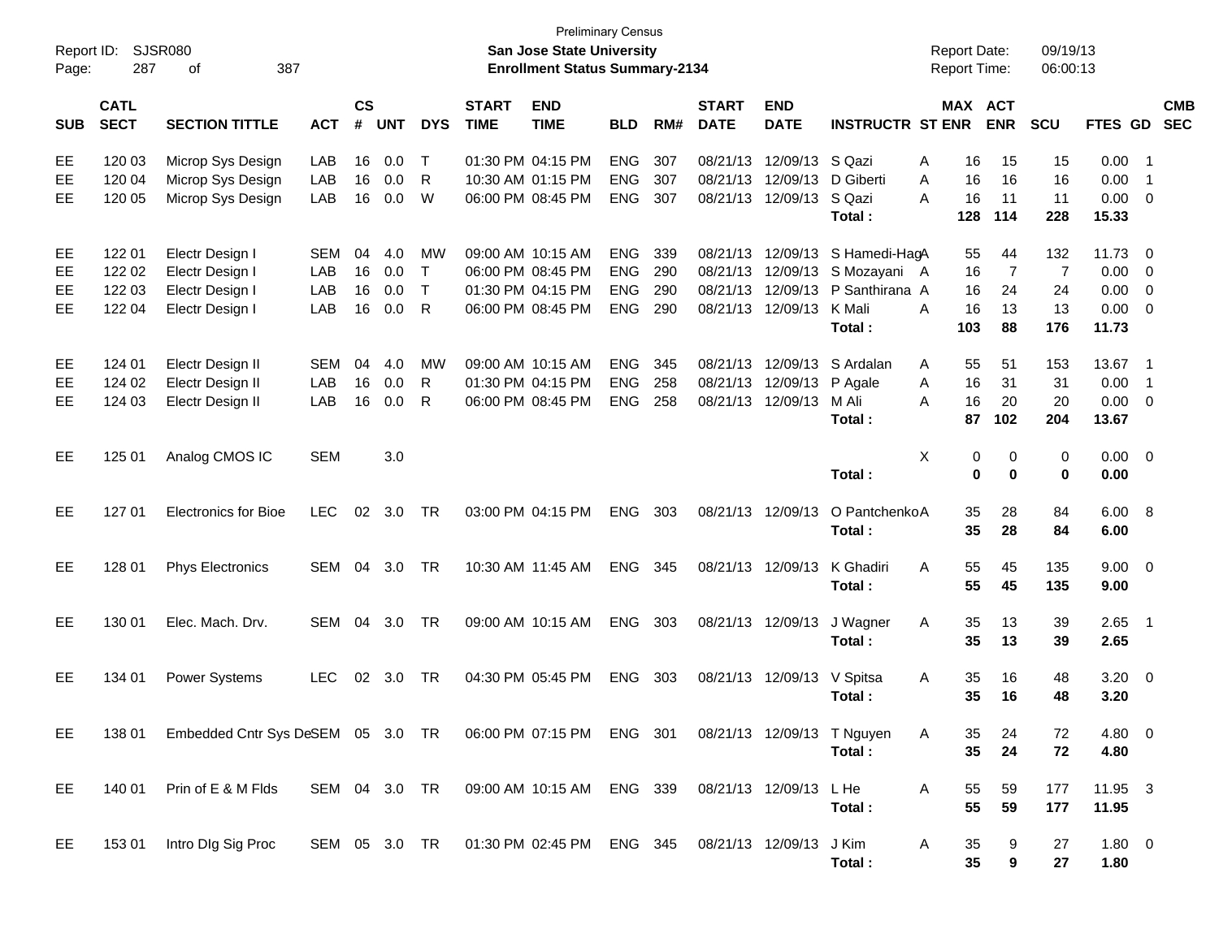Preliminary Census
**San Jose State University**
**Enrollment Status Summary-2134**

Report ID: SJSR080
Report Date: 09/19/13
Report Time: 06:00:13

| SUB | CATL SECT | SECTION TITTLE | ACT | CS # | UNT | DYS | START TIME | END TIME | BLD | RM# | START DATE | END DATE | INSTRUCTR | ST | MAX ENR | ACT ENR | SCU | FTES | GD | CMB SEC |
|---|---|---|---|---|---|---|---|---|---|---|---|---|---|---|---|---|---|---|---|---|
| EE | 120 03 | Microp Sys Design | LAB | 16 | 0.0 | T | 01:30 PM | 04:15 PM | ENG | 307 | 08/21/13 | 12/09/13 | S Qazi | A | 16 | 15 | 15 | 0.00 | 1 | |
| EE | 120 04 | Microp Sys Design | LAB | 16 | 0.0 | R | 10:30 AM | 01:15 PM | ENG | 307 | 08/21/13 | 12/09/13 | D Giberti | A | 16 | 16 | 16 | 0.00 | 1 | |
| EE | 120 05 | Microp Sys Design | LAB | 16 | 0.0 | W | 06:00 PM | 08:45 PM | ENG | 307 | 08/21/13 | 12/09/13 | S Qazi | A | 16 | 11 | 11 | 0.00 | 0 | |
| | | | | | | | | | | | | | **Total :** | | **128** | **114** | **228** | **15.33** | | |
| EE | 122 01 | Electr Design I | SEM | 04 | 4.0 | MW | 09:00 AM | 10:15 AM | ENG | 339 | 08/21/13 | 12/09/13 | S Hamedi-Hag | A | 55 | 44 | 132 | 11.73 | 0 | |
| EE | 122 02 | Electr Design I | LAB | 16 | 0.0 | T | 06:00 PM | 08:45 PM | ENG | 290 | 08/21/13 | 12/09/13 | S Mozayani | A | 16 | 7 | 7 | 0.00 | 0 | |
| EE | 122 03 | Electr Design I | LAB | 16 | 0.0 | T | 01:30 PM | 04:15 PM | ENG | 290 | 08/21/13 | 12/09/13 | P Santhirana | A | 16 | 24 | 24 | 0.00 | 0 | |
| EE | 122 04 | Electr Design I | LAB | 16 | 0.0 | R | 06:00 PM | 08:45 PM | ENG | 290 | 08/21/13 | 12/09/13 | K Mali | A | 16 | 13 | 13 | 0.00 | 0 | |
| | | | | | | | | | | | | | **Total :** | | **103** | **88** | **176** | **11.73** | | |
| EE | 124 01 | Electr Design II | SEM | 04 | 4.0 | MW | 09:00 AM | 10:15 AM | ENG | 345 | 08/21/13 | 12/09/13 | S Ardalan | A | 55 | 51 | 153 | 13.67 | 1 | |
| EE | 124 02 | Electr Design II | LAB | 16 | 0.0 | R | 01:30 PM | 04:15 PM | ENG | 258 | 08/21/13 | 12/09/13 | P Agale | A | 16 | 31 | 31 | 0.00 | 1 | |
| EE | 124 03 | Electr Design II | LAB | 16 | 0.0 | R | 06:00 PM | 08:45 PM | ENG | 258 | 08/21/13 | 12/09/13 | M Ali | A | 16 | 20 | 20 | 0.00 | 0 | |
| | | | | | | | | | | | | | **Total :** | | **87** | **102** | **204** | **13.67** | | |
| EE | 125 01 | Analog CMOS IC | SEM | | 3.0 | | | | | | | | | X | 0 | 0 | 0 | 0.00 | 0 | |
| | | | | | | | | | | | | | **Total :** | | **0** | **0** | **0** | **0.00** | | |
| EE | 127 01 | Electronics for Bioe | LEC | 02 | 3.0 | TR | 03:00 PM | 04:15 PM | ENG | 303 | 08/21/13 | 12/09/13 | O Pantchenko | A | 35 | 28 | 84 | 6.00 | 8 | |
| | | | | | | | | | | | | | **Total :** | | **35** | **28** | **84** | **6.00** | | |
| EE | 128 01 | Phys Electronics | SEM | 04 | 3.0 | TR | 10:30 AM | 11:45 AM | ENG | 345 | 08/21/13 | 12/09/13 | K Ghadiri | A | 55 | 45 | 135 | 9.00 | 0 | |
| | | | | | | | | | | | | | **Total :** | | **55** | **45** | **135** | **9.00** | | |
| EE | 130 01 | Elec. Mach. Drv. | SEM | 04 | 3.0 | TR | 09:00 AM | 10:15 AM | ENG | 303 | 08/21/13 | 12/09/13 | J Wagner | A | 35 | 13 | 39 | 2.65 | 1 | |
| | | | | | | | | | | | | | **Total :** | | **35** | **13** | **39** | **2.65** | | |
| EE | 134 01 | Power Systems | LEC | 02 | 3.0 | TR | 04:30 PM | 05:45 PM | ENG | 303 | 08/21/13 | 12/09/13 | V Spitsa | A | 35 | 16 | 48 | 3.20 | 0 | |
| | | | | | | | | | | | | | **Total :** | | **35** | **16** | **48** | **3.20** | | |
| EE | 138 01 | Embedded Cntr Sys De | SEM | 05 | 3.0 | TR | 06:00 PM | 07:15 PM | ENG | 301 | 08/21/13 | 12/09/13 | T Nguyen | A | 35 | 24 | 72 | 4.80 | 0 | |
| | | | | | | | | | | | | | **Total :** | | **35** | **24** | **72** | **4.80** | | |
| EE | 140 01 | Prin of E & M Flds | SEM | 04 | 3.0 | TR | 09:00 AM | 10:15 AM | ENG | 339 | 08/21/13 | 12/09/13 | L He | A | 55 | 59 | 177 | 11.95 | 3 | |
| | | | | | | | | | | | | | **Total :** | | **55** | **59** | **177** | **11.95** | | |
| EE | 153 01 | Intro Dlg Sig Proc | SEM | 05 | 3.0 | TR | 01:30 PM | 02:45 PM | ENG | 345 | 08/21/13 | 12/09/13 | J Kim | A | 35 | 9 | 27 | 1.80 | 0 | |
| | | | | | | | | | | | | | **Total :** | | **35** | **9** | **27** | **1.80** | | |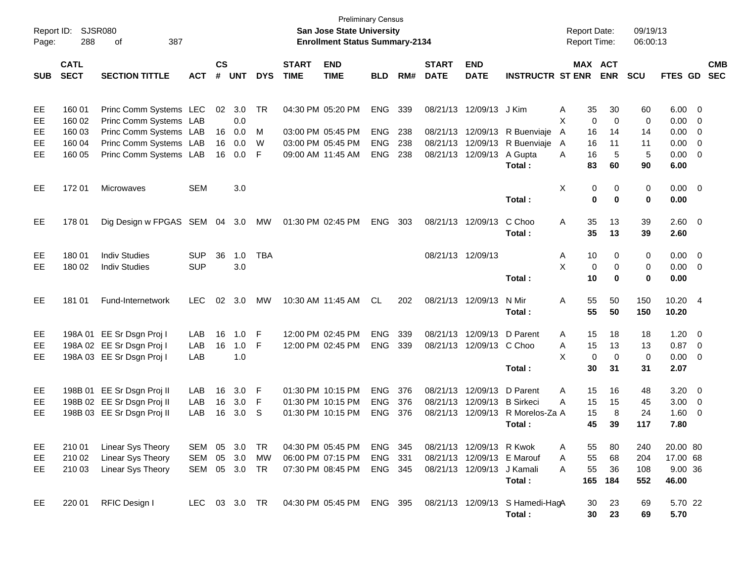Preliminary Census

**San Jose State University**

**Enrollment Status Summary-2134**

Report ID: SJSR080

Report Date: 09/19/13

Report Time: 06:00:13

| SUB | CATL SECT | SECTION TITTLE | ACT | CS # | UNT | DYS | START TIME | END TIME | BLD | RM# | START DATE | END DATE | INSTRUCTR | ST | MAX ENR | ACT ENR | SCU | FTES | GD | CMB SEC |
|---|---|---|---|---|---|---|---|---|---|---|---|---|---|---|---|---|---|---|---|---|
| EE | 160 01 | Princ Comm Systems | LEC | 02 | 3.0 | TR | 04:30 PM | 05:20 PM | ENG | 339 | 08/21/13 | 12/09/13 | J Kim | A | 35 | 30 | 60 | 6.00 | 0 | |
| EE | 160 02 | Princ Comm Systems | LAB | | 0.0 | | | | | | | | | X | 0 | 0 | 0 | 0.00 | 0 | |
| EE | 160 03 | Princ Comm Systems | LAB | 16 | 0.0 | M | 03:00 PM | 05:45 PM | ENG | 238 | 08/21/13 | 12/09/13 | R Buenviaje | A | 16 | 14 | 14 | 0.00 | 0 | |
| EE | 160 04 | Princ Comm Systems | LAB | 16 | 0.0 | W | 03:00 PM | 05:45 PM | ENG | 238 | 08/21/13 | 12/09/13 | R Buenviaje | A | 16 | 11 | 11 | 0.00 | 0 | |
| EE | 160 05 | Princ Comm Systems | LAB | 16 | 0.0 | F | 09:00 AM | 11:45 AM | ENG | 238 | 08/21/13 | 12/09/13 | A Gupta | A | 16 | 5 | 5 | 0.00 | 0 | |
| | | | | | | | | | | | | | **Total :** | | **83** | **60** | **90** | **6.00** | | |
| EE | 172 01 | Microwaves | SEM | | 3.0 | | | | | | | | | X | 0 | 0 | 0 | 0.00 | 0 | |
| | | | | | | | | | | | | | **Total :** | | **0** | **0** | **0** | **0.00** | | |
| EE | 178 01 | Dig Design w FPGAS | SEM | 04 | 3.0 | MW | 01:30 PM | 02:45 PM | ENG | 303 | 08/21/13 | 12/09/13 | C Choo | A | 35 | 13 | 39 | 2.60 | 0 | |
| | | | | | | | | | | | | | **Total :** | | **35** | **13** | **39** | **2.60** | | |
| EE | 180 01 | Indiv Studies | SUP | 36 | 1.0 | TBA | | | | | 08/21/13 | 12/09/13 | | A | 10 | 0 | 0 | 0.00 | 0 | |
| EE | 180 02 | Indiv Studies | SUP | | 3.0 | | | | | | | | | X | 0 | 0 | 0 | 0.00 | 0 | |
| | | | | | | | | | | | | | **Total :** | | **10** | **0** | **0** | **0.00** | | |
| EE | 181 01 | Fund-Internetwork | LEC | 02 | 3.0 | MW | 10:30 AM | 11:45 AM | CL | 202 | 08/21/13 | 12/09/13 | N Mir | A | 55 | 50 | 150 | 10.20 | 4 | |
| | | | | | | | | | | | | | **Total :** | | **55** | **50** | **150** | **10.20** | | |
| EE | 198A 01 | EE Sr Dsgn Proj I | LAB | 16 | 1.0 | F | 12:00 PM | 02:45 PM | ENG | 339 | 08/21/13 | 12/09/13 | D Parent | A | 15 | 18 | 18 | 1.20 | 0 | |
| EE | 198A 02 | EE Sr Dsgn Proj I | LAB | 16 | 1.0 | F | 12:00 PM | 02:45 PM | ENG | 339 | 08/21/13 | 12/09/13 | C Choo | A | 15 | 13 | 13 | 0.87 | 0 | |
| EE | 198A 03 | EE Sr Dsgn Proj I | LAB | | 1.0 | | | | | | | | | X | 0 | 0 | 0 | 0.00 | 0 | |
| | | | | | | | | | | | | | **Total :** | | **30** | **31** | **31** | **2.07** | | |
| EE | 198B 01 | EE Sr Dsgn Proj II | LAB | 16 | 3.0 | F | 01:30 PM | 10:15 PM | ENG | 376 | 08/21/13 | 12/09/13 | D Parent | A | 15 | 16 | 48 | 3.20 | 0 | |
| EE | 198B 02 | EE Sr Dsgn Proj II | LAB | 16 | 3.0 | F | 01:30 PM | 10:15 PM | ENG | 376 | 08/21/13 | 12/09/13 | B Sirkeci | A | 15 | 15 | 45 | 3.00 | 0 | |
| EE | 198B 03 | EE Sr Dsgn Proj II | LAB | 16 | 3.0 | S | 01:30 PM | 10:15 PM | ENG | 376 | 08/21/13 | 12/09/13 | R Morelos-Za | A | 15 | 8 | 24 | 1.60 | 0 | |
| | | | | | | | | | | | | | **Total :** | | **45** | **39** | **117** | **7.80** | | |
| EE | 210 01 | Linear Sys Theory | SEM | 05 | 3.0 | TR | 04:30 PM | 05:45 PM | ENG | 345 | 08/21/13 | 12/09/13 | R Kwok | A | 55 | 80 | 240 | 20.00 | 80 | |
| EE | 210 02 | Linear Sys Theory | SEM | 05 | 3.0 | MW | 06:00 PM | 07:15 PM | ENG | 331 | 08/21/13 | 12/09/13 | E Marouf | A | 55 | 68 | 204 | 17.00 | 68 | |
| EE | 210 03 | Linear Sys Theory | SEM | 05 | 3.0 | TR | 07:30 PM | 08:45 PM | ENG | 345 | 08/21/13 | 12/09/13 | J Kamali | A | 55 | 36 | 108 | 9.00 | 36 | |
| | | | | | | | | | | | | | **Total :** | | **165** | **184** | **552** | **46.00** | | |
| EE | 220 01 | RFIC Design I | LEC | 03 | 3.0 | TR | 04:30 PM | 05:45 PM | ENG | 395 | 08/21/13 | 12/09/13 | S Hamedi-Hag | A | 30 | 23 | 69 | 5.70 | 22 | |
| | | | | | | | | | | | | | **Total :** | | **30** | **23** | **69** | **5.70** | | |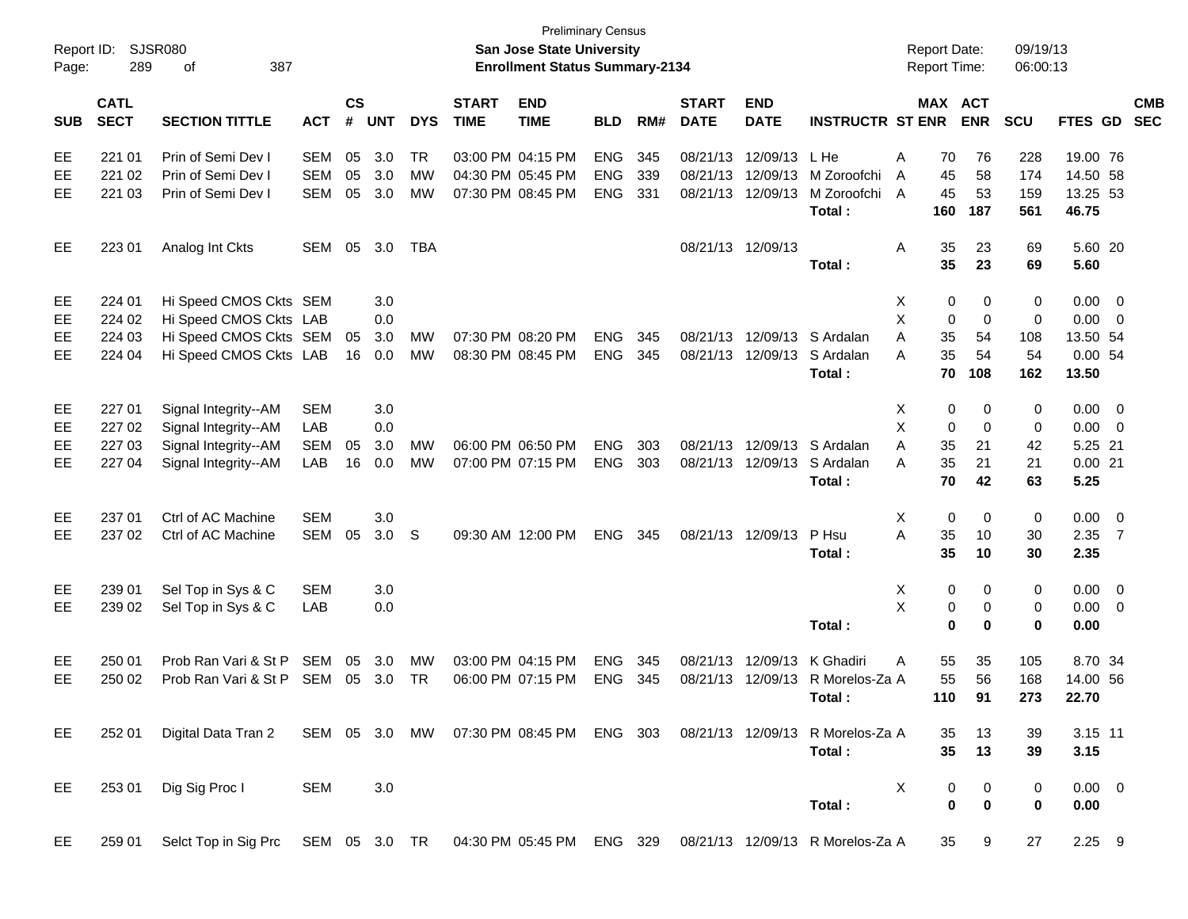Preliminary Census

**San Jose State University**

**Enrollment Status Summary-2134**

Report ID: SJSR080 &nbsp;&nbsp; Report Date: 09/19/13 &nbsp;&nbsp; Report Time: 06:00:13

| SUB | CATL SECT | SECTION TITTLE | ACT | CS # | UNT | DYS | START TIME | END TIME | BLD | RM# | START DATE | END DATE | INSTRUCTR | ST | MAX ENR | ACT ENR | SCU | FTES | GD | CMB SEC |
|---|---|---|---|---|---|---|---|---|---|---|---|---|---|---|---|---|---|---|---|---|
| EE | 221 01 | Prin of Semi Dev I | SEM | 05 | 3.0 | TR | 03:00 PM | 04:15 PM | ENG | 345 | 08/21/13 | 12/09/13 | L He | A | 70 | 76 | 228 | 19.00 | 76 | |
| EE | 221 02 | Prin of Semi Dev I | SEM | 05 | 3.0 | MW | 04:30 PM | 05:45 PM | ENG | 339 | 08/21/13 | 12/09/13 | M Zoroofchi | A | 45 | 58 | 174 | 14.50 | 58 | |
| EE | 221 03 | Prin of Semi Dev I | SEM | 05 | 3.0 | MW | 07:30 PM | 08:45 PM | ENG | 331 | 08/21/13 | 12/09/13 | M Zoroofchi | A | 45 | 53 | 159 | 13.25 | 53 | |
| | | | | | | | | | | | | | **Total :** | | **160** | **187** | **561** | **46.75** | | |
| EE | 223 01 | Analog Int Ckts | SEM | 05 | 3.0 | TBA | | | | | 08/21/13 | 12/09/13 | | A | 35 | 23 | 69 | 5.60 | 20 | |
| | | | | | | | | | | | | | **Total :** | | **35** | **23** | **69** | **5.60** | | |
| EE | 224 01 | Hi Speed CMOS Ckts | SEM | | 3.0 | | | | | | | | | X | 0 | 0 | 0 | 0.00 | 0 | |
| EE | 224 02 | Hi Speed CMOS Ckts | LAB | | 0.0 | | | | | | | | | X | 0 | 0 | 0 | 0.00 | 0 | |
| EE | 224 03 | Hi Speed CMOS Ckts | SEM | 05 | 3.0 | MW | 07:30 PM | 08:20 PM | ENG | 345 | 08/21/13 | 12/09/13 | S Ardalan | A | 35 | 54 | 108 | 13.50 | 54 | |
| EE | 224 04 | Hi Speed CMOS Ckts | LAB | 16 | 0.0 | MW | 08:30 PM | 08:45 PM | ENG | 345 | 08/21/13 | 12/09/13 | S Ardalan | A | 35 | 54 | 54 | 0.00 | 54 | |
| | | | | | | | | | | | | | **Total :** | | **70** | **108** | **162** | **13.50** | | |
| EE | 227 01 | Signal Integrity--AM | SEM | | 3.0 | | | | | | | | | X | 0 | 0 | 0 | 0.00 | 0 | |
| EE | 227 02 | Signal Integrity--AM | LAB | | 0.0 | | | | | | | | | X | 0 | 0 | 0 | 0.00 | 0 | |
| EE | 227 03 | Signal Integrity--AM | SEM | 05 | 3.0 | MW | 06:00 PM | 06:50 PM | ENG | 303 | 08/21/13 | 12/09/13 | S Ardalan | A | 35 | 21 | 42 | 5.25 | 21 | |
| EE | 227 04 | Signal Integrity--AM | LAB | 16 | 0.0 | MW | 07:00 PM | 07:15 PM | ENG | 303 | 08/21/13 | 12/09/13 | S Ardalan | A | 35 | 21 | 21 | 0.00 | 21 | |
| | | | | | | | | | | | | | **Total :** | | **70** | **42** | **63** | **5.25** | | |
| EE | 237 01 | Ctrl of AC Machine | SEM | | 3.0 | | | | | | | | | X | 0 | 0 | 0 | 0.00 | 0 | |
| EE | 237 02 | Ctrl of AC Machine | SEM | 05 | 3.0 | S | 09:30 AM | 12:00 PM | ENG | 345 | 08/21/13 | 12/09/13 | P Hsu | A | 35 | 10 | 30 | 2.35 | 7 | |
| | | | | | | | | | | | | | **Total :** | | **35** | **10** | **30** | **2.35** | | |
| EE | 239 01 | Sel Top in Sys & C | SEM | | 3.0 | | | | | | | | | X | 0 | 0 | 0 | 0.00 | 0 | |
| EE | 239 02 | Sel Top in Sys & C | LAB | | 0.0 | | | | | | | | | X | 0 | 0 | 0 | 0.00 | 0 | |
| | | | | | | | | | | | | | **Total :** | | **0** | **0** | **0** | **0.00** | | |
| EE | 250 01 | Prob Ran Vari & St P | SEM | 05 | 3.0 | MW | 03:00 PM | 04:15 PM | ENG | 345 | 08/21/13 | 12/09/13 | K Ghadiri | A | 55 | 35 | 105 | 8.70 | 34 | |
| EE | 250 02 | Prob Ran Vari & St P | SEM | 05 | 3.0 | TR | 06:00 PM | 07:15 PM | ENG | 345 | 08/21/13 | 12/09/13 | R Morelos-Za | A | 55 | 56 | 168 | 14.00 | 56 | |
| | | | | | | | | | | | | | **Total :** | | **110** | **91** | **273** | **22.70** | | |
| EE | 252 01 | Digital Data Tran 2 | SEM | 05 | 3.0 | MW | 07:30 PM | 08:45 PM | ENG | 303 | 08/21/13 | 12/09/13 | R Morelos-Za | A | 35 | 13 | 39 | 3.15 | 11 | |
| | | | | | | | | | | | | | **Total :** | | **35** | **13** | **39** | **3.15** | | |
| EE | 253 01 | Dig Sig Proc I | SEM | | 3.0 | | | | | | | | | X | 0 | 0 | 0 | 0.00 | 0 | |
| | | | | | | | | | | | | | **Total :** | | **0** | **0** | **0** | **0.00** | | |
| EE | 259 01 | Selct Top in Sig Prc | SEM | 05 | 3.0 | TR | 04:30 PM | 05:45 PM | ENG | 329 | 08/21/13 | 12/09/13 | R Morelos-Za | A | 35 | 9 | 27 | 2.25 | 9 | |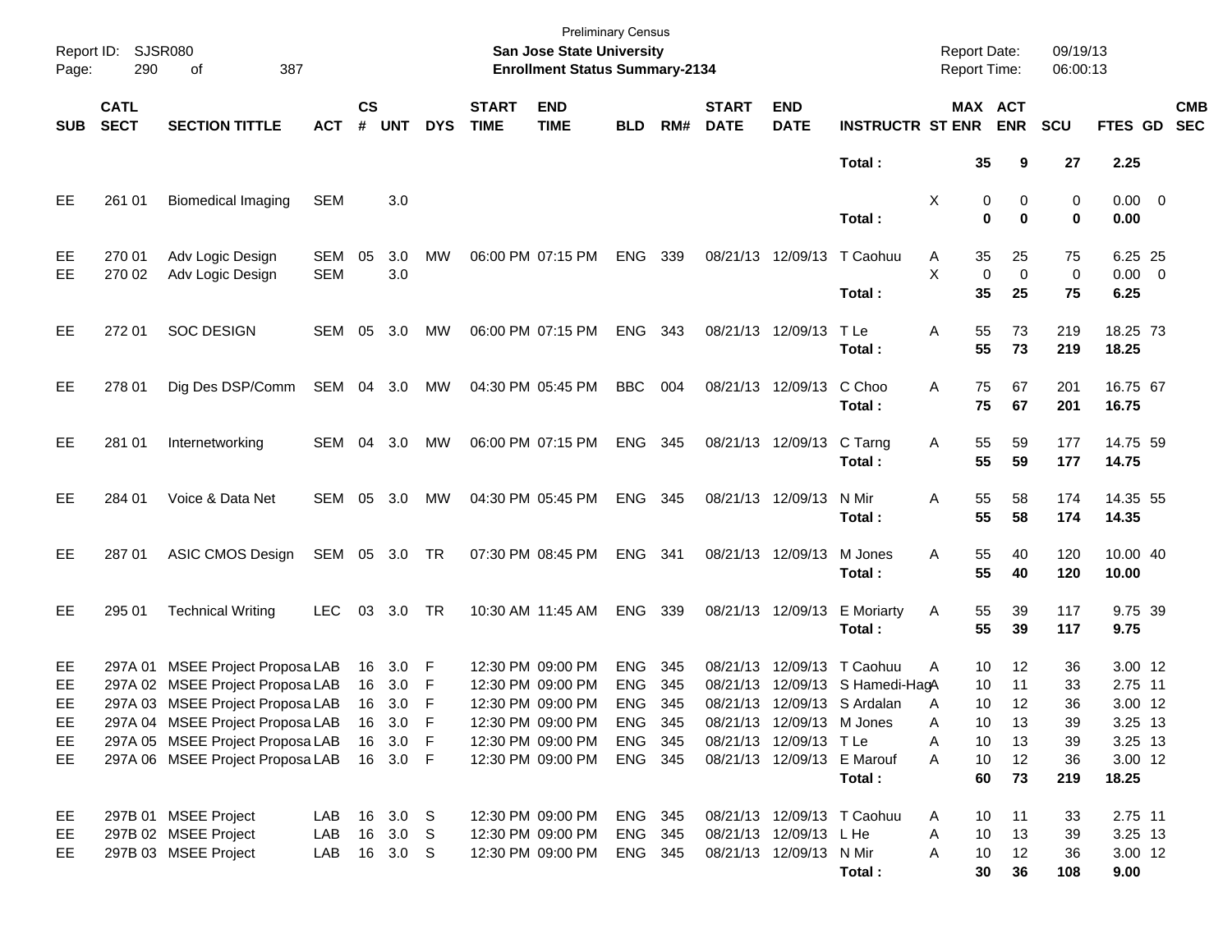Preliminary Census

**San Jose State University**

**Enrollment Status Summary-2134**

Report ID: SJSR080

Report Date: 09/19/13

Report Time: 06:00:13

| SUB | CATL SECT | SECTION TITTLE | ACT | CS # | UNT | DYS | START TIME | END TIME | BLD | RM# | START DATE | END DATE | INSTRUCTR | ST | MAX ENR | ACT ENR | SCU | FTES | GD | CMB SEC |
|---|---|---|---|---|---|---|---|---|---|---|---|---|---|---|---|---|---|---|---|---|
| | | | | | | | | | | | | | **Total :** | | **35** | **9** | **27** | **2.25** | | |
| EE | 261 01 | Biomedical Imaging | SEM | | 3.0 | | | | | | | | | X | 0 | 0 | 0 | 0.00 | 0 | |
| | | | | | | | | | | | | | **Total :** | | **0** | **0** | **0** | **0.00** | | |
| EE | 270 01 | Adv Logic Design | SEM | 05 | 3.0 | MW | 06:00 PM | 07:15 PM | ENG | 339 | 08/21/13 | 12/09/13 | T Caohuu | A | 35 | 25 | 75 | 6.25 | 25 | |
| EE | 270 02 | Adv Logic Design | SEM | | 3.0 | | | | | | | | | X | 0 | 0 | 0 | 0.00 | 0 | |
| | | | | | | | | | | | | | **Total :** | | **35** | **25** | **75** | **6.25** | | |
| EE | 272 01 | SOC DESIGN | SEM | 05 | 3.0 | MW | 06:00 PM | 07:15 PM | ENG | 343 | 08/21/13 | 12/09/13 | T Le | A | 55 | 73 | 219 | 18.25 | 73 | |
| | | | | | | | | | | | | | **Total :** | | **55** | **73** | **219** | **18.25** | | |
| EE | 278 01 | Dig Des DSP/Comm | SEM | 04 | 3.0 | MW | 04:30 PM | 05:45 PM | BBC | 004 | 08/21/13 | 12/09/13 | C Choo | A | 75 | 67 | 201 | 16.75 | 67 | |
| | | | | | | | | | | | | | **Total :** | | **75** | **67** | **201** | **16.75** | | |
| EE | 281 01 | Internetworking | SEM | 04 | 3.0 | MW | 06:00 PM | 07:15 PM | ENG | 345 | 08/21/13 | 12/09/13 | C Tarng | A | 55 | 59 | 177 | 14.75 | 59 | |
| | | | | | | | | | | | | | **Total :** | | **55** | **59** | **177** | **14.75** | | |
| EE | 284 01 | Voice & Data Net | SEM | 05 | 3.0 | MW | 04:30 PM | 05:45 PM | ENG | 345 | 08/21/13 | 12/09/13 | N Mir | A | 55 | 58 | 174 | 14.35 | 55 | |
| | | | | | | | | | | | | | **Total :** | | **55** | **58** | **174** | **14.35** | | |
| EE | 287 01 | ASIC CMOS Design | SEM | 05 | 3.0 | TR | 07:30 PM | 08:45 PM | ENG | 341 | 08/21/13 | 12/09/13 | M Jones | A | 55 | 40 | 120 | 10.00 | 40 | |
| | | | | | | | | | | | | | **Total :** | | **55** | **40** | **120** | **10.00** | | |
| EE | 295 01 | Technical Writing | LEC | 03 | 3.0 | TR | 10:30 AM | 11:45 AM | ENG | 339 | 08/21/13 | 12/09/13 | E Moriarty | A | 55 | 39 | 117 | 9.75 | 39 | |
| | | | | | | | | | | | | | **Total :** | | **55** | **39** | **117** | **9.75** | | |
| EE | 297A 01 | MSEE Project Proposa | LAB | 16 | 3.0 | F | 12:30 PM | 09:00 PM | ENG | 345 | 08/21/13 | 12/09/13 | T Caohuu | A | 10 | 12 | 36 | 3.00 | 12 | |
| EE | 297A 02 | MSEE Project Proposa | LAB | 16 | 3.0 | F | 12:30 PM | 09:00 PM | ENG | 345 | 08/21/13 | 12/09/13 | S Hamedi-Hag | A | 10 | 11 | 33 | 2.75 | 11 | |
| EE | 297A 03 | MSEE Project Proposa | LAB | 16 | 3.0 | F | 12:30 PM | 09:00 PM | ENG | 345 | 08/21/13 | 12/09/13 | S Ardalan | A | 10 | 12 | 36 | 3.00 | 12 | |
| EE | 297A 04 | MSEE Project Proposa | LAB | 16 | 3.0 | F | 12:30 PM | 09:00 PM | ENG | 345 | 08/21/13 | 12/09/13 | M Jones | A | 10 | 13 | 39 | 3.25 | 13 | |
| EE | 297A 05 | MSEE Project Proposa | LAB | 16 | 3.0 | F | 12:30 PM | 09:00 PM | ENG | 345 | 08/21/13 | 12/09/13 | T Le | A | 10 | 13 | 39 | 3.25 | 13 | |
| EE | 297A 06 | MSEE Project Proposa | LAB | 16 | 3.0 | F | 12:30 PM | 09:00 PM | ENG | 345 | 08/21/13 | 12/09/13 | E Marouf | A | 10 | 12 | 36 | 3.00 | 12 | |
| | | | | | | | | | | | | | **Total :** | | **60** | **73** | **219** | **18.25** | | |
| EE | 297B 01 | MSEE Project | LAB | 16 | 3.0 | S | 12:30 PM | 09:00 PM | ENG | 345 | 08/21/13 | 12/09/13 | T Caohuu | A | 10 | 11 | 33 | 2.75 | 11 | |
| EE | 297B 02 | MSEE Project | LAB | 16 | 3.0 | S | 12:30 PM | 09:00 PM | ENG | 345 | 08/21/13 | 12/09/13 | L He | A | 10 | 13 | 39 | 3.25 | 13 | |
| EE | 297B 03 | MSEE Project | LAB | 16 | 3.0 | S | 12:30 PM | 09:00 PM | ENG | 345 | 08/21/13 | 12/09/13 | N Mir | A | 10 | 12 | 36 | 3.00 | 12 | |
| | | | | | | | | | | | | | **Total :** | | **30** | **36** | **108** | **9.00** | | |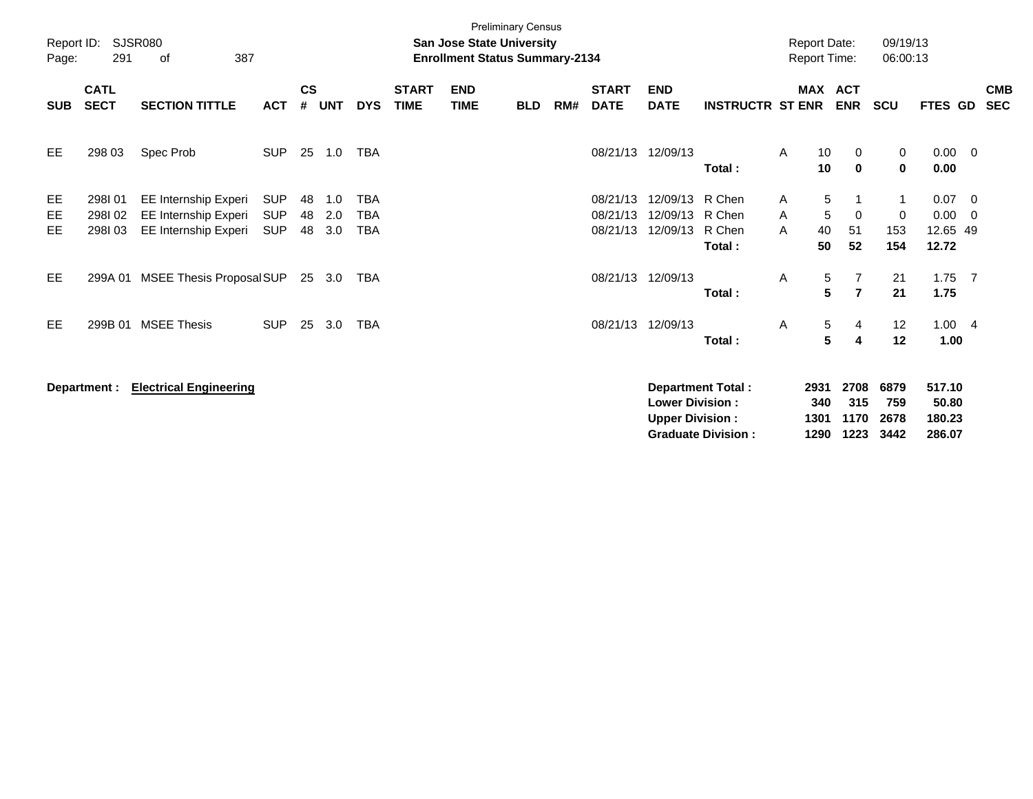Preliminary Census

**San Jose State University**
**Enrollment Status Summary-2134**

Report ID: SJSR080
Page: 291 of 387

Report Date: 09/19/13
Report Time: 06:00:13

| SUB | CATL SECT | SECTION TITTLE | ACT | CS # | UNT | DYS | START TIME | END TIME | BLD | RM# | START DATE | END DATE | INSTRUCTR | ST | MAX ENR | ACT ENR | SCU | FTES | GD | CMB SEC |
|---|---|---|---|---|---|---|---|---|---|---|---|---|---|---|---|---|---|---|---|---|
| EE | 298 03 | Spec Prob | SUP | 25 | 1.0 | TBA | | | | | 08/21/13 | 12/09/13 | | A | 10 | 0 | 0 | 0.00 | 0 | |
| | | | | | | | | | | | | | **Total :** | | **10** | **0** | **0** | **0.00** | | |
| EE | 298I 01 | EE Internship Experi | SUP | 48 | 1.0 | TBA | | | | | 08/21/13 | 12/09/13 | R Chen | A | 5 | 1 | 1 | 0.07 | 0 | |
| EE | 298I 02 | EE Internship Experi | SUP | 48 | 2.0 | TBA | | | | | 08/21/13 | 12/09/13 | R Chen | A | 5 | 0 | 0 | 0.00 | 0 | |
| EE | 298I 03 | EE Internship Experi | SUP | 48 | 3.0 | TBA | | | | | 08/21/13 | 12/09/13 | R Chen | A | 40 | 51 | 153 | 12.65 | 49 | |
| | | | | | | | | | | | | | **Total :** | | **50** | **52** | **154** | **12.72** | | |
| EE | 299A 01 | MSEE Thesis Proposal | SUP | 25 | 3.0 | TBA | | | | | 08/21/13 | 12/09/13 | | A | 5 | 7 | 21 | 1.75 | 7 | |
| | | | | | | | | | | | | | **Total :** | | **5** | **7** | **21** | **1.75** | | |
| EE | 299B 01 | MSEE Thesis | SUP | 25 | 3.0 | TBA | | | | | 08/21/13 | 12/09/13 | | A | 5 | 4 | 12 | 1.00 | 4 | |
| | | | | | | | | | | | | | **Total :** | | **5** | **4** | **12** | **1.00** | | |

**Department : Electrical Engineering**

| | MAX ENR | ACT ENR | SCU | FTES |
|---|---|---|---|---|
| **Department Total :** | **2931** | **2708** | **6879** | **517.10** |
| **Lower Division :** | **340** | **315** | **759** | **50.80** |
| **Upper Division :** | **1301** | **1170** | **2678** | **180.23** |
| **Graduate Division :** | **1290** | **1223** | **3442** | **286.07** |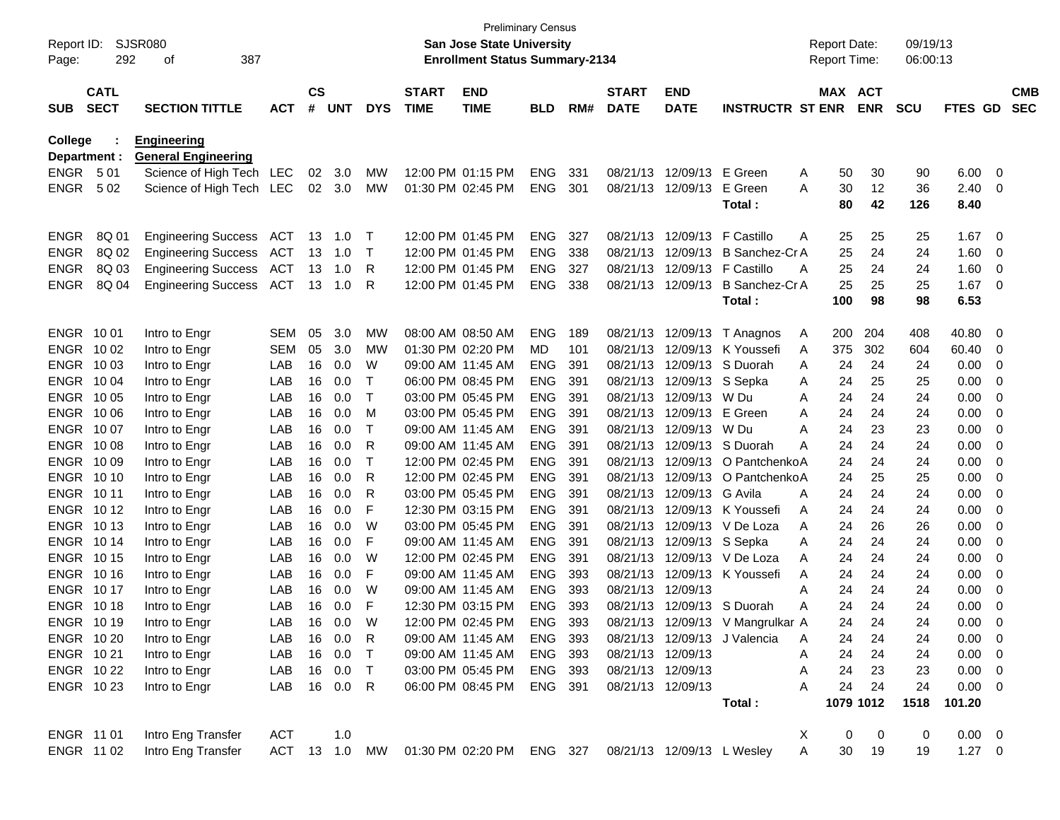Preliminary Census

**San Jose State University**

**Enrollment Status Summary-2134**

Report ID: SJSR080 Report Date: 09/19/13

Report Time: 06:00:13

**College : Engineering**

**Department : General Engineering**

| SUB | CATL SECT | SECTION TITTLE | ACT | CS # | UNT | DYS | START TIME | END TIME | BLD | RM# | START DATE | END DATE | INSTRUCTR | ST | MAX ENR | ACT ENR | SCU | FTES | GD | CMB SEC |
|---|---|---|---|---|---|---|---|---|---|---|---|---|---|---|---|---|---|---|---|---|
| ENGR | 5 01 | Science of High Tech | LEC | 02 | 3.0 | MW | 12:00 PM | 01:15 PM | ENG | 331 | 08/21/13 | 12/09/13 | E Green | A | 50 | 30 | 90 | 6.00 | 0 | |
| ENGR | 5 02 | Science of High Tech | LEC | 02 | 3.0 | MW | 01:30 PM | 02:45 PM | ENG | 301 | 08/21/13 | 12/09/13 | E Green | A | 30 | 12 | 36 | 2.40 | 0 | |
| | | | | | | | | | | | | | **Total :** | | **80** | **42** | **126** | **8.40** | | |
| ENGR | 8Q 01 | Engineering Success | ACT | 13 | 1.0 | T | 12:00 PM | 01:45 PM | ENG | 327 | 08/21/13 | 12/09/13 | F Castillo | A | 25 | 25 | 25 | 1.67 | 0 | |
| ENGR | 8Q 02 | Engineering Success | ACT | 13 | 1.0 | T | 12:00 PM | 01:45 PM | ENG | 338 | 08/21/13 | 12/09/13 | B Sanchez-Cr | A | 25 | 24 | 24 | 1.60 | 0 | |
| ENGR | 8Q 03 | Engineering Success | ACT | 13 | 1.0 | R | 12:00 PM | 01:45 PM | ENG | 327 | 08/21/13 | 12/09/13 | F Castillo | A | 25 | 24 | 24 | 1.60 | 0 | |
| ENGR | 8Q 04 | Engineering Success | ACT | 13 | 1.0 | R | 12:00 PM | 01:45 PM | ENG | 338 | 08/21/13 | 12/09/13 | B Sanchez-Cr | A | 25 | 25 | 25 | 1.67 | 0 | |
| | | | | | | | | | | | | | **Total :** | | **100** | **98** | **98** | **6.53** | | |
| ENGR | 10 01 | Intro to Engr | SEM | 05 | 3.0 | MW | 08:00 AM | 08:50 AM | ENG | 189 | 08/21/13 | 12/09/13 | T Anagnos | A | 200 | 204 | 408 | 40.80 | 0 | |
| ENGR | 10 02 | Intro to Engr | SEM | 05 | 3.0 | MW | 01:30 PM | 02:20 PM | MD | 101 | 08/21/13 | 12/09/13 | K Youssefi | A | 375 | 302 | 604 | 60.40 | 0 | |
| ENGR | 10 03 | Intro to Engr | LAB | 16 | 0.0 | W | 09:00 AM | 11:45 AM | ENG | 391 | 08/21/13 | 12/09/13 | S Duorah | A | 24 | 24 | 24 | 0.00 | 0 | |
| ENGR | 10 04 | Intro to Engr | LAB | 16 | 0.0 | T | 06:00 PM | 08:45 PM | ENG | 391 | 08/21/13 | 12/09/13 | S Sepka | A | 24 | 25 | 25 | 0.00 | 0 | |
| ENGR | 10 05 | Intro to Engr | LAB | 16 | 0.0 | T | 03:00 PM | 05:45 PM | ENG | 391 | 08/21/13 | 12/09/13 | W Du | A | 24 | 24 | 24 | 0.00 | 0 | |
| ENGR | 10 06 | Intro to Engr | LAB | 16 | 0.0 | M | 03:00 PM | 05:45 PM | ENG | 391 | 08/21/13 | 12/09/13 | E Green | A | 24 | 24 | 24 | 0.00 | 0 | |
| ENGR | 10 07 | Intro to Engr | LAB | 16 | 0.0 | T | 09:00 AM | 11:45 AM | ENG | 391 | 08/21/13 | 12/09/13 | W Du | A | 24 | 23 | 23 | 0.00 | 0 | |
| ENGR | 10 08 | Intro to Engr | LAB | 16 | 0.0 | R | 09:00 AM | 11:45 AM | ENG | 391 | 08/21/13 | 12/09/13 | S Duorah | A | 24 | 24 | 24 | 0.00 | 0 | |
| ENGR | 10 09 | Intro to Engr | LAB | 16 | 0.0 | T | 12:00 PM | 02:45 PM | ENG | 391 | 08/21/13 | 12/09/13 | O Pantchenko | A | 24 | 24 | 24 | 0.00 | 0 | |
| ENGR | 10 10 | Intro to Engr | LAB | 16 | 0.0 | R | 12:00 PM | 02:45 PM | ENG | 391 | 08/21/13 | 12/09/13 | O Pantchenko | A | 24 | 25 | 25 | 0.00 | 0 | |
| ENGR | 10 11 | Intro to Engr | LAB | 16 | 0.0 | R | 03:00 PM | 05:45 PM | ENG | 391 | 08/21/13 | 12/09/13 | G Avila | A | 24 | 24 | 24 | 0.00 | 0 | |
| ENGR | 10 12 | Intro to Engr | LAB | 16 | 0.0 | F | 12:30 PM | 03:15 PM | ENG | 391 | 08/21/13 | 12/09/13 | K Youssefi | A | 24 | 24 | 24 | 0.00 | 0 | |
| ENGR | 10 13 | Intro to Engr | LAB | 16 | 0.0 | W | 03:00 PM | 05:45 PM | ENG | 391 | 08/21/13 | 12/09/13 | V De Loza | A | 24 | 26 | 26 | 0.00 | 0 | |
| ENGR | 10 14 | Intro to Engr | LAB | 16 | 0.0 | F | 09:00 AM | 11:45 AM | ENG | 391 | 08/21/13 | 12/09/13 | S Sepka | A | 24 | 24 | 24 | 0.00 | 0 | |
| ENGR | 10 15 | Intro to Engr | LAB | 16 | 0.0 | W | 12:00 PM | 02:45 PM | ENG | 391 | 08/21/13 | 12/09/13 | V De Loza | A | 24 | 24 | 24 | 0.00 | 0 | |
| ENGR | 10 16 | Intro to Engr | LAB | 16 | 0.0 | F | 09:00 AM | 11:45 AM | ENG | 393 | 08/21/13 | 12/09/13 | K Youssefi | A | 24 | 24 | 24 | 0.00 | 0 | |
| ENGR | 10 17 | Intro to Engr | LAB | 16 | 0.0 | W | 09:00 AM | 11:45 AM | ENG | 393 | 08/21/13 | 12/09/13 | | A | 24 | 24 | 24 | 0.00 | 0 | |
| ENGR | 10 18 | Intro to Engr | LAB | 16 | 0.0 | F | 12:30 PM | 03:15 PM | ENG | 393 | 08/21/13 | 12/09/13 | S Duorah | A | 24 | 24 | 24 | 0.00 | 0 | |
| ENGR | 10 19 | Intro to Engr | LAB | 16 | 0.0 | W | 12:00 PM | 02:45 PM | ENG | 393 | 08/21/13 | 12/09/13 | V Mangrulkar | A | 24 | 24 | 24 | 0.00 | 0 | |
| ENGR | 10 20 | Intro to Engr | LAB | 16 | 0.0 | R | 09:00 AM | 11:45 AM | ENG | 393 | 08/21/13 | 12/09/13 | J Valencia | A | 24 | 24 | 24 | 0.00 | 0 | |
| ENGR | 10 21 | Intro to Engr | LAB | 16 | 0.0 | T | 09:00 AM | 11:45 AM | ENG | 393 | 08/21/13 | 12/09/13 | | A | 24 | 24 | 24 | 0.00 | 0 | |
| ENGR | 10 22 | Intro to Engr | LAB | 16 | 0.0 | T | 03:00 PM | 05:45 PM | ENG | 393 | 08/21/13 | 12/09/13 | | A | 24 | 23 | 23 | 0.00 | 0 | |
| ENGR | 10 23 | Intro to Engr | LAB | 16 | 0.0 | R | 06:00 PM | 08:45 PM | ENG | 391 | 08/21/13 | 12/09/13 | | A | 24 | 24 | 24 | 0.00 | 0 | |
| | | | | | | | | | | | | | **Total :** | | **1079** | **1012** | **1518** | **101.20** | | |
| ENGR | 11 01 | Intro Eng Transfer | ACT | | 1.0 | | | | | | | | | X | 0 | 0 | 0 | 0.00 | 0 | |
| ENGR | 11 02 | Intro Eng Transfer | ACT | 13 | 1.0 | MW | 01:30 PM | 02:20 PM | ENG | 327 | 08/21/13 | 12/09/13 | L Wesley | A | 30 | 19 | 19 | 1.27 | 0 | |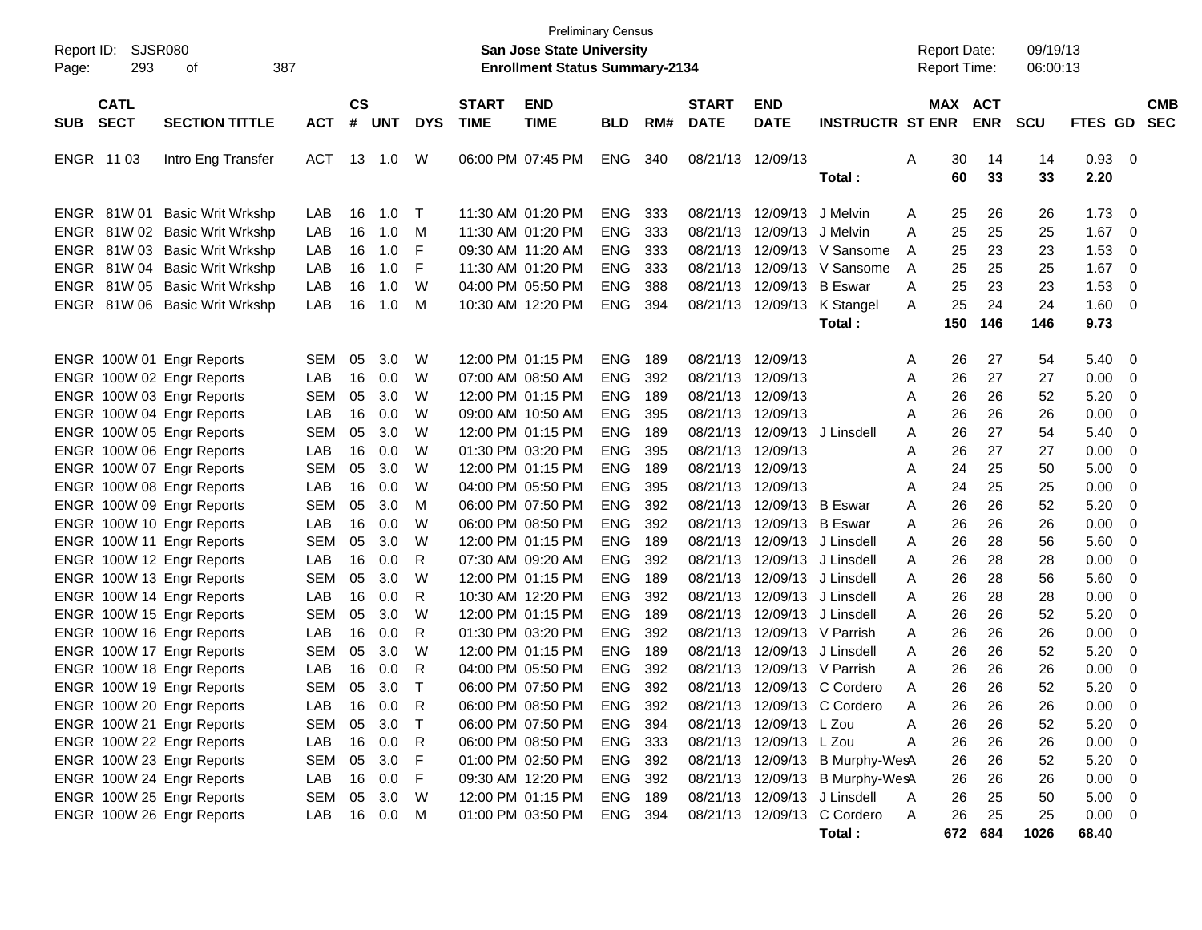Preliminary Census
**San Jose State University**
**Enrollment Status Summary-2134**

Report ID: SJSR080
Page: 293 of 387

Report Date: 09/19/13
Report Time: 06:00:13

| SUB | CATL SECT | SECTION TITTLE | ACT | CS # | UNT | DYS | START TIME | END TIME | BLD | RM# | START DATE | END DATE | INSTRUCTR | ST | MAX ENR | ACT ENR | SCU | FTES | GD | CMB SEC |
|---|---|---|---|---|---|---|---|---|---|---|---|---|---|---|---|---|---|---|---|---|
| ENGR | 11 03 | Intro Eng Transfer | ACT | 13 | 1.0 | W | 06:00 PM | 07:45 PM | ENG | 340 | 08/21/13 | 12/09/13 | | A | 30 | 14 | 14 | 0.93 | 0 | |
| | | | | | | | | | | | | | Total : | | 60 | 33 | 33 | 2.20 | | |
| ENGR | 81W 01 | Basic Writ Wrkshp | LAB | 16 | 1.0 | T | 11:30 AM | 01:20 PM | ENG | 333 | 08/21/13 | 12/09/13 | J Melvin | A | 25 | 26 | 26 | 1.73 | 0 | |
| ENGR | 81W 02 | Basic Writ Wrkshp | LAB | 16 | 1.0 | M | 11:30 AM | 01:20 PM | ENG | 333 | 08/21/13 | 12/09/13 | J Melvin | A | 25 | 25 | 25 | 1.67 | 0 | |
| ENGR | 81W 03 | Basic Writ Wrkshp | LAB | 16 | 1.0 | F | 09:30 AM | 11:20 AM | ENG | 333 | 08/21/13 | 12/09/13 | V Sansome | A | 25 | 23 | 23 | 1.53 | 0 | |
| ENGR | 81W 04 | Basic Writ Wrkshp | LAB | 16 | 1.0 | F | 11:30 AM | 01:20 PM | ENG | 333 | 08/21/13 | 12/09/13 | V Sansome | A | 25 | 25 | 25 | 1.67 | 0 | |
| ENGR | 81W 05 | Basic Writ Wrkshp | LAB | 16 | 1.0 | W | 04:00 PM | 05:50 PM | ENG | 388 | 08/21/13 | 12/09/13 | B Eswar | A | 25 | 23 | 23 | 1.53 | 0 | |
| ENGR | 81W 06 | Basic Writ Wrkshp | LAB | 16 | 1.0 | M | 10:30 AM | 12:20 PM | ENG | 394 | 08/21/13 | 12/09/13 | K Stangel | A | 25 | 24 | 24 | 1.60 | 0 | |
| | | | | | | | | | | | | | Total : | | 150 | 146 | 146 | 9.73 | | |
| ENGR | 100W 01 | Engr Reports | SEM | 05 | 3.0 | W | 12:00 PM | 01:15 PM | ENG | 189 | 08/21/13 | 12/09/13 | | A | 26 | 27 | 54 | 5.40 | 0 | |
| ENGR | 100W 02 | Engr Reports | LAB | 16 | 0.0 | W | 07:00 AM | 08:50 AM | ENG | 392 | 08/21/13 | 12/09/13 | | A | 26 | 27 | 27 | 0.00 | 0 | |
| ENGR | 100W 03 | Engr Reports | SEM | 05 | 3.0 | W | 12:00 PM | 01:15 PM | ENG | 189 | 08/21/13 | 12/09/13 | | A | 26 | 26 | 52 | 5.20 | 0 | |
| ENGR | 100W 04 | Engr Reports | LAB | 16 | 0.0 | W | 09:00 AM | 10:50 AM | ENG | 395 | 08/21/13 | 12/09/13 | | A | 26 | 26 | 26 | 0.00 | 0 | |
| ENGR | 100W 05 | Engr Reports | SEM | 05 | 3.0 | W | 12:00 PM | 01:15 PM | ENG | 189 | 08/21/13 | 12/09/13 | J Linsdell | A | 26 | 27 | 54 | 5.40 | 0 | |
| ENGR | 100W 06 | Engr Reports | LAB | 16 | 0.0 | W | 01:30 PM | 03:20 PM | ENG | 395 | 08/21/13 | 12/09/13 | | A | 26 | 27 | 27 | 0.00 | 0 | |
| ENGR | 100W 07 | Engr Reports | SEM | 05 | 3.0 | W | 12:00 PM | 01:15 PM | ENG | 189 | 08/21/13 | 12/09/13 | | A | 24 | 25 | 50 | 5.00 | 0 | |
| ENGR | 100W 08 | Engr Reports | LAB | 16 | 0.0 | W | 04:00 PM | 05:50 PM | ENG | 395 | 08/21/13 | 12/09/13 | | A | 24 | 25 | 25 | 0.00 | 0 | |
| ENGR | 100W 09 | Engr Reports | SEM | 05 | 3.0 | M | 06:00 PM | 07:50 PM | ENG | 392 | 08/21/13 | 12/09/13 | B Eswar | A | 26 | 26 | 52 | 5.20 | 0 | |
| ENGR | 100W 10 | Engr Reports | LAB | 16 | 0.0 | W | 06:00 PM | 08:50 PM | ENG | 392 | 08/21/13 | 12/09/13 | B Eswar | A | 26 | 26 | 26 | 0.00 | 0 | |
| ENGR | 100W 11 | Engr Reports | SEM | 05 | 3.0 | W | 12:00 PM | 01:15 PM | ENG | 189 | 08/21/13 | 12/09/13 | J Linsdell | A | 26 | 28 | 56 | 5.60 | 0 | |
| ENGR | 100W 12 | Engr Reports | LAB | 16 | 0.0 | R | 07:30 AM | 09:20 AM | ENG | 392 | 08/21/13 | 12/09/13 | J Linsdell | A | 26 | 28 | 28 | 0.00 | 0 | |
| ENGR | 100W 13 | Engr Reports | SEM | 05 | 3.0 | W | 12:00 PM | 01:15 PM | ENG | 189 | 08/21/13 | 12/09/13 | J Linsdell | A | 26 | 28 | 56 | 5.60 | 0 | |
| ENGR | 100W 14 | Engr Reports | LAB | 16 | 0.0 | R | 10:30 AM | 12:20 PM | ENG | 392 | 08/21/13 | 12/09/13 | J Linsdell | A | 26 | 28 | 28 | 0.00 | 0 | |
| ENGR | 100W 15 | Engr Reports | SEM | 05 | 3.0 | W | 12:00 PM | 01:15 PM | ENG | 189 | 08/21/13 | 12/09/13 | J Linsdell | A | 26 | 26 | 52 | 5.20 | 0 | |
| ENGR | 100W 16 | Engr Reports | LAB | 16 | 0.0 | R | 01:30 PM | 03:20 PM | ENG | 392 | 08/21/13 | 12/09/13 | V Parrish | A | 26 | 26 | 26 | 0.00 | 0 | |
| ENGR | 100W 17 | Engr Reports | SEM | 05 | 3.0 | W | 12:00 PM | 01:15 PM | ENG | 189 | 08/21/13 | 12/09/13 | J Linsdell | A | 26 | 26 | 52 | 5.20 | 0 | |
| ENGR | 100W 18 | Engr Reports | LAB | 16 | 0.0 | R | 04:00 PM | 05:50 PM | ENG | 392 | 08/21/13 | 12/09/13 | V Parrish | A | 26 | 26 | 26 | 0.00 | 0 | |
| ENGR | 100W 19 | Engr Reports | SEM | 05 | 3.0 | T | 06:00 PM | 07:50 PM | ENG | 392 | 08/21/13 | 12/09/13 | C Cordero | A | 26 | 26 | 52 | 5.20 | 0 | |
| ENGR | 100W 20 | Engr Reports | LAB | 16 | 0.0 | R | 06:00 PM | 08:50 PM | ENG | 392 | 08/21/13 | 12/09/13 | C Cordero | A | 26 | 26 | 26 | 0.00 | 0 | |
| ENGR | 100W 21 | Engr Reports | SEM | 05 | 3.0 | T | 06:00 PM | 07:50 PM | ENG | 394 | 08/21/13 | 12/09/13 | L Zou | A | 26 | 26 | 52 | 5.20 | 0 | |
| ENGR | 100W 22 | Engr Reports | LAB | 16 | 0.0 | R | 06:00 PM | 08:50 PM | ENG | 333 | 08/21/13 | 12/09/13 | L Zou | A | 26 | 26 | 26 | 0.00 | 0 | |
| ENGR | 100W 23 | Engr Reports | SEM | 05 | 3.0 | F | 01:00 PM | 02:50 PM | ENG | 392 | 08/21/13 | 12/09/13 | B Murphy-Wes | A | 26 | 26 | 52 | 5.20 | 0 | |
| ENGR | 100W 24 | Engr Reports | LAB | 16 | 0.0 | F | 09:30 AM | 12:20 PM | ENG | 392 | 08/21/13 | 12/09/13 | B Murphy-Wes | A | 26 | 26 | 26 | 0.00 | 0 | |
| ENGR | 100W 25 | Engr Reports | SEM | 05 | 3.0 | W | 12:00 PM | 01:15 PM | ENG | 189 | 08/21/13 | 12/09/13 | J Linsdell | A | 26 | 25 | 50 | 5.00 | 0 | |
| ENGR | 100W 26 | Engr Reports | LAB | 16 | 0.0 | M | 01:00 PM | 03:50 PM | ENG | 394 | 08/21/13 | 12/09/13 | C Cordero | A | 26 | 25 | 25 | 0.00 | 0 | |
| | | | | | | | | | | | | | Total : | | 672 | 684 | 1026 | 68.40 | | |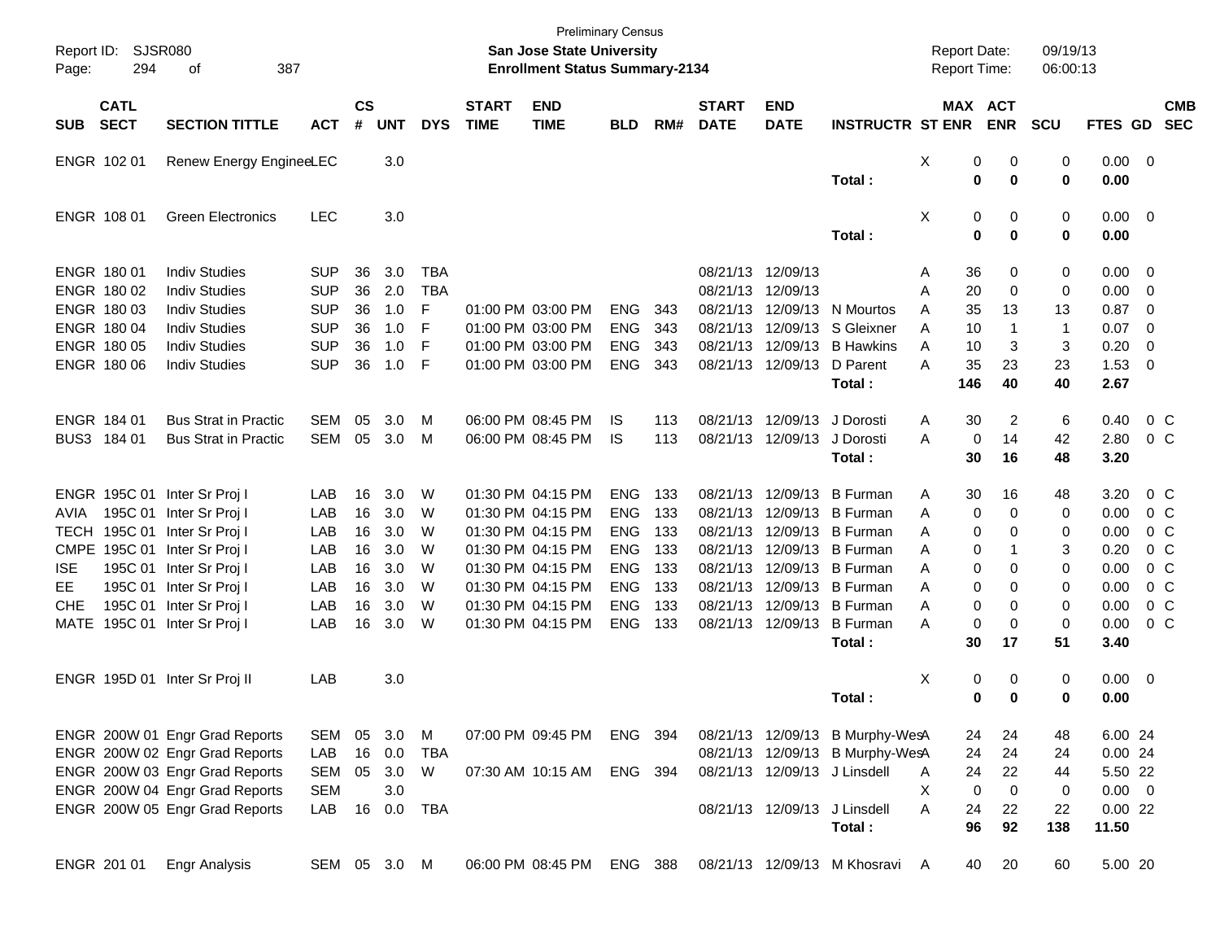Preliminary Census

**San Jose State University**

**Enrollment Status Summary-2134**

Report ID: SJSR080
Report Date: 09/19/13
Report Time: 06:00:13

| SUB | CATL SECT | SECTION TITTLE | ACT | CS # | UNT | DYS | START TIME | END TIME | BLD | RM# | START DATE | END DATE | INSTRUCTR | ST | MAX ENR | ACT ENR | SCU | FTES | GD | CMB SEC |
|---|---|---|---|---|---|---|---|---|---|---|---|---|---|---|---|---|---|---|---|---|
| ENGR | 102 01 | Renew Energy Enginee | LEC | | 3.0 | | | | | | | | | X | 0 | 0 | 0 | 0.00 | 0 | |
| | | | | | | | | | | | | | Total : | | 0 | 0 | 0 | 0.00 | | |
| ENGR | 108 01 | Green Electronics | LEC | | 3.0 | | | | | | | | | X | 0 | 0 | 0 | 0.00 | 0 | |
| | | | | | | | | | | | | | Total : | | 0 | 0 | 0 | 0.00 | | |
| ENGR | 180 01 | Indiv Studies | SUP | 36 | 3.0 | TBA | | | | | 08/21/13 | 12/09/13 | | A | 36 | 0 | 0 | 0.00 | 0 | |
| ENGR | 180 02 | Indiv Studies | SUP | 36 | 2.0 | TBA | | | | | 08/21/13 | 12/09/13 | | A | 20 | 0 | 0 | 0.00 | 0 | |
| ENGR | 180 03 | Indiv Studies | SUP | 36 | 1.0 | F | 01:00 PM | 03:00 PM | ENG | 343 | 08/21/13 | 12/09/13 | N Mourtos | A | 35 | 13 | 13 | 0.87 | 0 | |
| ENGR | 180 04 | Indiv Studies | SUP | 36 | 1.0 | F | 01:00 PM | 03:00 PM | ENG | 343 | 08/21/13 | 12/09/13 | S Gleixner | A | 10 | 1 | 1 | 0.07 | 0 | |
| ENGR | 180 05 | Indiv Studies | SUP | 36 | 1.0 | F | 01:00 PM | 03:00 PM | ENG | 343 | 08/21/13 | 12/09/13 | B Hawkins | A | 10 | 3 | 3 | 0.20 | 0 | |
| ENGR | 180 06 | Indiv Studies | SUP | 36 | 1.0 | F | 01:00 PM | 03:00 PM | ENG | 343 | 08/21/13 | 12/09/13 | D Parent | A | 35 | 23 | 23 | 1.53 | 0 | |
| | | | | | | | | | | | | | Total : | | 146 | 40 | 40 | 2.67 | | |
| ENGR | 184 01 | Bus Strat in Practic | SEM | 05 | 3.0 | M | 06:00 PM | 08:45 PM | IS | 113 | 08/21/13 | 12/09/13 | J Dorosti | A | 30 | 2 | 6 | 0.40 | 0 | C |
| BUS3 | 184 01 | Bus Strat in Practic | SEM | 05 | 3.0 | M | 06:00 PM | 08:45 PM | IS | 113 | 08/21/13 | 12/09/13 | J Dorosti | A | 0 | 14 | 42 | 2.80 | 0 | C |
| | | | | | | | | | | | | | Total : | | 30 | 16 | 48 | 3.20 | | |
| ENGR | 195C 01 | Inter Sr Proj I | LAB | 16 | 3.0 | W | 01:30 PM | 04:15 PM | ENG | 133 | 08/21/13 | 12/09/13 | B Furman | A | 30 | 16 | 48 | 3.20 | 0 | C |
| AVIA | 195C 01 | Inter Sr Proj I | LAB | 16 | 3.0 | W | 01:30 PM | 04:15 PM | ENG | 133 | 08/21/13 | 12/09/13 | B Furman | A | 0 | 0 | 0 | 0.00 | 0 | C |
| TECH | 195C 01 | Inter Sr Proj I | LAB | 16 | 3.0 | W | 01:30 PM | 04:15 PM | ENG | 133 | 08/21/13 | 12/09/13 | B Furman | A | 0 | 0 | 0 | 0.00 | 0 | C |
| CMPE | 195C 01 | Inter Sr Proj I | LAB | 16 | 3.0 | W | 01:30 PM | 04:15 PM | ENG | 133 | 08/21/13 | 12/09/13 | B Furman | A | 0 | 1 | 3 | 0.20 | 0 | C |
| ISE | 195C 01 | Inter Sr Proj I | LAB | 16 | 3.0 | W | 01:30 PM | 04:15 PM | ENG | 133 | 08/21/13 | 12/09/13 | B Furman | A | 0 | 0 | 0 | 0.00 | 0 | C |
| EE | 195C 01 | Inter Sr Proj I | LAB | 16 | 3.0 | W | 01:30 PM | 04:15 PM | ENG | 133 | 08/21/13 | 12/09/13 | B Furman | A | 0 | 0 | 0 | 0.00 | 0 | C |
| CHE | 195C 01 | Inter Sr Proj I | LAB | 16 | 3.0 | W | 01:30 PM | 04:15 PM | ENG | 133 | 08/21/13 | 12/09/13 | B Furman | A | 0 | 0 | 0 | 0.00 | 0 | C |
| MATE | 195C 01 | Inter Sr Proj I | LAB | 16 | 3.0 | W | 01:30 PM | 04:15 PM | ENG | 133 | 08/21/13 | 12/09/13 | B Furman | A | 0 | 0 | 0 | 0.00 | 0 | C |
| | | | | | | | | | | | | | Total : | | 30 | 17 | 51 | 3.40 | | |
| ENGR | 195D 01 | Inter Sr Proj II | LAB | | 3.0 | | | | | | | | | X | 0 | 0 | 0 | 0.00 | 0 | |
| | | | | | | | | | | | | | Total : | | 0 | 0 | 0 | 0.00 | | |
| ENGR | 200W 01 | Engr Grad Reports | SEM | 05 | 3.0 | M | 07:00 PM | 09:45 PM | ENG | 394 | 08/21/13 | 12/09/13 | B Murphy-Wes | A | 24 | 24 | 48 | 6.00 | 24 | |
| ENGR | 200W 02 | Engr Grad Reports | LAB | 16 | 0.0 | TBA | | | | | 08/21/13 | 12/09/13 | B Murphy-Wes | A | 24 | 24 | 24 | 0.00 | 24 | |
| ENGR | 200W 03 | Engr Grad Reports | SEM | 05 | 3.0 | W | 07:30 AM | 10:15 AM | ENG | 394 | 08/21/13 | 12/09/13 | J Linsdell | A | 24 | 22 | 44 | 5.50 | 22 | |
| ENGR | 200W 04 | Engr Grad Reports | SEM | | 3.0 | | | | | | | | | X | 0 | 0 | 0 | 0.00 | 0 | |
| ENGR | 200W 05 | Engr Grad Reports | LAB | 16 | 0.0 | TBA | | | | | 08/21/13 | 12/09/13 | J Linsdell | A | 24 | 22 | 22 | 0.00 | 22 | |
| | | | | | | | | | | | | | Total : | | 96 | 92 | 138 | 11.50 | | |
| ENGR | 201 01 | Engr Analysis | SEM | 05 | 3.0 | M | 06:00 PM | 08:45 PM | ENG | 388 | 08/21/13 | 12/09/13 | M Khosravi | A | 40 | 20 | 60 | 5.00 | 20 | |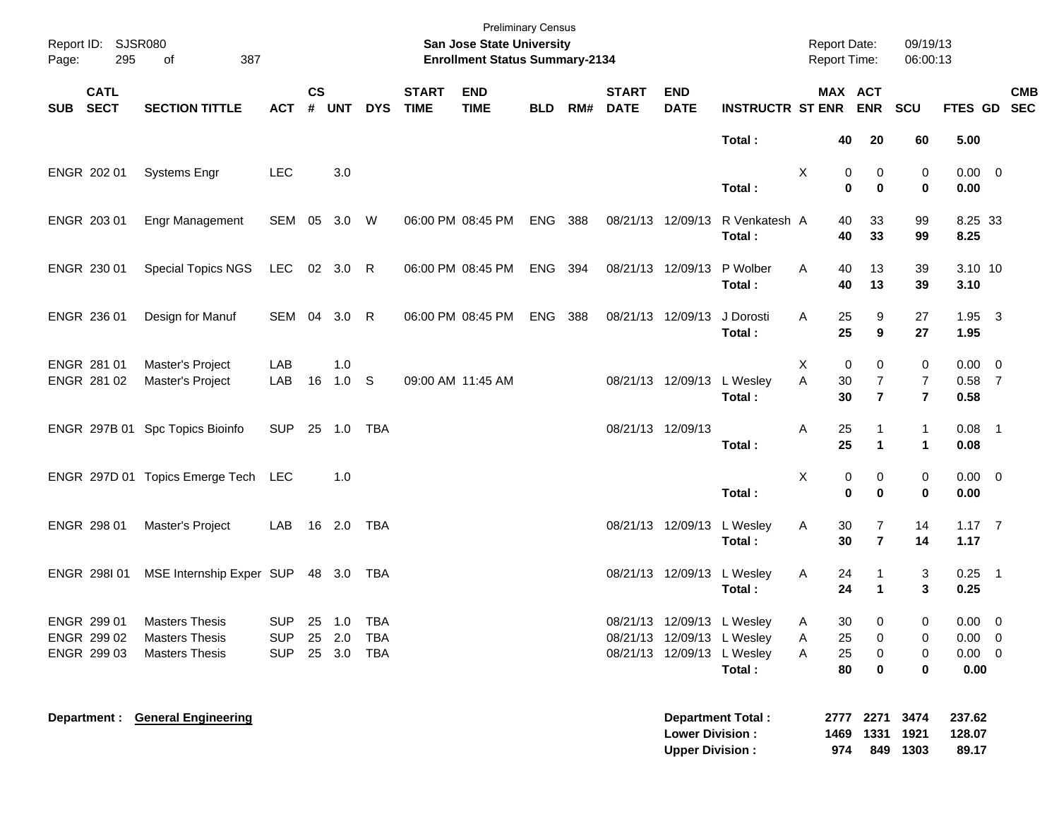Preliminary Census

**San Jose State University**

**Enrollment Status Summary-2134**

Report ID: SJSR080
Report Date: 09/19/13
Report Time: 06:00:13

| SUB | CATL SECT | SECTION TITTLE | ACT | CS # | UNT | DYS | START TIME | END TIME | BLD | RM# | START DATE | END DATE | INSTRUCTR | ST | MAX ENR | ACT ENR | SCU | FTES | GD | CMB SEC |
|---|---|---|---|---|---|---|---|---|---|---|---|---|---|---|---|---|---|---|---|---|
| | | | | | | | | | | | | | **Total :** | | **40** | **20** | **60** | **5.00** | | |
| ENGR | 202 01 | Systems Engr | LEC | | 3.0 | | | | | | | | | X | 0 | 0 | 0 | 0.00 | 0 | |
| | | | | | | | | | | | | | **Total :** | | **0** | **0** | **0** | **0.00** | | |
| ENGR | 203 01 | Engr Management | SEM | 05 | 3.0 | W | 06:00 PM | 08:45 PM | ENG | 388 | 08/21/13 | 12/09/13 | R Venkatesh | A | 40 | 33 | 99 | 8.25 | 33 | |
| | | | | | | | | | | | | | **Total :** | | **40** | **33** | **99** | **8.25** | | |
| ENGR | 230 01 | Special Topics NGS | LEC | 02 | 3.0 | R | 06:00 PM | 08:45 PM | ENG | 394 | 08/21/13 | 12/09/13 | P Wolber | A | 40 | 13 | 39 | 3.10 | 10 | |
| | | | | | | | | | | | | | **Total :** | | **40** | **13** | **39** | **3.10** | | |
| ENGR | 236 01 | Design for Manuf | SEM | 04 | 3.0 | R | 06:00 PM | 08:45 PM | ENG | 388 | 08/21/13 | 12/09/13 | J Dorosti | A | 25 | 9 | 27 | 1.95 | 3 | |
| | | | | | | | | | | | | | **Total :** | | **25** | **9** | **27** | **1.95** | | |
| ENGR | 281 01 | Master's Project | LAB | | 1.0 | | | | | | | | | X | 0 | 0 | 0 | 0.00 | 0 | |
| ENGR | 281 02 | Master's Project | LAB | 16 | 1.0 | S | 09:00 AM | 11:45 AM | | | 08/21/13 | 12/09/13 | L Wesley | A | 30 | 7 | 7 | 0.58 | 7 | |
| | | | | | | | | | | | | | **Total :** | | **30** | **7** | **7** | **0.58** | | |
| ENGR | 297B 01 | Spc Topics Bioinfo | SUP | 25 | 1.0 | TBA | | | | | 08/21/13 | 12/09/13 | | A | 25 | 1 | 1 | 0.08 | 1 | |
| | | | | | | | | | | | | | **Total :** | | **25** | **1** | **1** | **0.08** | | |
| ENGR | 297D 01 | Topics Emerge Tech | LEC | | 1.0 | | | | | | | | | X | 0 | 0 | 0 | 0.00 | 0 | |
| | | | | | | | | | | | | | **Total :** | | **0** | **0** | **0** | **0.00** | | |
| ENGR | 298 01 | Master's Project | LAB | 16 | 2.0 | TBA | | | | | 08/21/13 | 12/09/13 | L Wesley | A | 30 | 7 | 14 | 1.17 | 7 | |
| | | | | | | | | | | | | | **Total :** | | **30** | **7** | **14** | **1.17** | | |
| ENGR | 298I 01 | MSE Internship Exper | SUP | 48 | 3.0 | TBA | | | | | 08/21/13 | 12/09/13 | L Wesley | A | 24 | 1 | 3 | 0.25 | 1 | |
| | | | | | | | | | | | | | **Total :** | | **24** | **1** | **3** | **0.25** | | |
| ENGR | 299 01 | Masters Thesis | SUP | 25 | 1.0 | TBA | | | | | 08/21/13 | 12/09/13 | L Wesley | A | 30 | 0 | 0 | 0.00 | 0 | |
| ENGR | 299 02 | Masters Thesis | SUP | 25 | 2.0 | TBA | | | | | 08/21/13 | 12/09/13 | L Wesley | A | 25 | 0 | 0 | 0.00 | 0 | |
| ENGR | 299 03 | Masters Thesis | SUP | 25 | 3.0 | TBA | | | | | 08/21/13 | 12/09/13 | L Wesley | A | 25 | 0 | 0 | 0.00 | 0 | |
| | | | | | | | | | | | | | **Total :** | | **80** | **0** | **0** | **0.00** | | |

**Department : General Engineering**

| | MAX ENR | ACT ENR | SCU | FTES |
|---|---|---|---|---|
| **Department Total :** | **2777** | **2271** | **3474** | **237.62** |
| **Lower Division :** | **1469** | **1331** | **1921** | **128.07** |
| **Upper Division :** | **974** | **849** | **1303** | **89.17** |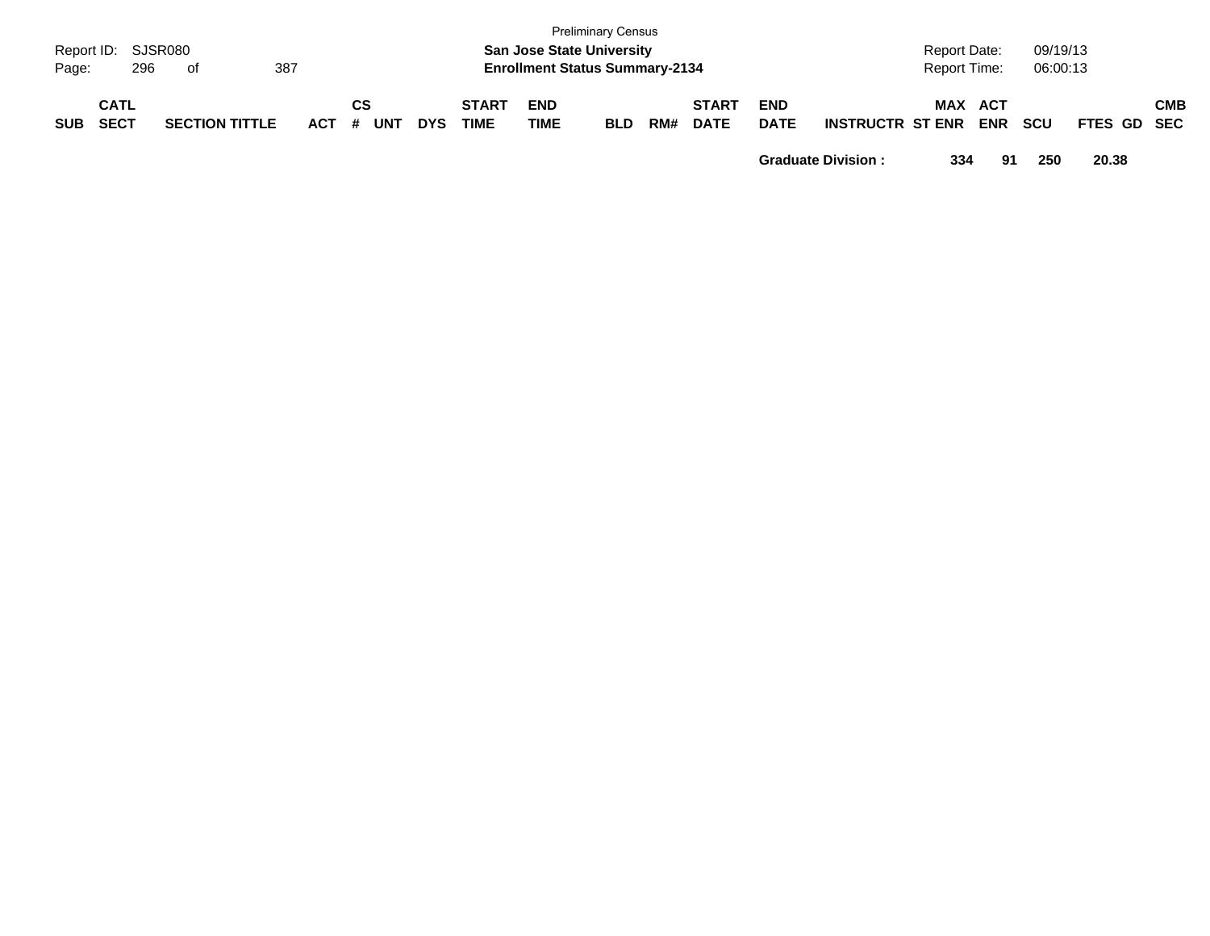| SUB | CATL SECT | SECTION TITTLE | ACT | CS # | UNT | DYS | START TIME | END TIME | BLD | RM# | START DATE | END DATE | INSTRUCTR | ST | MAX ENR | ACT ENR | SCU | FTES | GD | CMB SEC |
|---|---|---|---|---|---|---|---|---|---|---|---|---|---|---|---|---|---|---|---|---|
| | | | | | | | | | | | | **Graduate Division :** | | | **334** | **91** | **250** | **20.38** | | |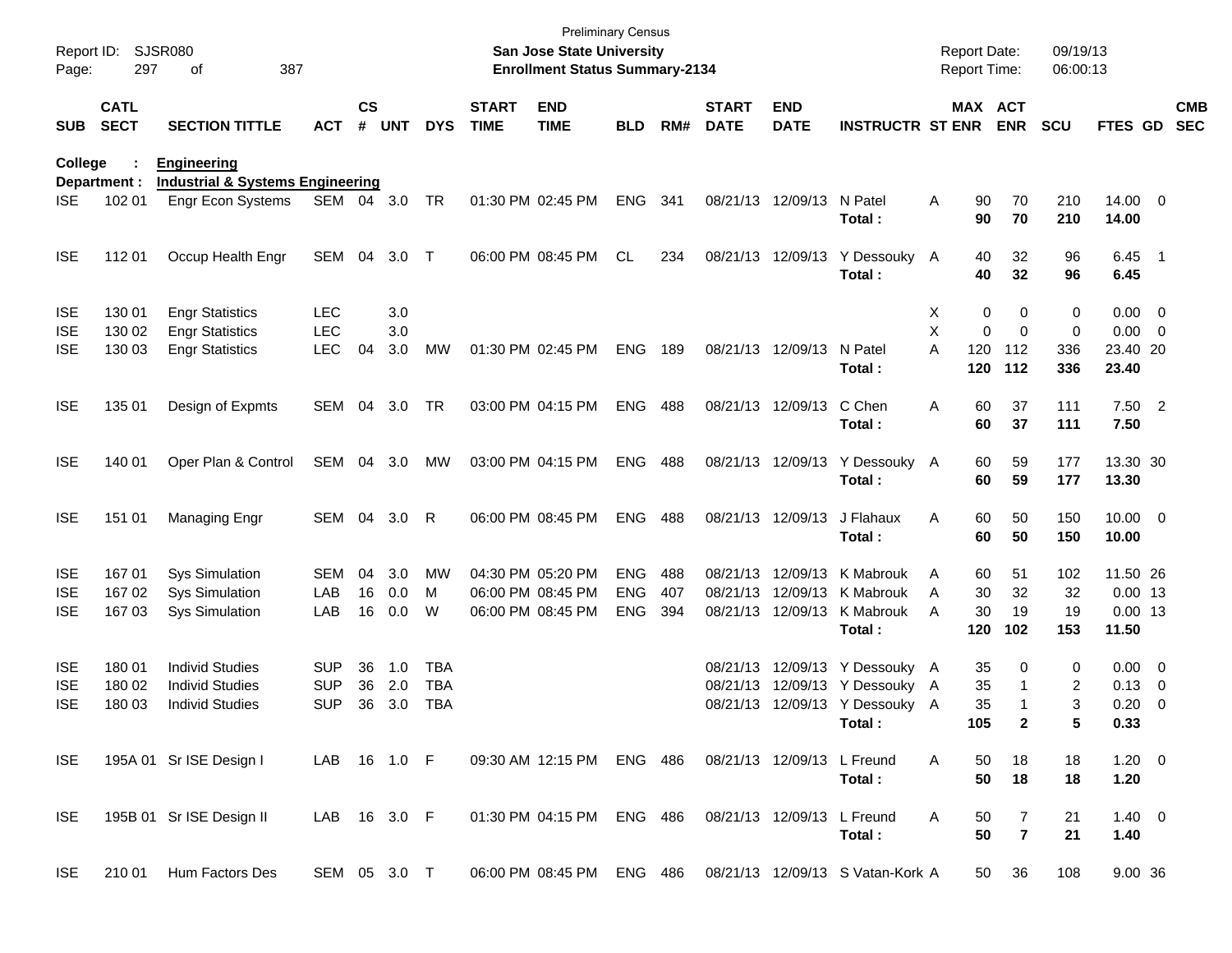Preliminary Census
**San Jose State University**
**Enrollment Status Summary-2134**

Report ID: SJSR080
Report Date: 09/19/13
Report Time: 06:00:13

**College : Engineering**
**Department : Industrial & Systems Engineering**

| SUB | CATL SECT | SECTION TITTLE | ACT | CS # | UNT | DYS | START TIME | END TIME | BLD | RM# | START DATE | END DATE | INSTRUCTR | ST | MAX ENR | ACT ENR | SCU | FTES | GD | CMB SEC |
|---|---|---|---|---|---|---|---|---|---|---|---|---|---|---|---|---|---|---|---|---|
| ISE | 102 01 | Engr Econ Systems | SEM | 04 | 3.0 | TR | 01:30 PM | 02:45 PM | ENG | 341 | 08/21/13 | 12/09/13 | N Patel | A | 90 | 70 | 210 | 14.00 | 0 | |
| | | | | | | | | | | | | | **Total :** | | **90** | **70** | **210** | **14.00** | | |
| ISE | 112 01 | Occup Health Engr | SEM | 04 | 3.0 | T | 06:00 PM | 08:45 PM | CL | 234 | 08/21/13 | 12/09/13 | Y Dessouky | A | 40 | 32 | 96 | 6.45 | 1 | |
| | | | | | | | | | | | | | **Total :** | | **40** | **32** | **96** | **6.45** | | |
| ISE | 130 01 | Engr Statistics | LEC | | 3.0 | | | | | | | | | X | 0 | 0 | 0 | 0.00 | 0 | |
| ISE | 130 02 | Engr Statistics | LEC | | 3.0 | | | | | | | | | X | 0 | 0 | 0 | 0.00 | 0 | |
| ISE | 130 03 | Engr Statistics | LEC | 04 | 3.0 | MW | 01:30 PM | 02:45 PM | ENG | 189 | 08/21/13 | 12/09/13 | N Patel | A | 120 | 112 | 336 | 23.40 | 20 | |
| | | | | | | | | | | | | | **Total :** | | **120** | **112** | **336** | **23.40** | | |
| ISE | 135 01 | Design of Expmts | SEM | 04 | 3.0 | TR | 03:00 PM | 04:15 PM | ENG | 488 | 08/21/13 | 12/09/13 | C Chen | A | 60 | 37 | 111 | 7.50 | 2 | |
| | | | | | | | | | | | | | **Total :** | | **60** | **37** | **111** | **7.50** | | |
| ISE | 140 01 | Oper Plan & Control | SEM | 04 | 3.0 | MW | 03:00 PM | 04:15 PM | ENG | 488 | 08/21/13 | 12/09/13 | Y Dessouky | A | 60 | 59 | 177 | 13.30 | 30 | |
| | | | | | | | | | | | | | **Total :** | | **60** | **59** | **177** | **13.30** | | |
| ISE | 151 01 | Managing Engr | SEM | 04 | 3.0 | R | 06:00 PM | 08:45 PM | ENG | 488 | 08/21/13 | 12/09/13 | J Flahaux | A | 60 | 50 | 150 | 10.00 | 0 | |
| | | | | | | | | | | | | | **Total :** | | **60** | **50** | **150** | **10.00** | | |
| ISE | 167 01 | Sys Simulation | SEM | 04 | 3.0 | MW | 04:30 PM | 05:20 PM | ENG | 488 | 08/21/13 | 12/09/13 | K Mabrouk | A | 60 | 51 | 102 | 11.50 | 26 | |
| ISE | 167 02 | Sys Simulation | LAB | 16 | 0.0 | M | 06:00 PM | 08:45 PM | ENG | 407 | 08/21/13 | 12/09/13 | K Mabrouk | A | 30 | 32 | 32 | 0.00 | 13 | |
| ISE | 167 03 | Sys Simulation | LAB | 16 | 0.0 | W | 06:00 PM | 08:45 PM | ENG | 394 | 08/21/13 | 12/09/13 | K Mabrouk | A | 30 | 19 | 19 | 0.00 | 13 | |
| | | | | | | | | | | | | | **Total :** | | **120** | **102** | **153** | **11.50** | | |
| ISE | 180 01 | Individ Studies | SUP | 36 | 1.0 | TBA | | | | | 08/21/13 | 12/09/13 | Y Dessouky | A | 35 | 0 | 0 | 0.00 | 0 | |
| ISE | 180 02 | Individ Studies | SUP | 36 | 2.0 | TBA | | | | | 08/21/13 | 12/09/13 | Y Dessouky | A | 35 | 1 | 2 | 0.13 | 0 | |
| ISE | 180 03 | Individ Studies | SUP | 36 | 3.0 | TBA | | | | | 08/21/13 | 12/09/13 | Y Dessouky | A | 35 | 1 | 3 | 0.20 | 0 | |
| | | | | | | | | | | | | | **Total :** | | **105** | **2** | **5** | **0.33** | | |
| ISE | 195A 01 | Sr ISE Design I | LAB | 16 | 1.0 | F | 09:30 AM | 12:15 PM | ENG | 486 | 08/21/13 | 12/09/13 | L Freund | A | 50 | 18 | 18 | 1.20 | 0 | |
| | | | | | | | | | | | | | **Total :** | | **50** | **18** | **18** | **1.20** | | |
| ISE | 195B 01 | Sr ISE Design II | LAB | 16 | 3.0 | F | 01:30 PM | 04:15 PM | ENG | 486 | 08/21/13 | 12/09/13 | L Freund | A | 50 | 7 | 21 | 1.40 | 0 | |
| | | | | | | | | | | | | | **Total :** | | **50** | **7** | **21** | **1.40** | | |
| ISE | 210 01 | Hum Factors Des | SEM | 05 | 3.0 | T | 06:00 PM | 08:45 PM | ENG | 486 | 08/21/13 | 12/09/13 | S Vatan-Kork | A | 50 | 36 | 108 | 9.00 | 36 | |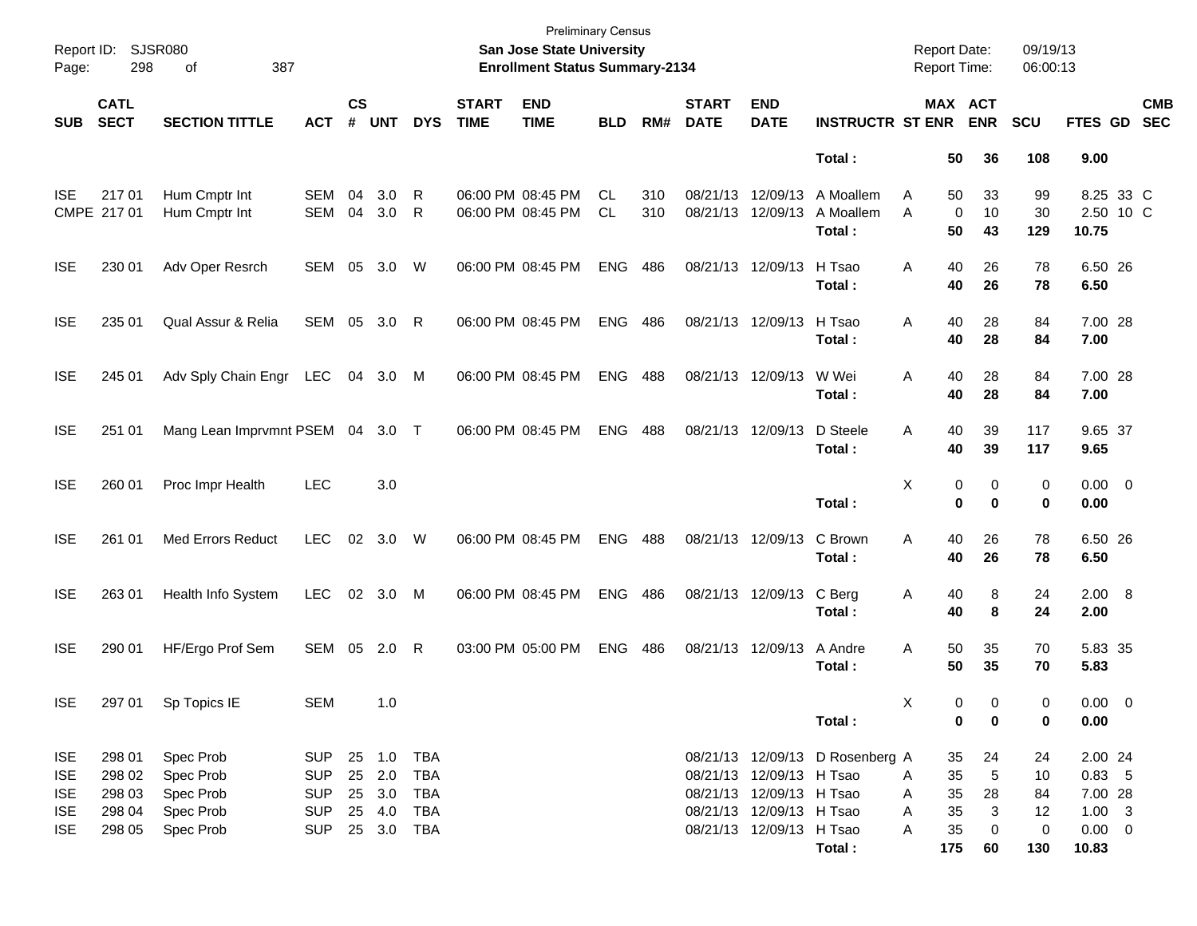Preliminary Census

**San Jose State University**

**Enrollment Status Summary-2134**

Report ID: SJSR080
Page: 298 of 387

Report Date: 09/19/13
Report Time: 06:00:13

| SUB | CATL SECT | SECTION TITTLE | ACT | CS # | UNT | DYS | START TIME | END TIME | BLD | RM# | START DATE | END DATE | INSTRUCTR | ST | MAX ENR | ACT ENR | SCU | FTES | GD | CMB SEC |
|---|---|---|---|---|---|---|---|---|---|---|---|---|---|---|---|---|---|---|---|---|
| | | | | | | | | | | | | | **Total :** | | **50** | **36** | **108** | **9.00** | | |
| ISE | 217 01 | Hum Cmptr Int | SEM | 04 | 3.0 | R | 06:00 PM | 08:45 PM | CL | 310 | 08/21/13 | 12/09/13 | A Moallem | A | 50 | 33 | 99 | 8.25 | 33 | C |
| CMPE | 217 01 | Hum Cmptr Int | SEM | 04 | 3.0 | R | 06:00 PM | 08:45 PM | CL | 310 | 08/21/13 | 12/09/13 | A Moallem | A | 0 | 10 | 30 | 2.50 | 10 | C |
| | | | | | | | | | | | | | **Total :** | | **50** | **43** | **129** | **10.75** | | |
| ISE | 230 01 | Adv Oper Resrch | SEM | 05 | 3.0 | W | 06:00 PM | 08:45 PM | ENG | 486 | 08/21/13 | 12/09/13 | H Tsao | A | 40 | 26 | 78 | 6.50 | 26 | |
| | | | | | | | | | | | | | **Total :** | | **40** | **26** | **78** | **6.50** | | |
| ISE | 235 01 | Qual Assur & Relia | SEM | 05 | 3.0 | R | 06:00 PM | 08:45 PM | ENG | 486 | 08/21/13 | 12/09/13 | H Tsao | A | 40 | 28 | 84 | 7.00 | 28 | |
| | | | | | | | | | | | | | **Total :** | | **40** | **28** | **84** | **7.00** | | |
| ISE | 245 01 | Adv Sply Chain Engr | LEC | 04 | 3.0 | M | 06:00 PM | 08:45 PM | ENG | 488 | 08/21/13 | 12/09/13 | W Wei | A | 40 | 28 | 84 | 7.00 | 28 | |
| | | | | | | | | | | | | | **Total :** | | **40** | **28** | **84** | **7.00** | | |
| ISE | 251 01 | Mang Lean Imprvmnt P | SEM | 04 | 3.0 | T | 06:00 PM | 08:45 PM | ENG | 488 | 08/21/13 | 12/09/13 | D Steele | A | 40 | 39 | 117 | 9.65 | 37 | |
| | | | | | | | | | | | | | **Total :** | | **40** | **39** | **117** | **9.65** | | |
| ISE | 260 01 | Proc Impr Health | LEC | | 3.0 | | | | | | | | | X | 0 | 0 | 0 | 0.00 | 0 | |
| | | | | | | | | | | | | | **Total :** | | **0** | **0** | **0** | **0.00** | | |
| ISE | 261 01 | Med Errors Reduct | LEC | 02 | 3.0 | W | 06:00 PM | 08:45 PM | ENG | 488 | 08/21/13 | 12/09/13 | C Brown | A | 40 | 26 | 78 | 6.50 | 26 | |
| | | | | | | | | | | | | | **Total :** | | **40** | **26** | **78** | **6.50** | | |
| ISE | 263 01 | Health Info System | LEC | 02 | 3.0 | M | 06:00 PM | 08:45 PM | ENG | 486 | 08/21/13 | 12/09/13 | C Berg | A | 40 | 8 | 24 | 2.00 | 8 | |
| | | | | | | | | | | | | | **Total :** | | **40** | **8** | **24** | **2.00** | | |
| ISE | 290 01 | HF/Ergo Prof Sem | SEM | 05 | 2.0 | R | 03:00 PM | 05:00 PM | ENG | 486 | 08/21/13 | 12/09/13 | A Andre | A | 50 | 35 | 70 | 5.83 | 35 | |
| | | | | | | | | | | | | | **Total :** | | **50** | **35** | **70** | **5.83** | | |
| ISE | 297 01 | Sp Topics IE | SEM | | 1.0 | | | | | | | | | X | 0 | 0 | 0 | 0.00 | 0 | |
| | | | | | | | | | | | | | **Total :** | | **0** | **0** | **0** | **0.00** | | |
| ISE | 298 01 | Spec Prob | SUP | 25 | 1.0 | TBA | | | | | 08/21/13 | 12/09/13 | D Rosenberg | A | 35 | 24 | 24 | 2.00 | 24 | |
| ISE | 298 02 | Spec Prob | SUP | 25 | 2.0 | TBA | | | | | 08/21/13 | 12/09/13 | H Tsao | A | 35 | 5 | 10 | 0.83 | 5 | |
| ISE | 298 03 | Spec Prob | SUP | 25 | 3.0 | TBA | | | | | 08/21/13 | 12/09/13 | H Tsao | A | 35 | 28 | 84 | 7.00 | 28 | |
| ISE | 298 04 | Spec Prob | SUP | 25 | 4.0 | TBA | | | | | 08/21/13 | 12/09/13 | H Tsao | A | 35 | 3 | 12 | 1.00 | 3 | |
| ISE | 298 05 | Spec Prob | SUP | 25 | 3.0 | TBA | | | | | 08/21/13 | 12/09/13 | H Tsao | A | 35 | 0 | 0 | 0.00 | 0 | |
| | | | | | | | | | | | | | **Total :** | | **175** | **60** | **130** | **10.83** | | |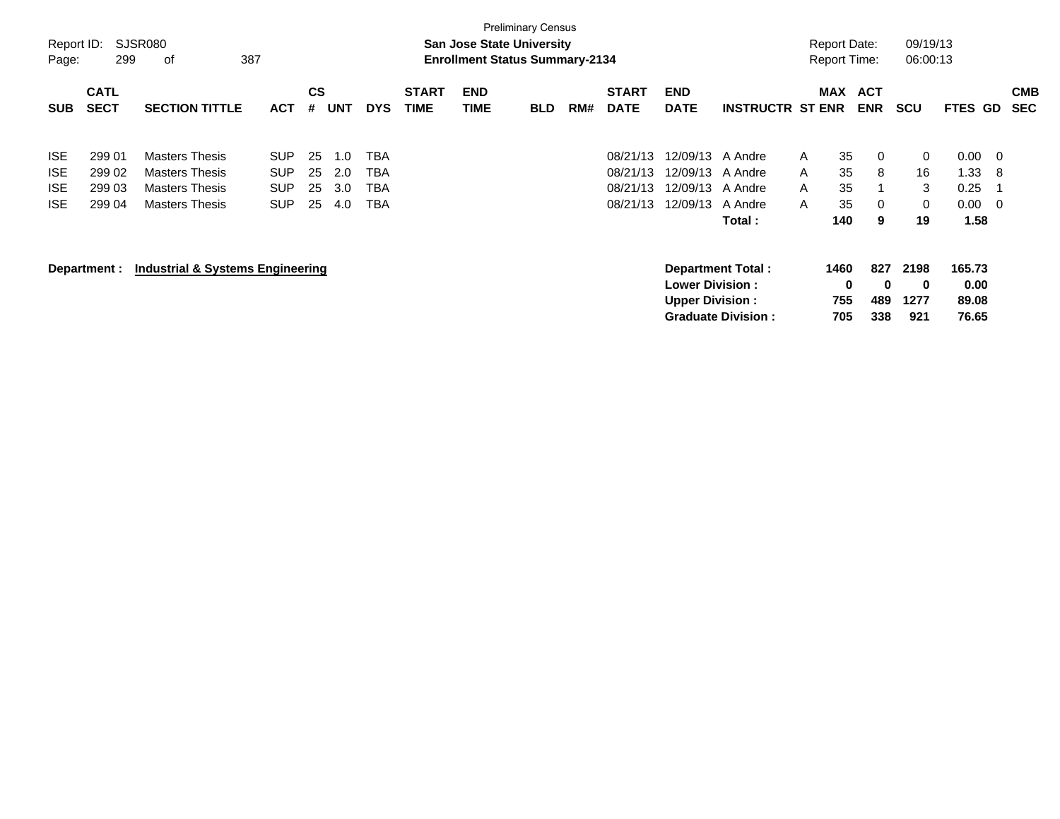Preliminary Census

**San Jose State University**

**Enrollment Status Summary-2134**

Report ID: SJSR080 | Report Date: 09/19/13 | Report Time: 06:00:13

| SUB | CATL SECT | SECTION TITTLE | ACT | CS # | UNT | DYS | START TIME | END TIME | BLD | RM# | START DATE | END DATE | INSTRUCTR | ST | MAX ENR | ACT ENR | SCU | FTES | GD | CMB SEC |
|---|---|---|---|---|---|---|---|---|---|---|---|---|---|---|---|---|---|---|---|---|
| ISE | 299 01 | Masters Thesis | SUP | 25 | 1.0 | TBA | | | | | 08/21/13 | 12/09/13 | A Andre | A | 35 | 0 | 0 | 0.00 | 0 | |
| ISE | 299 02 | Masters Thesis | SUP | 25 | 2.0 | TBA | | | | | 08/21/13 | 12/09/13 | A Andre | A | 35 | 8 | 16 | 1.33 | 8 | |
| ISE | 299 03 | Masters Thesis | SUP | 25 | 3.0 | TBA | | | | | 08/21/13 | 12/09/13 | A Andre | A | 35 | 1 | 3 | 0.25 | 1 | |
| ISE | 299 04 | Masters Thesis | SUP | 25 | 4.0 | TBA | | | | | 08/21/13 | 12/09/13 | A Andre | A | 35 | 0 | 0 | 0.00 | 0 | |
| | | | | | | | | | | | | | **Total :** | | **140** | **9** | **19** | **1.58** | | |

**Department : Industrial & Systems Engineering**

| | MAX ENR | ACT ENR | SCU | FTES |
|---|---|---|---|---|
| **Department Total :** | **1460** | **827** | **2198** | **165.73** |
| **Lower Division :** | **0** | **0** | **0** | **0.00** |
| **Upper Division :** | **755** | **489** | **1277** | **89.08** |
| **Graduate Division :** | **705** | **338** | **921** | **76.65** |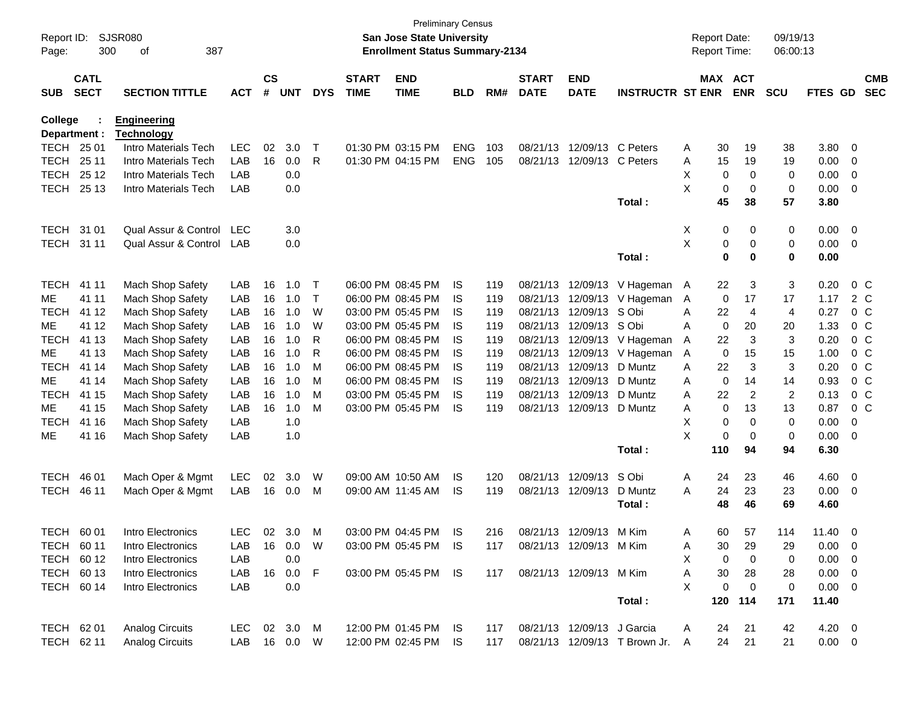Preliminary Census

**San Jose State University**

**Enrollment Status Summary-2134**

Report ID: SJSR080 | Report Date: 09/19/13 | Report Time: 06:00:13

**College : Engineering**

**Department : Technology**

| SUB | CATL SECT | SECTION TITTLE | ACT | CS # | UNT | DYS | START TIME | END TIME | BLD | RM# | START DATE | END DATE | INSTRUCTR | ST | MAX ENR | ACT ENR | SCU | FTES | GD | CMB SEC |
|---|---|---|---|---|---|---|---|---|---|---|---|---|---|---|---|---|---|---|---|---|
| TECH | 25 01 | Intro Materials Tech | LEC | 02 | 3.0 | T | 01:30 PM | 03:15 PM | ENG | 103 | 08/21/13 | 12/09/13 | C Peters | A | 30 | 19 | 38 | 3.80 | 0 | |
| TECH | 25 11 | Intro Materials Tech | LAB | 16 | 0.0 | R | 01:30 PM | 04:15 PM | ENG | 105 | 08/21/13 | 12/09/13 | C Peters | A | 15 | 19 | 19 | 0.00 | 0 | |
| TECH | 25 12 | Intro Materials Tech | LAB | | 0.0 | | | | | | | | | X | 0 | 0 | 0 | 0.00 | 0 | |
| TECH | 25 13 | Intro Materials Tech | LAB | | 0.0 | | | | | | | | | X | 0 | 0 | 0 | 0.00 | 0 | |
| | | | | | | | | | | | | | **Total :** | | **45** | **38** | **57** | **3.80** | | |
| TECH | 31 01 | Qual Assur & Control | LEC | | 3.0 | | | | | | | | | X | 0 | 0 | 0 | 0.00 | 0 | |
| TECH | 31 11 | Qual Assur & Control | LAB | | 0.0 | | | | | | | | | X | 0 | 0 | 0 | 0.00 | 0 | |
| | | | | | | | | | | | | | **Total :** | | **0** | **0** | **0** | **0.00** | | |
| TECH | 41 11 | Mach Shop Safety | LAB | 16 | 1.0 | T | 06:00 PM | 08:45 PM | IS | 119 | 08/21/13 | 12/09/13 | V Hageman | A | 22 | 3 | 3 | 0.20 | 0 | C |
| ME | 41 11 | Mach Shop Safety | LAB | 16 | 1.0 | T | 06:00 PM | 08:45 PM | IS | 119 | 08/21/13 | 12/09/13 | V Hageman | A | 0 | 17 | 17 | 1.17 | 2 | C |
| TECH | 41 12 | Mach Shop Safety | LAB | 16 | 1.0 | W | 03:00 PM | 05:45 PM | IS | 119 | 08/21/13 | 12/09/13 | S Obi | A | 22 | 4 | 4 | 0.27 | 0 | C |
| ME | 41 12 | Mach Shop Safety | LAB | 16 | 1.0 | W | 03:00 PM | 05:45 PM | IS | 119 | 08/21/13 | 12/09/13 | S Obi | A | 0 | 20 | 20 | 1.33 | 0 | C |
| TECH | 41 13 | Mach Shop Safety | LAB | 16 | 1.0 | R | 06:00 PM | 08:45 PM | IS | 119 | 08/21/13 | 12/09/13 | V Hageman | A | 22 | 3 | 3 | 0.20 | 0 | C |
| ME | 41 13 | Mach Shop Safety | LAB | 16 | 1.0 | R | 06:00 PM | 08:45 PM | IS | 119 | 08/21/13 | 12/09/13 | V Hageman | A | 0 | 15 | 15 | 1.00 | 0 | C |
| TECH | 41 14 | Mach Shop Safety | LAB | 16 | 1.0 | M | 06:00 PM | 08:45 PM | IS | 119 | 08/21/13 | 12/09/13 | D Muntz | A | 22 | 3 | 3 | 0.20 | 0 | C |
| ME | 41 14 | Mach Shop Safety | LAB | 16 | 1.0 | M | 06:00 PM | 08:45 PM | IS | 119 | 08/21/13 | 12/09/13 | D Muntz | A | 0 | 14 | 14 | 0.93 | 0 | C |
| TECH | 41 15 | Mach Shop Safety | LAB | 16 | 1.0 | M | 03:00 PM | 05:45 PM | IS | 119 | 08/21/13 | 12/09/13 | D Muntz | A | 22 | 2 | 2 | 0.13 | 0 | C |
| ME | 41 15 | Mach Shop Safety | LAB | 16 | 1.0 | M | 03:00 PM | 05:45 PM | IS | 119 | 08/21/13 | 12/09/13 | D Muntz | A | 0 | 13 | 13 | 0.87 | 0 | C |
| TECH | 41 16 | Mach Shop Safety | LAB | | 1.0 | | | | | | | | | X | 0 | 0 | 0 | 0.00 | 0 | |
| ME | 41 16 | Mach Shop Safety | LAB | | 1.0 | | | | | | | | | X | 0 | 0 | 0 | 0.00 | 0 | |
| | | | | | | | | | | | | | **Total :** | | **110** | **94** | **94** | **6.30** | | |
| TECH | 46 01 | Mach Oper & Mgmt | LEC | 02 | 3.0 | W | 09:00 AM | 10:50 AM | IS | 120 | 08/21/13 | 12/09/13 | S Obi | A | 24 | 23 | 46 | 4.60 | 0 | |
| TECH | 46 11 | Mach Oper & Mgmt | LAB | 16 | 0.0 | M | 09:00 AM | 11:45 AM | IS | 119 | 08/21/13 | 12/09/13 | D Muntz | A | 24 | 23 | 23 | 0.00 | 0 | |
| | | | | | | | | | | | | | **Total :** | | **48** | **46** | **69** | **4.60** | | |
| TECH | 60 01 | Intro Electronics | LEC | 02 | 3.0 | M | 03:00 PM | 04:45 PM | IS | 216 | 08/21/13 | 12/09/13 | M Kim | A | 60 | 57 | 114 | 11.40 | 0 | |
| TECH | 60 11 | Intro Electronics | LAB | 16 | 0.0 | W | 03:00 PM | 05:45 PM | IS | 117 | 08/21/13 | 12/09/13 | M Kim | A | 30 | 29 | 29 | 0.00 | 0 | |
| TECH | 60 12 | Intro Electronics | LAB | | 0.0 | | | | | | | | | X | 0 | 0 | 0 | 0.00 | 0 | |
| TECH | 60 13 | Intro Electronics | LAB | 16 | 0.0 | F | 03:00 PM | 05:45 PM | IS | 117 | 08/21/13 | 12/09/13 | M Kim | A | 30 | 28 | 28 | 0.00 | 0 | |
| TECH | 60 14 | Intro Electronics | LAB | | 0.0 | | | | | | | | | X | 0 | 0 | 0 | 0.00 | 0 | |
| | | | | | | | | | | | | | **Total :** | | **120** | **114** | **171** | **11.40** | | |
| TECH | 62 01 | Analog Circuits | LEC | 02 | 3.0 | M | 12:00 PM | 01:45 PM | IS | 117 | 08/21/13 | 12/09/13 | J Garcia | A | 24 | 21 | 42 | 4.20 | 0 | |
| TECH | 62 11 | Analog Circuits | LAB | 16 | 0.0 | W | 12:00 PM | 02:45 PM | IS | 117 | 08/21/13 | 12/09/13 | T Brown Jr. | A | 24 | 21 | 21 | 0.00 | 0 | |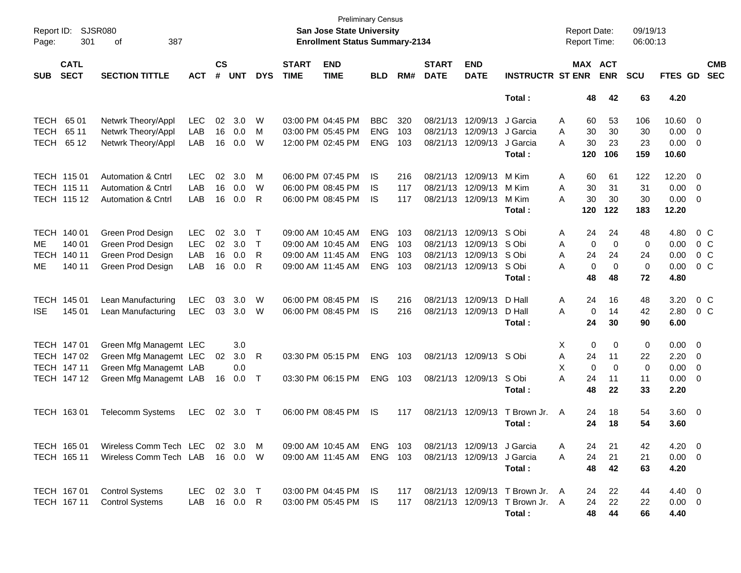Preliminary Census
**San Jose State University**
**Enrollment Status Summary-2134**

Report ID: SJSR080
Report Date: 09/19/13
Report Time: 06:00:13

| SUB | CATL SECT | SECTION TITTLE | ACT | CS # | UNT | DYS | START TIME | END TIME | BLD | RM# | START DATE | END DATE | INSTRUCTR | ST | MAX ENR | ACT ENR | SCU | FTES | GD | CMB SEC |
|---|---|---|---|---|---|---|---|---|---|---|---|---|---|---|---|---|---|---|---|---|
| | | | | | | | | | | | | | **Total :** | | **48** | **42** | **63** | **4.20** | | |
| TECH | 65 01 | Netwrk Theory/Appl | LEC | 02 | 3.0 | W | 03:00 PM | 04:45 PM | BBC | 320 | 08/21/13 | 12/09/13 | J Garcia | A | 60 | 53 | 106 | 10.60 | 0 | |
| TECH | 65 11 | Netwrk Theory/Appl | LAB | 16 | 0.0 | M | 03:00 PM | 05:45 PM | ENG | 103 | 08/21/13 | 12/09/13 | J Garcia | A | 30 | 30 | 30 | 0.00 | 0 | |
| TECH | 65 12 | Netwrk Theory/Appl | LAB | 16 | 0.0 | W | 12:00 PM | 02:45 PM | ENG | 103 | 08/21/13 | 12/09/13 | J Garcia | A | 30 | 23 | 23 | 0.00 | 0 | |
| | | | | | | | | | | | | | **Total :** | | **120** | **106** | **159** | **10.60** | | |
| TECH | 115 01 | Automation & Cntrl | LEC | 02 | 3.0 | M | 06:00 PM | 07:45 PM | IS | 216 | 08/21/13 | 12/09/13 | M Kim | A | 60 | 61 | 122 | 12.20 | 0 | |
| TECH | 115 11 | Automation & Cntrl | LAB | 16 | 0.0 | W | 06:00 PM | 08:45 PM | IS | 117 | 08/21/13 | 12/09/13 | M Kim | A | 30 | 31 | 31 | 0.00 | 0 | |
| TECH | 115 12 | Automation & Cntrl | LAB | 16 | 0.0 | R | 06:00 PM | 08:45 PM | IS | 117 | 08/21/13 | 12/09/13 | M Kim | A | 30 | 30 | 30 | 0.00 | 0 | |
| | | | | | | | | | | | | | **Total :** | | **120** | **122** | **183** | **12.20** | | |
| TECH | 140 01 | Green Prod Design | LEC | 02 | 3.0 | T | 09:00 AM | 10:45 AM | ENG | 103 | 08/21/13 | 12/09/13 | S Obi | A | 24 | 24 | 48 | 4.80 | 0 | C |
| ME | 140 01 | Green Prod Design | LEC | 02 | 3.0 | T | 09:00 AM | 10:45 AM | ENG | 103 | 08/21/13 | 12/09/13 | S Obi | A | 0 | 0 | 0 | 0.00 | 0 | C |
| TECH | 140 11 | Green Prod Design | LAB | 16 | 0.0 | R | 09:00 AM | 11:45 AM | ENG | 103 | 08/21/13 | 12/09/13 | S Obi | A | 24 | 24 | 24 | 0.00 | 0 | C |
| ME | 140 11 | Green Prod Design | LAB | 16 | 0.0 | R | 09:00 AM | 11:45 AM | ENG | 103 | 08/21/13 | 12/09/13 | S Obi | A | 0 | 0 | 0 | 0.00 | 0 | C |
| | | | | | | | | | | | | | **Total :** | | **48** | **48** | **72** | **4.80** | | |
| TECH | 145 01 | Lean Manufacturing | LEC | 03 | 3.0 | W | 06:00 PM | 08:45 PM | IS | 216 | 08/21/13 | 12/09/13 | D Hall | A | 24 | 16 | 48 | 3.20 | 0 | C |
| ISE | 145 01 | Lean Manufacturing | LEC | 03 | 3.0 | W | 06:00 PM | 08:45 PM | IS | 216 | 08/21/13 | 12/09/13 | D Hall | A | 0 | 14 | 42 | 2.80 | 0 | C |
| | | | | | | | | | | | | | **Total :** | | **24** | **30** | **90** | **6.00** | | |
| TECH | 147 01 | Green Mfg Managemt | LEC | | 3.0 | | | | | | | | | X | 0 | 0 | 0 | 0.00 | 0 | |
| TECH | 147 02 | Green Mfg Managemt | LEC | 02 | 3.0 | R | 03:30 PM | 05:15 PM | ENG | 103 | 08/21/13 | 12/09/13 | S Obi | A | 24 | 11 | 22 | 2.20 | 0 | |
| TECH | 147 11 | Green Mfg Managemt | LAB | | 0.0 | | | | | | | | | X | 0 | 0 | 0 | 0.00 | 0 | |
| TECH | 147 12 | Green Mfg Managemt | LAB | 16 | 0.0 | T | 03:30 PM | 06:15 PM | ENG | 103 | 08/21/13 | 12/09/13 | S Obi | A | 24 | 11 | 11 | 0.00 | 0 | |
| | | | | | | | | | | | | | **Total :** | | **48** | **22** | **33** | **2.20** | | |
| TECH | 163 01 | Telecomm Systems | LEC | 02 | 3.0 | T | 06:00 PM | 08:45 PM | IS | 117 | 08/21/13 | 12/09/13 | T Brown Jr. | A | 24 | 18 | 54 | 3.60 | 0 | |
| | | | | | | | | | | | | | **Total :** | | **24** | **18** | **54** | **3.60** | | |
| TECH | 165 01 | Wireless Comm Tech | LEC | 02 | 3.0 | M | 09:00 AM | 10:45 AM | ENG | 103 | 08/21/13 | 12/09/13 | J Garcia | A | 24 | 21 | 42 | 4.20 | 0 | |
| TECH | 165 11 | Wireless Comm Tech | LAB | 16 | 0.0 | W | 09:00 AM | 11:45 AM | ENG | 103 | 08/21/13 | 12/09/13 | J Garcia | A | 24 | 21 | 21 | 0.00 | 0 | |
| | | | | | | | | | | | | | **Total :** | | **48** | **42** | **63** | **4.20** | | |
| TECH | 167 01 | Control Systems | LEC | 02 | 3.0 | T | 03:00 PM | 04:45 PM | IS | 117 | 08/21/13 | 12/09/13 | T Brown Jr. | A | 24 | 22 | 44 | 4.40 | 0 | |
| TECH | 167 11 | Control Systems | LAB | 16 | 0.0 | R | 03:00 PM | 05:45 PM | IS | 117 | 08/21/13 | 12/09/13 | T Brown Jr. | A | 24 | 22 | 22 | 0.00 | 0 | |
| | | | | | | | | | | | | | **Total :** | | **48** | **44** | **66** | **4.40** | | |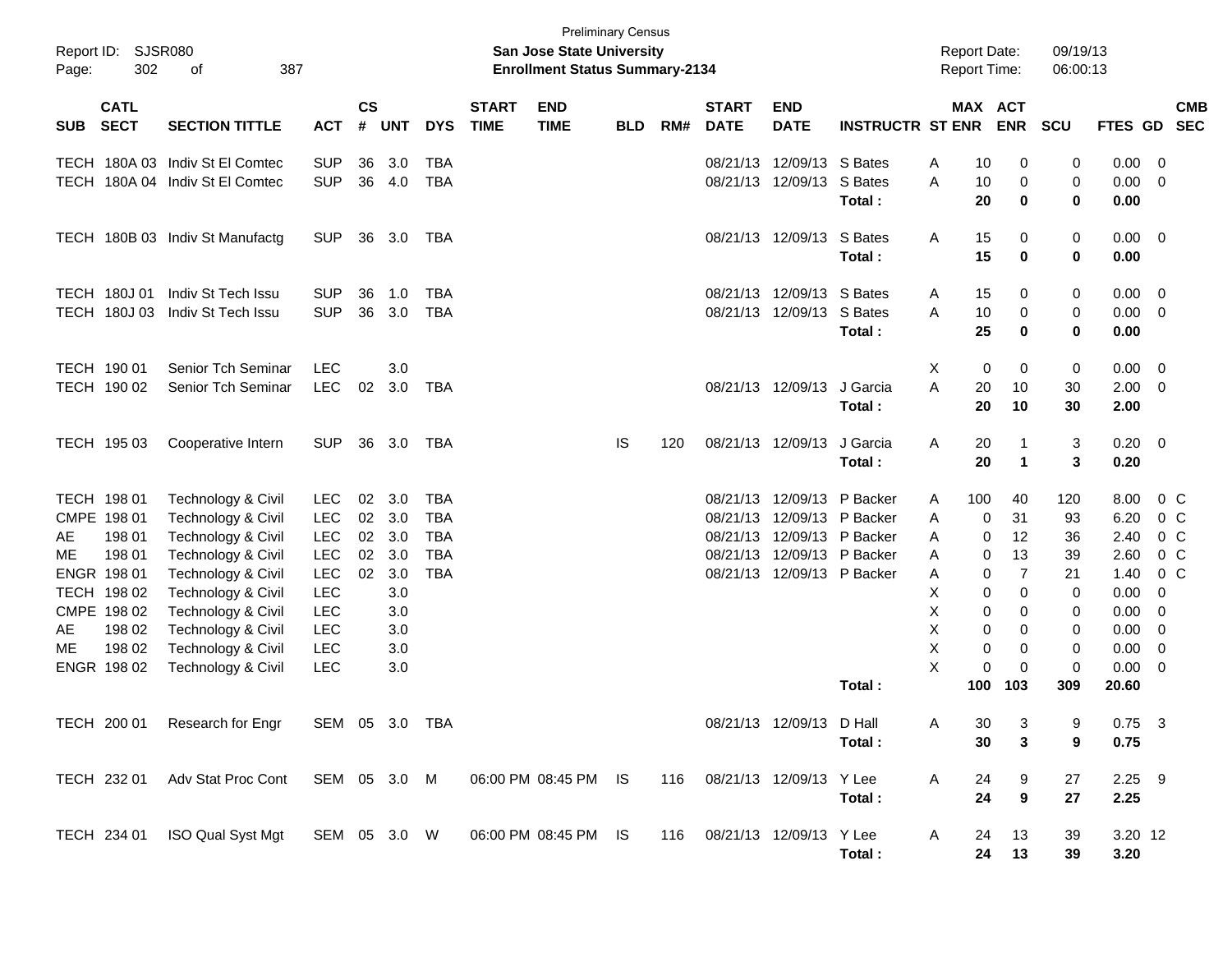Preliminary Census

**San Jose State University**

**Enrollment Status Summary-2134**

Report ID: SJSR080

Report Date: 09/19/13

Report Time: 06:00:13

| SUB | CATL SECT | SECTION TITTLE | ACT | CS # | UNT | DYS | START TIME | END TIME | BLD | RM# | START DATE | END DATE | INSTRUCTR | ST | MAX ENR | ACT ENR | SCU | FTES | GD | CMB SEC |
|---|---|---|---|---|---|---|---|---|---|---|---|---|---|---|---|---|---|---|---|---|
| TECH | 180A 03 | Indiv St El Comtec | SUP | 36 | 3.0 | TBA | | | | | 08/21/13 | 12/09/13 | S Bates | A | 10 | 0 | 0 | 0.00 | 0 | |
| TECH | 180A 04 | Indiv St El Comtec | SUP | 36 | 4.0 | TBA | | | | | 08/21/13 | 12/09/13 | S Bates | A | 10 | 0 | 0 | 0.00 | 0 | |
| | | | | | | | | | | | | | **Total :** | | **20** | **0** | **0** | **0.00** | | |
| TECH | 180B 03 | Indiv St Manufactg | SUP | 36 | 3.0 | TBA | | | | | 08/21/13 | 12/09/13 | S Bates | A | 15 | 0 | 0 | 0.00 | 0 | |
| | | | | | | | | | | | | | **Total :** | | **15** | **0** | **0** | **0.00** | | |
| TECH | 180J 01 | Indiv St Tech Issu | SUP | 36 | 1.0 | TBA | | | | | 08/21/13 | 12/09/13 | S Bates | A | 15 | 0 | 0 | 0.00 | 0 | |
| TECH | 180J 03 | Indiv St Tech Issu | SUP | 36 | 3.0 | TBA | | | | | 08/21/13 | 12/09/13 | S Bates | A | 10 | 0 | 0 | 0.00 | 0 | |
| | | | | | | | | | | | | | **Total :** | | **25** | **0** | **0** | **0.00** | | |
| TECH | 190 01 | Senior Tch Seminar | LEC | | 3.0 | | | | | | | | | X | 0 | 0 | 0 | 0.00 | 0 | |
| TECH | 190 02 | Senior Tch Seminar | LEC | 02 | 3.0 | TBA | | | | | 08/21/13 | 12/09/13 | J Garcia | A | 20 | 10 | 30 | 2.00 | 0 | |
| | | | | | | | | | | | | | **Total :** | | **20** | **10** | **30** | **2.00** | | |
| TECH | 195 03 | Cooperative Intern | SUP | 36 | 3.0 | TBA | | | IS | 120 | 08/21/13 | 12/09/13 | J Garcia | A | 20 | 1 | 3 | 0.20 | 0 | |
| | | | | | | | | | | | | | **Total :** | | **20** | **1** | **3** | **0.20** | | |
| TECH | 198 01 | Technology & Civil | LEC | 02 | 3.0 | TBA | | | | | 08/21/13 | 12/09/13 | P Backer | A | 100 | 40 | 120 | 8.00 | 0 | C |
| CMPE | 198 01 | Technology & Civil | LEC | 02 | 3.0 | TBA | | | | | 08/21/13 | 12/09/13 | P Backer | A | 0 | 31 | 93 | 6.20 | 0 | C |
| AE | 198 01 | Technology & Civil | LEC | 02 | 3.0 | TBA | | | | | 08/21/13 | 12/09/13 | P Backer | A | 0 | 12 | 36 | 2.40 | 0 | C |
| ME | 198 01 | Technology & Civil | LEC | 02 | 3.0 | TBA | | | | | 08/21/13 | 12/09/13 | P Backer | A | 0 | 13 | 39 | 2.60 | 0 | C |
| ENGR | 198 01 | Technology & Civil | LEC | 02 | 3.0 | TBA | | | | | 08/21/13 | 12/09/13 | P Backer | A | 0 | 7 | 21 | 1.40 | 0 | C |
| TECH | 198 02 | Technology & Civil | LEC | | 3.0 | | | | | | | | | X | 0 | 0 | 0 | 0.00 | 0 | |
| CMPE | 198 02 | Technology & Civil | LEC | | 3.0 | | | | | | | | | X | 0 | 0 | 0 | 0.00 | 0 | |
| AE | 198 02 | Technology & Civil | LEC | | 3.0 | | | | | | | | | X | 0 | 0 | 0 | 0.00 | 0 | |
| ME | 198 02 | Technology & Civil | LEC | | 3.0 | | | | | | | | | X | 0 | 0 | 0 | 0.00 | 0 | |
| ENGR | 198 02 | Technology & Civil | LEC | | 3.0 | | | | | | | | | X | 0 | 0 | 0 | 0.00 | 0 | |
| | | | | | | | | | | | | | **Total :** | | **100** | **103** | **309** | **20.60** | | |
| TECH | 200 01 | Research for Engr | SEM | 05 | 3.0 | TBA | | | | | 08/21/13 | 12/09/13 | D Hall | A | 30 | 3 | 9 | 0.75 | 3 | |
| | | | | | | | | | | | | | **Total :** | | **30** | **3** | **9** | **0.75** | | |
| TECH | 232 01 | Adv Stat Proc Cont | SEM | 05 | 3.0 | M | 06:00 PM | 08:45 PM | IS | 116 | 08/21/13 | 12/09/13 | Y Lee | A | 24 | 9 | 27 | 2.25 | 9 | |
| | | | | | | | | | | | | | **Total :** | | **24** | **9** | **27** | **2.25** | | |
| TECH | 234 01 | ISO Qual Syst Mgt | SEM | 05 | 3.0 | W | 06:00 PM | 08:45 PM | IS | 116 | 08/21/13 | 12/09/13 | Y Lee | A | 24 | 13 | 39 | 3.20 | 12 | |
| | | | | | | | | | | | | | **Total :** | | **24** | **13** | **39** | **3.20** | | |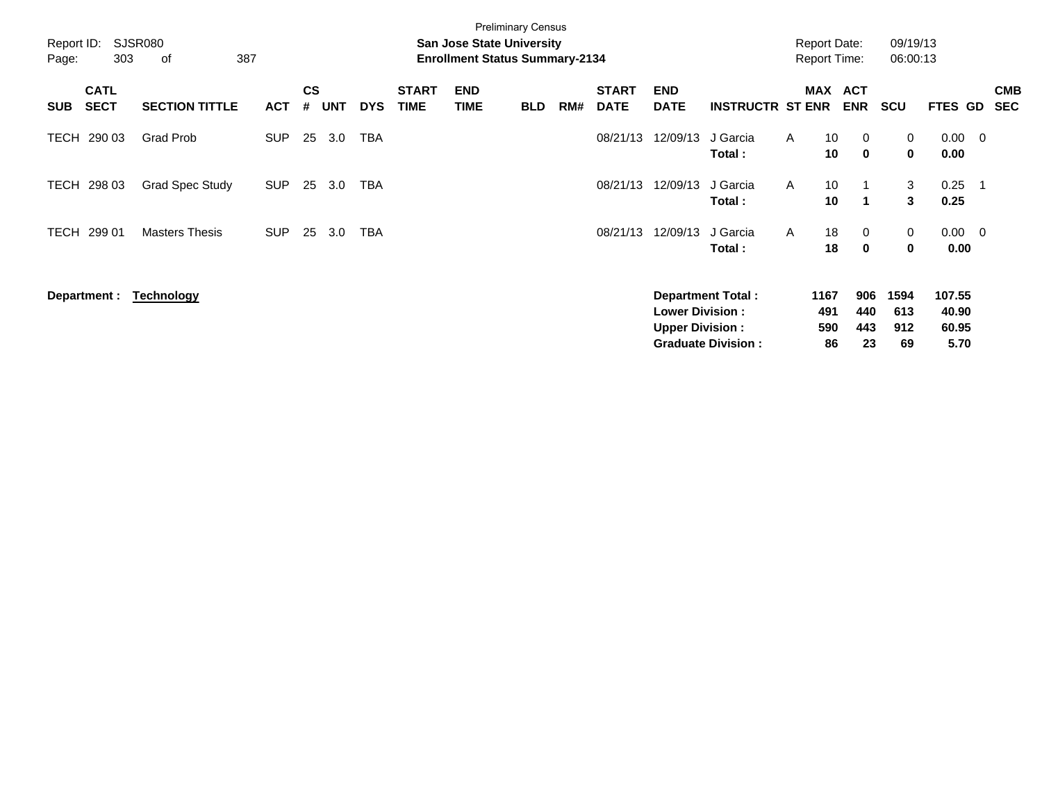Preliminary Census

**San Jose State University**

**Enrollment Status Summary-2134**

Report ID: SJSR080 | Report Date: 09/19/13 | Report Time: 06:00:13

| SUB | CATL SECT | SECTION TITTLE | ACT | CS # | UNT | DYS | START TIME | END TIME | BLD | RM# | START DATE | END DATE | INSTRUCTR | ST | MAX ENR | ACT ENR | SCU | FTES | GD | CMB SEC |
|---|---|---|---|---|---|---|---|---|---|---|---|---|---|---|---|---|---|---|---|---|
| TECH | 290 03 | Grad Prob | SUP | 25 | 3.0 | TBA | | | | | 08/21/13 | 12/09/13 | J Garcia | A | 10 | 0 | 0 | 0.00 | 0 | |
| | | | | | | | | | | | | | **Total :** | | **10** | **0** | **0** | **0.00** | | |
| TECH | 298 03 | Grad Spec Study | SUP | 25 | 3.0 | TBA | | | | | 08/21/13 | 12/09/13 | J Garcia | A | 10 | 1 | 3 | 0.25 | 1 | |
| | | | | | | | | | | | | | **Total :** | | **10** | **1** | **3** | **0.25** | | |
| TECH | 299 01 | Masters Thesis | SUP | 25 | 3.0 | TBA | | | | | 08/21/13 | 12/09/13 | J Garcia | A | 18 | 0 | 0 | 0.00 | 0 | |
| | | | | | | | | | | | | | **Total :** | | **18** | **0** | **0** | **0.00** | | |

**Department :** **Technology**

| | MAX ENR | ACT ENR | SCU | FTES |
|---|---|---|---|---|
| **Department Total :** | **1167** | **906** | **1594** | **107.55** |
| **Lower Division :** | **491** | **440** | **613** | **40.90** |
| **Upper Division :** | **590** | **443** | **912** | **60.95** |
| **Graduate Division :** | **86** | **23** | **69** | **5.70** |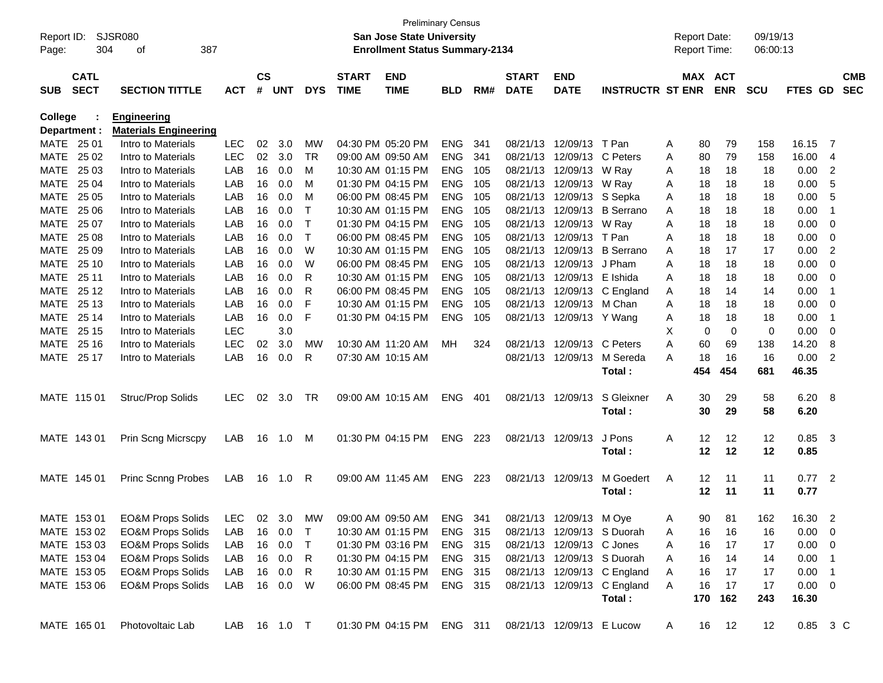Preliminary Census

Report ID: SJSR080 **San Jose State University** Report Date: 09/19/13

**Enrollment Status Summary-2134** Report Time: 06:00:13

| SUB | CATL SECT | SECTION TITTLE | ACT | CS # | UNT | DYS | START TIME | END TIME | BLD | RM# | START DATE | END DATE | INSTRUCTR | ST | MAX ENR | ACT ENR | SCU | FTES | GD | CMB SEC |
|---|---|---|---|---|---|---|---|---|---|---|---|---|---|---|---|---|---|---|---|---|
| **College :** | | **Engineering** | | | | | | | | | | | | | | | | | | |
| **Department :** | | **Materials Engineering** | | | | | | | | | | | | | | | | | | |
| MATE | 25 01 | Intro to Materials | LEC | 02 | 3.0 | MW | 04:30 PM | 05:20 PM | ENG | 341 | 08/21/13 | 12/09/13 | T Pan | A | 80 | 79 | 158 | 16.15 | 7 | |
| MATE | 25 02 | Intro to Materials | LEC | 02 | 3.0 | TR | 09:00 AM | 09:50 AM | ENG | 341 | 08/21/13 | 12/09/13 | C Peters | A | 80 | 79 | 158 | 16.00 | 4 | |
| MATE | 25 03 | Intro to Materials | LAB | 16 | 0.0 | M | 10:30 AM | 01:15 PM | ENG | 105 | 08/21/13 | 12/09/13 | W Ray | A | 18 | 18 | 18 | 0.00 | 2 | |
| MATE | 25 04 | Intro to Materials | LAB | 16 | 0.0 | M | 01:30 PM | 04:15 PM | ENG | 105 | 08/21/13 | 12/09/13 | W Ray | A | 18 | 18 | 18 | 0.00 | 5 | |
| MATE | 25 05 | Intro to Materials | LAB | 16 | 0.0 | M | 06:00 PM | 08:45 PM | ENG | 105 | 08/21/13 | 12/09/13 | S Sepka | A | 18 | 18 | 18 | 0.00 | 5 | |
| MATE | 25 06 | Intro to Materials | LAB | 16 | 0.0 | T | 10:30 AM | 01:15 PM | ENG | 105 | 08/21/13 | 12/09/13 | B Serrano | A | 18 | 18 | 18 | 0.00 | 1 | |
| MATE | 25 07 | Intro to Materials | LAB | 16 | 0.0 | T | 01:30 PM | 04:15 PM | ENG | 105 | 08/21/13 | 12/09/13 | W Ray | A | 18 | 18 | 18 | 0.00 | 0 | |
| MATE | 25 08 | Intro to Materials | LAB | 16 | 0.0 | T | 06:00 PM | 08:45 PM | ENG | 105 | 08/21/13 | 12/09/13 | T Pan | A | 18 | 18 | 18 | 0.00 | 0 | |
| MATE | 25 09 | Intro to Materials | LAB | 16 | 0.0 | W | 10:30 AM | 01:15 PM | ENG | 105 | 08/21/13 | 12/09/13 | B Serrano | A | 18 | 17 | 17 | 0.00 | 2 | |
| MATE | 25 10 | Intro to Materials | LAB | 16 | 0.0 | W | 06:00 PM | 08:45 PM | ENG | 105 | 08/21/13 | 12/09/13 | J Pham | A | 18 | 18 | 18 | 0.00 | 0 | |
| MATE | 25 11 | Intro to Materials | LAB | 16 | 0.0 | R | 10:30 AM | 01:15 PM | ENG | 105 | 08/21/13 | 12/09/13 | E Ishida | A | 18 | 18 | 18 | 0.00 | 0 | |
| MATE | 25 12 | Intro to Materials | LAB | 16 | 0.0 | R | 06:00 PM | 08:45 PM | ENG | 105 | 08/21/13 | 12/09/13 | C England | A | 18 | 14 | 14 | 0.00 | 1 | |
| MATE | 25 13 | Intro to Materials | LAB | 16 | 0.0 | F | 10:30 AM | 01:15 PM | ENG | 105 | 08/21/13 | 12/09/13 | M Chan | A | 18 | 18 | 18 | 0.00 | 0 | |
| MATE | 25 14 | Intro to Materials | LAB | 16 | 0.0 | F | 01:30 PM | 04:15 PM | ENG | 105 | 08/21/13 | 12/09/13 | Y Wang | A | 18 | 18 | 18 | 0.00 | 1 | |
| MATE | 25 15 | Intro to Materials | LEC | | 3.0 | | | | | | | | | X | 0 | 0 | 0 | 0.00 | 0 | |
| MATE | 25 16 | Intro to Materials | LEC | 02 | 3.0 | MW | 10:30 AM | 11:20 AM | MH | 324 | 08/21/13 | 12/09/13 | C Peters | A | 60 | 69 | 138 | 14.20 | 8 | |
| MATE | 25 17 | Intro to Materials | LAB | 16 | 0.0 | R | 07:30 AM | 10:15 AM | | | 08/21/13 | 12/09/13 | M Sereda | A | 18 | 16 | 16 | 0.00 | 2 | |
| | | | | | | | | | | | | | **Total :** | | **454** | **454** | **681** | **46.35** | | |
| MATE | 115 01 | Struc/Prop Solids | LEC | 02 | 3.0 | TR | 09:00 AM | 10:15 AM | ENG | 401 | 08/21/13 | 12/09/13 | S Gleixner | A | 30 | 29 | 58 | 6.20 | 8 | |
| | | | | | | | | | | | | | **Total :** | | **30** | **29** | **58** | **6.20** | | |
| MATE | 143 01 | Prin Scng Micrscpy | LAB | 16 | 1.0 | M | 01:30 PM | 04:15 PM | ENG | 223 | 08/21/13 | 12/09/13 | J Pons | A | 12 | 12 | 12 | 0.85 | 3 | |
| | | | | | | | | | | | | | **Total :** | | **12** | **12** | **12** | **0.85** | | |
| MATE | 145 01 | Princ Scnng Probes | LAB | 16 | 1.0 | R | 09:00 AM | 11:45 AM | ENG | 223 | 08/21/13 | 12/09/13 | M Goedert | A | 12 | 11 | 11 | 0.77 | 2 | |
| | | | | | | | | | | | | | **Total :** | | **12** | **11** | **11** | **0.77** | | |
| MATE | 153 01 | EO&M Props Solids | LEC | 02 | 3.0 | MW | 09:00 AM | 09:50 AM | ENG | 341 | 08/21/13 | 12/09/13 | M Oye | A | 90 | 81 | 162 | 16.30 | 2 | |
| MATE | 153 02 | EO&M Props Solids | LAB | 16 | 0.0 | T | 10:30 AM | 01:15 PM | ENG | 315 | 08/21/13 | 12/09/13 | S Duorah | A | 16 | 16 | 16 | 0.00 | 0 | |
| MATE | 153 03 | EO&M Props Solids | LAB | 16 | 0.0 | T | 01:30 PM | 03:16 PM | ENG | 315 | 08/21/13 | 12/09/13 | C Jones | A | 16 | 17 | 17 | 0.00 | 0 | |
| MATE | 153 04 | EO&M Props Solids | LAB | 16 | 0.0 | R | 01:30 PM | 04:15 PM | ENG | 315 | 08/21/13 | 12/09/13 | S Duorah | A | 16 | 14 | 14 | 0.00 | 1 | |
| MATE | 153 05 | EO&M Props Solids | LAB | 16 | 0.0 | R | 10:30 AM | 01:15 PM | ENG | 315 | 08/21/13 | 12/09/13 | C England | A | 16 | 17 | 17 | 0.00 | 1 | |
| MATE | 153 06 | EO&M Props Solids | LAB | 16 | 0.0 | W | 06:00 PM | 08:45 PM | ENG | 315 | 08/21/13 | 12/09/13 | C England | A | 16 | 17 | 17 | 0.00 | 0 | |
| | | | | | | | | | | | | | **Total :** | | **170** | **162** | **243** | **16.30** | | |
| MATE | 165 01 | Photovoltaic Lab | LAB | 16 | 1.0 | T | 01:30 PM | 04:15 PM | ENG | 311 | 08/21/13 | 12/09/13 | E Lucow | A | 16 | 12 | 12 | 0.85 | 3 | C |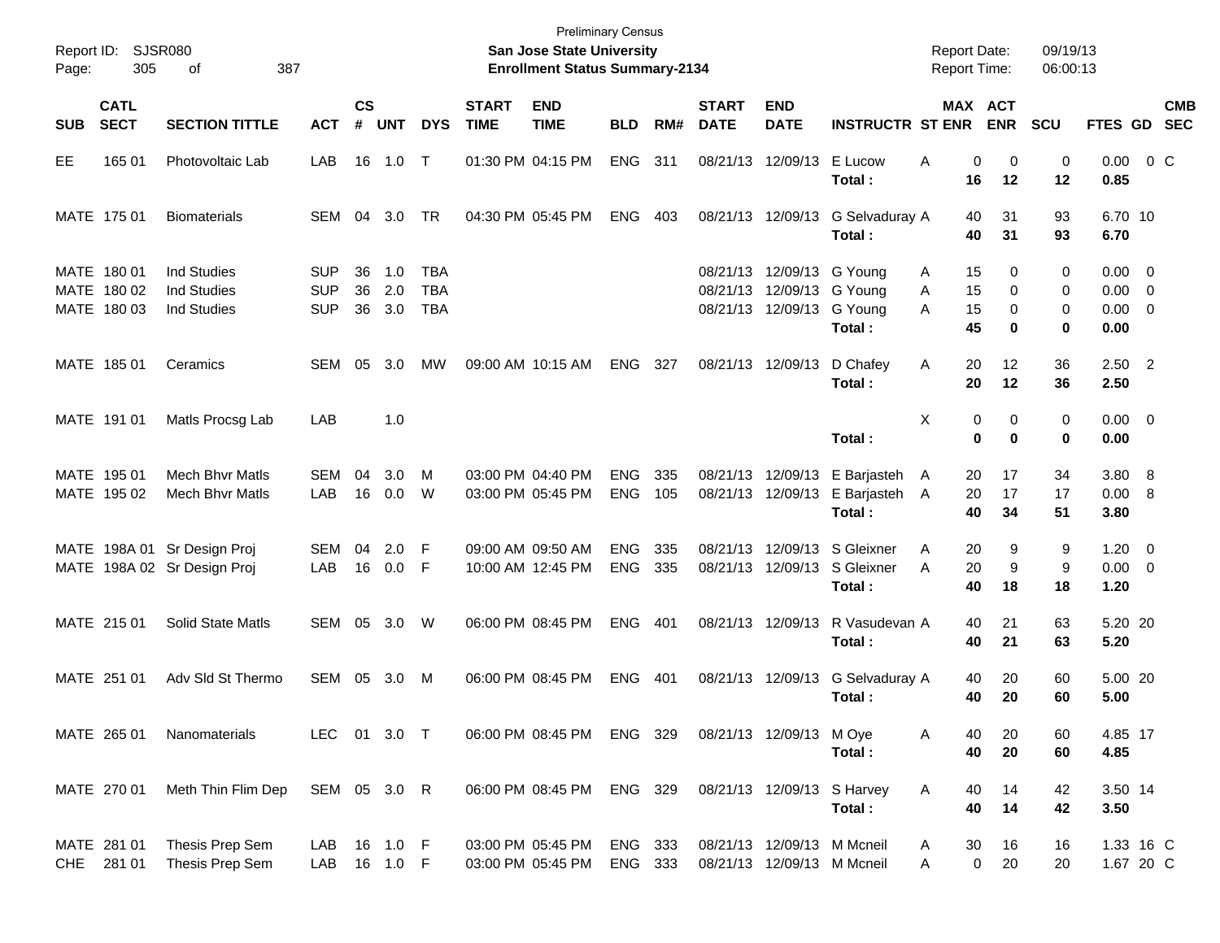Preliminary Census

Report ID: SJSR080 | **San Jose State University** | Report Date: 09/19/13
Page: 305 of 387 | **Enrollment Status Summary-2134** | Report Time: 06:00:13

| SUB | CATL SECT | SECTION TITTLE | ACT | CS # | UNT | DYS | START TIME | END TIME | BLD | RM# | START DATE | END DATE | INSTRUCTR | ST | MAX ENR | ACT ENR | SCU | FTES | GD | CMB SEC |
|---|---|---|---|---|---|---|---|---|---|---|---|---|---|---|---|---|---|---|---|---|
| EE | 165 01 | Photovoltaic Lab | LAB | 16 | 1.0 | T | 01:30 PM | 04:15 PM | ENG | 311 | 08/21/13 | 12/09/13 | E Lucow | A | 0 | 0 | 0 | 0.00 | 0 | C |
| | | | | | | | | | | | | | **Total :** | | **16** | **12** | **12** | **0.85** | | |
| MATE | 175 01 | Biomaterials | SEM | 04 | 3.0 | TR | 04:30 PM | 05:45 PM | ENG | 403 | 08/21/13 | 12/09/13 | G Selvaduray | A | 40 | 31 | 93 | 6.70 | 10 | |
| | | | | | | | | | | | | | **Total :** | | **40** | **31** | **93** | **6.70** | | |
| MATE | 180 01 | Ind Studies | SUP | 36 | 1.0 | TBA | | | | | 08/21/13 | 12/09/13 | G Young | A | 15 | 0 | 0 | 0.00 | 0 | |
| MATE | 180 02 | Ind Studies | SUP | 36 | 2.0 | TBA | | | | | 08/21/13 | 12/09/13 | G Young | A | 15 | 0 | 0 | 0.00 | 0 | |
| MATE | 180 03 | Ind Studies | SUP | 36 | 3.0 | TBA | | | | | 08/21/13 | 12/09/13 | G Young | A | 15 | 0 | 0 | 0.00 | 0 | |
| | | | | | | | | | | | | | **Total :** | | **45** | **0** | **0** | **0.00** | | |
| MATE | 185 01 | Ceramics | SEM | 05 | 3.0 | MW | 09:00 AM | 10:15 AM | ENG | 327 | 08/21/13 | 12/09/13 | D Chafey | A | 20 | 12 | 36 | 2.50 | 2 | |
| | | | | | | | | | | | | | **Total :** | | **20** | **12** | **36** | **2.50** | | |
| MATE | 191 01 | Matls Procsg Lab | LAB | | 1.0 | | | | | | | | | X | 0 | 0 | 0 | 0.00 | 0 | |
| | | | | | | | | | | | | | **Total :** | | **0** | **0** | **0** | **0.00** | | |
| MATE | 195 01 | Mech Bhvr Matls | SEM | 04 | 3.0 | M | 03:00 PM | 04:40 PM | ENG | 335 | 08/21/13 | 12/09/13 | E Barjasteh | A | 20 | 17 | 34 | 3.80 | 8 | |
| MATE | 195 02 | Mech Bhvr Matls | LAB | 16 | 0.0 | W | 03:00 PM | 05:45 PM | ENG | 105 | 08/21/13 | 12/09/13 | E Barjasteh | A | 20 | 17 | 17 | 0.00 | 8 | |
| | | | | | | | | | | | | | **Total :** | | **40** | **34** | **51** | **3.80** | | |
| MATE | 198A 01 | Sr Design Proj | SEM | 04 | 2.0 | F | 09:00 AM | 09:50 AM | ENG | 335 | 08/21/13 | 12/09/13 | S Gleixner | A | 20 | 9 | 9 | 1.20 | 0 | |
| MATE | 198A 02 | Sr Design Proj | LAB | 16 | 0.0 | F | 10:00 AM | 12:45 PM | ENG | 335 | 08/21/13 | 12/09/13 | S Gleixner | A | 20 | 9 | 9 | 0.00 | 0 | |
| | | | | | | | | | | | | | **Total :** | | **40** | **18** | **18** | **1.20** | | |
| MATE | 215 01 | Solid State Matls | SEM | 05 | 3.0 | W | 06:00 PM | 08:45 PM | ENG | 401 | 08/21/13 | 12/09/13 | R Vasudevan | A | 40 | 21 | 63 | 5.20 | 20 | |
| | | | | | | | | | | | | | **Total :** | | **40** | **21** | **63** | **5.20** | | |
| MATE | 251 01 | Adv Sld St Thermo | SEM | 05 | 3.0 | M | 06:00 PM | 08:45 PM | ENG | 401 | 08/21/13 | 12/09/13 | G Selvaduray | A | 40 | 20 | 60 | 5.00 | 20 | |
| | | | | | | | | | | | | | **Total :** | | **40** | **20** | **60** | **5.00** | | |
| MATE | 265 01 | Nanomaterials | LEC | 01 | 3.0 | T | 06:00 PM | 08:45 PM | ENG | 329 | 08/21/13 | 12/09/13 | M Oye | A | 40 | 20 | 60 | 4.85 | 17 | |
| | | | | | | | | | | | | | **Total :** | | **40** | **20** | **60** | **4.85** | | |
| MATE | 270 01 | Meth Thin Flim Dep | SEM | 05 | 3.0 | R | 06:00 PM | 08:45 PM | ENG | 329 | 08/21/13 | 12/09/13 | S Harvey | A | 40 | 14 | 42 | 3.50 | 14 | |
| | | | | | | | | | | | | | **Total :** | | **40** | **14** | **42** | **3.50** | | |
| MATE | 281 01 | Thesis Prep Sem | LAB | 16 | 1.0 | F | 03:00 PM | 05:45 PM | ENG | 333 | 08/21/13 | 12/09/13 | M Mcneil | A | 30 | 16 | 16 | 1.33 | 16 | C |
| CHE | 281 01 | Thesis Prep Sem | LAB | 16 | 1.0 | F | 03:00 PM | 05:45 PM | ENG | 333 | 08/21/13 | 12/09/13 | M Mcneil | A | 0 | 20 | 20 | 1.67 | 20 | C |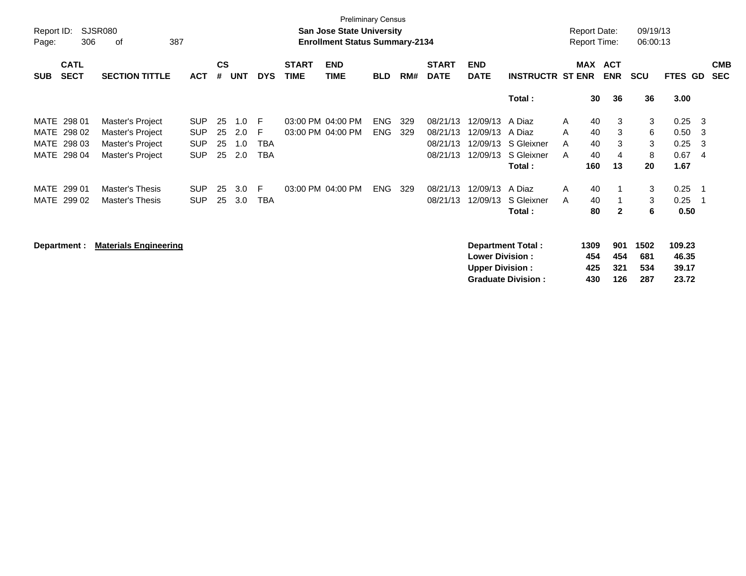Preliminary Census

**San Jose State University**

**Enrollment Status Summary-2134**

Report ID: SJSR080

Report Date: 09/19/13

Report Time: 06:00:13

| SUB | CATL SECT | SECTION TITTLE | ACT | CS # | UNT | DYS | START TIME | END TIME | BLD | RM# | START DATE | END DATE | INSTRUCTR | ST | MAX ENR | ACT ENR | SCU | FTES | GD | CMB SEC |
|---|---|---|---|---|---|---|---|---|---|---|---|---|---|---|---|---|---|---|---|---|
| | | | | | | | | | | | | | **Total :** | | **30** | **36** | **36** | **3.00** | | |
| MATE | 298 01 | Master's Project | SUP | 25 | 1.0 | F | 03:00 PM | 04:00 PM | ENG | 329 | 08/21/13 | 12/09/13 | A Diaz | A | 40 | 3 | 3 | 0.25 | 3 | |
| MATE | 298 02 | Master's Project | SUP | 25 | 2.0 | F | 03:00 PM | 04:00 PM | ENG | 329 | 08/21/13 | 12/09/13 | A Diaz | A | 40 | 3 | 6 | 0.50 | 3 | |
| MATE | 298 03 | Master's Project | SUP | 25 | 1.0 | TBA | | | | | 08/21/13 | 12/09/13 | S Gleixner | A | 40 | 3 | 3 | 0.25 | 3 | |
| MATE | 298 04 | Master's Project | SUP | 25 | 2.0 | TBA | | | | | 08/21/13 | 12/09/13 | S Gleixner | A | 40 | 4 | 8 | 0.67 | 4 | |
| | | | | | | | | | | | | | **Total :** | | **160** | **13** | **20** | **1.67** | | |
| MATE | 299 01 | Master's Thesis | SUP | 25 | 3.0 | F | 03:00 PM | 04:00 PM | ENG | 329 | 08/21/13 | 12/09/13 | A Diaz | A | 40 | 1 | 3 | 0.25 | 1 | |
| MATE | 299 02 | Master's Thesis | SUP | 25 | 3.0 | TBA | | | | | 08/21/13 | 12/09/13 | S Gleixner | A | 40 | 1 | 3 | 0.25 | 1 | |
| | | | | | | | | | | | | | **Total :** | | **80** | **2** | **6** | **0.50** | | |

**Department : Materials Engineering**

| | MAX ENR | ACT ENR | SCU | FTES |
|---|---|---|---|---|
| **Department Total :** | **1309** | **901** | **1502** | **109.23** |
| **Lower Division :** | **454** | **454** | **681** | **46.35** |
| **Upper Division :** | **425** | **321** | **534** | **39.17** |
| **Graduate Division :** | **430** | **126** | **287** | **23.72** |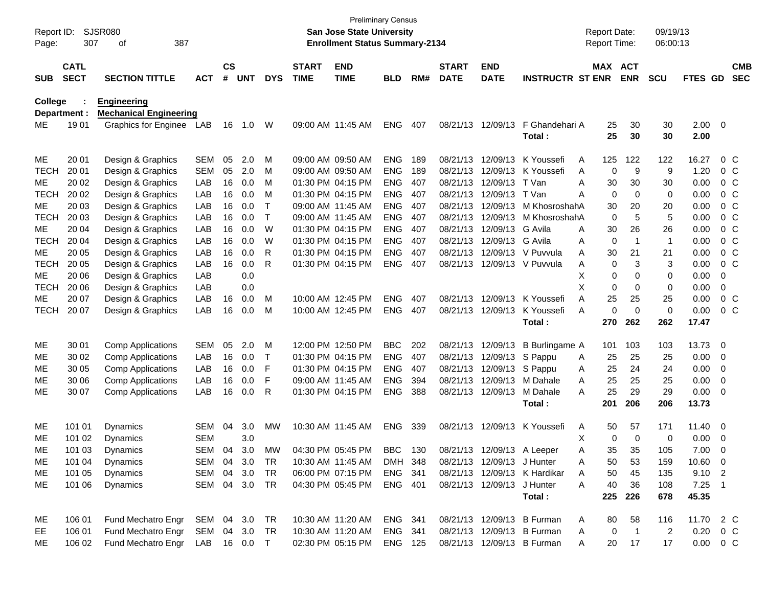Preliminary Census
**San Jose State University**
**Enrollment Status Summary-2134**

Report ID: SJSR080
Report Date: 09/19/13
Report Time: 06:00:13

College : **Engineering**
Department : **Mechanical Engineering**

| SUB | CATL SECT | SECTION TITTLE | ACT | CS # | UNT | DYS | START TIME | END TIME | BLD | RM# | START DATE | END DATE | INSTRUCTR | ST | MAX ENR | ACT ENR | SCU | FTES | GD | CMB SEC |
|---|---|---|---|---|---|---|---|---|---|---|---|---|---|---|---|---|---|---|---|---|
| ME | 19 01 | Graphics for Enginee | LAB | 16 | 1.0 | W | 09:00 AM | 11:45 AM | ENG | 407 | 08/21/13 | 12/09/13 | F Ghandehari | A | 25 | 30 | 30 | 2.00 | 0 | |
| | | | | | | | | | | | | | **Total :** | | **25** | **30** | **30** | **2.00** | | |
| ME | 20 01 | Design & Graphics | SEM | 05 | 2.0 | M | 09:00 AM | 09:50 AM | ENG | 189 | 08/21/13 | 12/09/13 | K Youssefi | A | 125 | 122 | 122 | 16.27 | 0 | C |
| TECH | 20 01 | Design & Graphics | SEM | 05 | 2.0 | M | 09:00 AM | 09:50 AM | ENG | 189 | 08/21/13 | 12/09/13 | K Youssefi | A | 0 | 9 | 9 | 1.20 | 0 | C |
| ME | 20 02 | Design & Graphics | LAB | 16 | 0.0 | M | 01:30 PM | 04:15 PM | ENG | 407 | 08/21/13 | 12/09/13 | T Van | A | 30 | 30 | 30 | 0.00 | 0 | C |
| TECH | 20 02 | Design & Graphics | LAB | 16 | 0.0 | M | 01:30 PM | 04:15 PM | ENG | 407 | 08/21/13 | 12/09/13 | T Van | A | 0 | 0 | 0 | 0.00 | 0 | C |
| ME | 20 03 | Design & Graphics | LAB | 16 | 0.0 | T | 09:00 AM | 11:45 AM | ENG | 407 | 08/21/13 | 12/09/13 | M Khosroshah | A | 30 | 20 | 20 | 0.00 | 0 | C |
| TECH | 20 03 | Design & Graphics | LAB | 16 | 0.0 | T | 09:00 AM | 11:45 AM | ENG | 407 | 08/21/13 | 12/09/13 | M Khosroshah | A | 0 | 5 | 5 | 0.00 | 0 | C |
| ME | 20 04 | Design & Graphics | LAB | 16 | 0.0 | W | 01:30 PM | 04:15 PM | ENG | 407 | 08/21/13 | 12/09/13 | G Avila | A | 30 | 26 | 26 | 0.00 | 0 | C |
| TECH | 20 04 | Design & Graphics | LAB | 16 | 0.0 | W | 01:30 PM | 04:15 PM | ENG | 407 | 08/21/13 | 12/09/13 | G Avila | A | 0 | 1 | 1 | 0.00 | 0 | C |
| ME | 20 05 | Design & Graphics | LAB | 16 | 0.0 | R | 01:30 PM | 04:15 PM | ENG | 407 | 08/21/13 | 12/09/13 | V Puvvula | A | 30 | 21 | 21 | 0.00 | 0 | C |
| TECH | 20 05 | Design & Graphics | LAB | 16 | 0.0 | R | 01:30 PM | 04:15 PM | ENG | 407 | 08/21/13 | 12/09/13 | V Puvvula | A | 0 | 3 | 3 | 0.00 | 0 | C |
| ME | 20 06 | Design & Graphics | LAB | | 0.0 | | | | | | | | | X | 0 | 0 | 0 | 0.00 | 0 | |
| TECH | 20 06 | Design & Graphics | LAB | | 0.0 | | | | | | | | | X | 0 | 0 | 0 | 0.00 | 0 | |
| ME | 20 07 | Design & Graphics | LAB | 16 | 0.0 | M | 10:00 AM | 12:45 PM | ENG | 407 | 08/21/13 | 12/09/13 | K Youssefi | A | 25 | 25 | 25 | 0.00 | 0 | C |
| TECH | 20 07 | Design & Graphics | LAB | 16 | 0.0 | M | 10:00 AM | 12:45 PM | ENG | 407 | 08/21/13 | 12/09/13 | K Youssefi | A | 0 | 0 | 0 | 0.00 | 0 | C |
| | | | | | | | | | | | | | **Total :** | | **270** | **262** | **262** | **17.47** | | |
| ME | 30 01 | Comp Applications | SEM | 05 | 2.0 | M | 12:00 PM | 12:50 PM | BBC | 202 | 08/21/13 | 12/09/13 | B Burlingame | A | 101 | 103 | 103 | 13.73 | 0 | |
| ME | 30 02 | Comp Applications | LAB | 16 | 0.0 | T | 01:30 PM | 04:15 PM | ENG | 407 | 08/21/13 | 12/09/13 | S Pappu | A | 25 | 25 | 25 | 0.00 | 0 | |
| ME | 30 05 | Comp Applications | LAB | 16 | 0.0 | F | 01:30 PM | 04:15 PM | ENG | 407 | 08/21/13 | 12/09/13 | S Pappu | A | 25 | 24 | 24 | 0.00 | 0 | |
| ME | 30 06 | Comp Applications | LAB | 16 | 0.0 | F | 09:00 AM | 11:45 AM | ENG | 394 | 08/21/13 | 12/09/13 | M Dahale | A | 25 | 25 | 25 | 0.00 | 0 | |
| ME | 30 07 | Comp Applications | LAB | 16 | 0.0 | R | 01:30 PM | 04:15 PM | ENG | 388 | 08/21/13 | 12/09/13 | M Dahale | A | 25 | 29 | 29 | 0.00 | 0 | |
| | | | | | | | | | | | | | **Total :** | | **201** | **206** | **206** | **13.73** | | |
| ME | 101 01 | Dynamics | SEM | 04 | 3.0 | MW | 10:30 AM | 11:45 AM | ENG | 339 | 08/21/13 | 12/09/13 | K Youssefi | A | 50 | 57 | 171 | 11.40 | 0 | |
| ME | 101 02 | Dynamics | SEM | | 3.0 | | | | | | | | | X | 0 | 0 | 0 | 0.00 | 0 | |
| ME | 101 03 | Dynamics | SEM | 04 | 3.0 | MW | 04:30 PM | 05:45 PM | BBC | 130 | 08/21/13 | 12/09/13 | A Leeper | A | 35 | 35 | 105 | 7.00 | 0 | |
| ME | 101 04 | Dynamics | SEM | 04 | 3.0 | TR | 10:30 AM | 11:45 AM | DMH | 348 | 08/21/13 | 12/09/13 | J Hunter | A | 50 | 53 | 159 | 10.60 | 0 | |
| ME | 101 05 | Dynamics | SEM | 04 | 3.0 | TR | 06:00 PM | 07:15 PM | ENG | 341 | 08/21/13 | 12/09/13 | K Hardikar | A | 50 | 45 | 135 | 9.10 | 2 | |
| ME | 101 06 | Dynamics | SEM | 04 | 3.0 | TR | 04:30 PM | 05:45 PM | ENG | 401 | 08/21/13 | 12/09/13 | J Hunter | A | 40 | 36 | 108 | 7.25 | 1 | |
| | | | | | | | | | | | | | **Total :** | | **225** | **226** | **678** | **45.35** | | |
| ME | 106 01 | Fund Mechatro Engr | SEM | 04 | 3.0 | TR | 10:30 AM | 11:20 AM | ENG | 341 | 08/21/13 | 12/09/13 | B Furman | A | 80 | 58 | 116 | 11.70 | 2 | C |
| EE | 106 01 | Fund Mechatro Engr | SEM | 04 | 3.0 | TR | 10:30 AM | 11:20 AM | ENG | 341 | 08/21/13 | 12/09/13 | B Furman | A | 0 | 1 | 2 | 0.20 | 0 | C |
| ME | 106 02 | Fund Mechatro Engr | LAB | 16 | 0.0 | T | 02:30 PM | 05:15 PM | ENG | 125 | 08/21/13 | 12/09/13 | B Furman | A | 20 | 17 | 17 | 0.00 | 0 | C |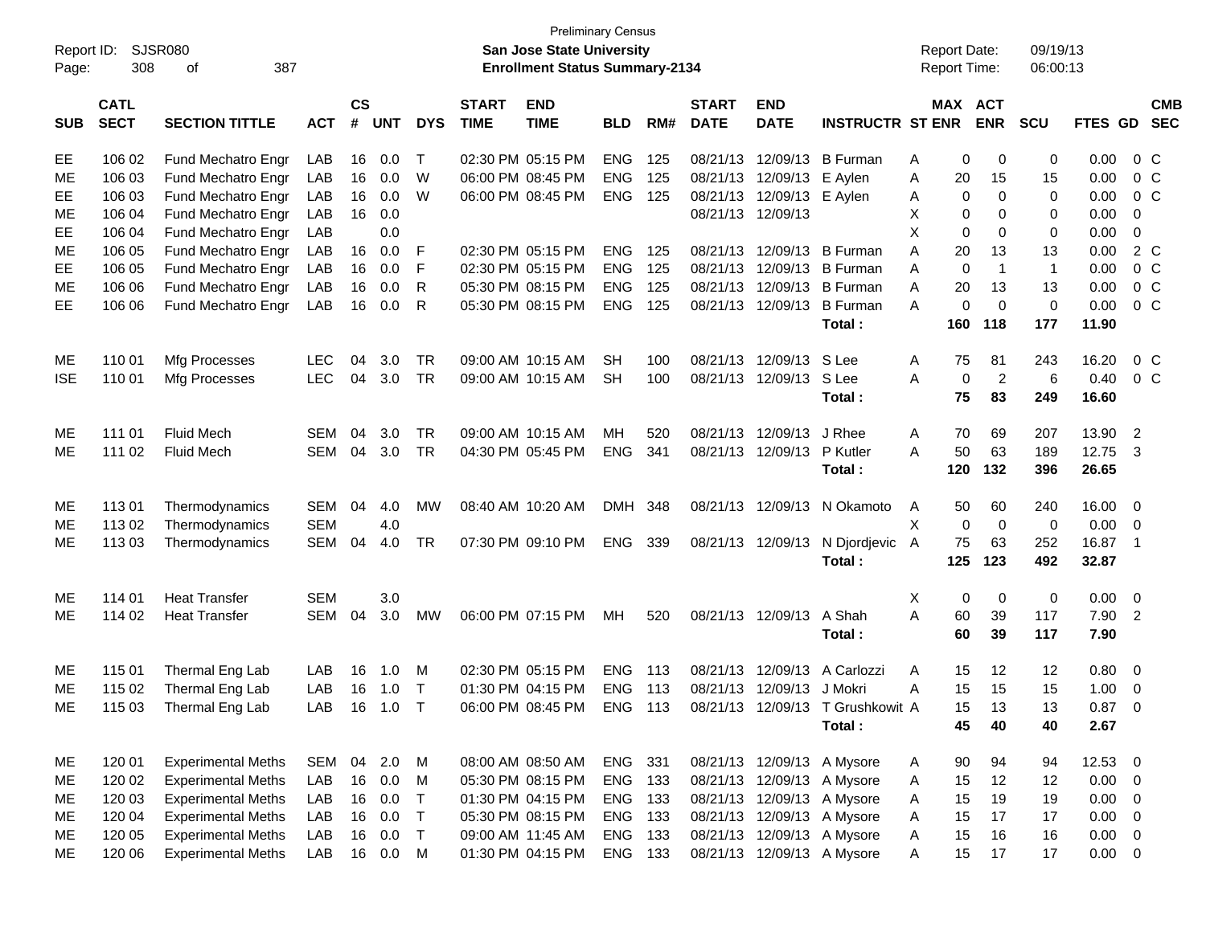Preliminary Census
San Jose State University
Enrollment Status Summary-2134

Report ID: SJSR080
Report Date: 09/19/13
Report Time: 06:00:13

| SUB | CATL SECT | SECTION TITTLE | ACT | CS # | UNT | DYS | START TIME | END TIME | BLD | RM# | START DATE | END DATE | INSTRUCTR | ST | MAX ENR | ACT ENR | SCU | FTES | GD | CMB SEC |
|---|---|---|---|---|---|---|---|---|---|---|---|---|---|---|---|---|---|---|---|---|
| EE | 106 02 | Fund Mechatro Engr | LAB | 16 | 0.0 | T | 02:30 PM | 05:15 PM | ENG | 125 | 08/21/13 | 12/09/13 | B Furman | A | 0 | 0 | 0 | 0.00 | 0 | C |
| ME | 106 03 | Fund Mechatro Engr | LAB | 16 | 0.0 | W | 06:00 PM | 08:45 PM | ENG | 125 | 08/21/13 | 12/09/13 | E Aylen | A | 20 | 15 | 15 | 0.00 | 0 | C |
| EE | 106 03 | Fund Mechatro Engr | LAB | 16 | 0.0 | W | 06:00 PM | 08:45 PM | ENG | 125 | 08/21/13 | 12/09/13 | E Aylen | A | 0 | 0 | 0 | 0.00 | 0 | C |
| ME | 106 04 | Fund Mechatro Engr | LAB | 16 | 0.0 | | | | | | 08/21/13 | 12/09/13 | | X | 0 | 0 | 0 | 0.00 | 0 | |
| EE | 106 04 | Fund Mechatro Engr | LAB | | 0.0 | | | | | | | | | X | 0 | 0 | 0 | 0.00 | 0 | |
| ME | 106 05 | Fund Mechatro Engr | LAB | 16 | 0.0 | F | 02:30 PM | 05:15 PM | ENG | 125 | 08/21/13 | 12/09/13 | B Furman | A | 20 | 13 | 13 | 0.00 | 2 | C |
| EE | 106 05 | Fund Mechatro Engr | LAB | 16 | 0.0 | F | 02:30 PM | 05:15 PM | ENG | 125 | 08/21/13 | 12/09/13 | B Furman | A | 0 | 1 | 1 | 0.00 | 0 | C |
| ME | 106 06 | Fund Mechatro Engr | LAB | 16 | 0.0 | R | 05:30 PM | 08:15 PM | ENG | 125 | 08/21/13 | 12/09/13 | B Furman | A | 20 | 13 | 13 | 0.00 | 0 | C |
| EE | 106 06 | Fund Mechatro Engr | LAB | 16 | 0.0 | R | 05:30 PM | 08:15 PM | ENG | 125 | 08/21/13 | 12/09/13 | B Furman | A | 0 | 0 | 0 | 0.00 | 0 | C |
| | | | | | | | | | | | | | **Total :** | | **160** | **118** | **177** | **11.90** | | |
| ME | 110 01 | Mfg Processes | LEC | 04 | 3.0 | TR | 09:00 AM | 10:15 AM | SH | 100 | 08/21/13 | 12/09/13 | S Lee | A | 75 | 81 | 243 | 16.20 | 0 | C |
| ISE | 110 01 | Mfg Processes | LEC | 04 | 3.0 | TR | 09:00 AM | 10:15 AM | SH | 100 | 08/21/13 | 12/09/13 | S Lee | A | 0 | 2 | 6 | 0.40 | 0 | C |
| | | | | | | | | | | | | | **Total :** | | **75** | **83** | **249** | **16.60** | | |
| ME | 111 01 | Fluid Mech | SEM | 04 | 3.0 | TR | 09:00 AM | 10:15 AM | MH | 520 | 08/21/13 | 12/09/13 | J Rhee | A | 70 | 69 | 207 | 13.90 | 2 | |
| ME | 111 02 | Fluid Mech | SEM | 04 | 3.0 | TR | 04:30 PM | 05:45 PM | ENG | 341 | 08/21/13 | 12/09/13 | P Kutler | A | 50 | 63 | 189 | 12.75 | 3 | |
| | | | | | | | | | | | | | **Total :** | | **120** | **132** | **396** | **26.65** | | |
| ME | 113 01 | Thermodynamics | SEM | 04 | 4.0 | MW | 08:40 AM | 10:20 AM | DMH | 348 | 08/21/13 | 12/09/13 | N Okamoto | A | 50 | 60 | 240 | 16.00 | 0 | |
| ME | 113 02 | Thermodynamics | SEM | | 4.0 | | | | | | | | | X | 0 | 0 | 0 | 0.00 | 0 | |
| ME | 113 03 | Thermodynamics | SEM | 04 | 4.0 | TR | 07:30 PM | 09:10 PM | ENG | 339 | 08/21/13 | 12/09/13 | N Djordjevic | A | 75 | 63 | 252 | 16.87 | 1 | |
| | | | | | | | | | | | | | **Total :** | | **125** | **123** | **492** | **32.87** | | |
| ME | 114 01 | Heat Transfer | SEM | | 3.0 | | | | | | | | | X | 0 | 0 | 0 | 0.00 | 0 | |
| ME | 114 02 | Heat Transfer | SEM | 04 | 3.0 | MW | 06:00 PM | 07:15 PM | MH | 520 | 08/21/13 | 12/09/13 | A Shah | A | 60 | 39 | 117 | 7.90 | 2 | |
| | | | | | | | | | | | | | **Total :** | | **60** | **39** | **117** | **7.90** | | |
| ME | 115 01 | Thermal Eng Lab | LAB | 16 | 1.0 | M | 02:30 PM | 05:15 PM | ENG | 113 | 08/21/13 | 12/09/13 | A Carlozzi | A | 15 | 12 | 12 | 0.80 | 0 | |
| ME | 115 02 | Thermal Eng Lab | LAB | 16 | 1.0 | T | 01:30 PM | 04:15 PM | ENG | 113 | 08/21/13 | 12/09/13 | J Mokri | A | 15 | 15 | 15 | 1.00 | 0 | |
| ME | 115 03 | Thermal Eng Lab | LAB | 16 | 1.0 | T | 06:00 PM | 08:45 PM | ENG | 113 | 08/21/13 | 12/09/13 | T Grushkowit | A | 15 | 13 | 13 | 0.87 | 0 | |
| | | | | | | | | | | | | | **Total :** | | **45** | **40** | **40** | **2.67** | | |
| ME | 120 01 | Experimental Meths | SEM | 04 | 2.0 | M | 08:00 AM | 08:50 AM | ENG | 331 | 08/21/13 | 12/09/13 | A Mysore | A | 90 | 94 | 94 | 12.53 | 0 | |
| ME | 120 02 | Experimental Meths | LAB | 16 | 0.0 | M | 05:30 PM | 08:15 PM | ENG | 133 | 08/21/13 | 12/09/13 | A Mysore | A | 15 | 12 | 12 | 0.00 | 0 | |
| ME | 120 03 | Experimental Meths | LAB | 16 | 0.0 | T | 01:30 PM | 04:15 PM | ENG | 133 | 08/21/13 | 12/09/13 | A Mysore | A | 15 | 19 | 19 | 0.00 | 0 | |
| ME | 120 04 | Experimental Meths | LAB | 16 | 0.0 | T | 05:30 PM | 08:15 PM | ENG | 133 | 08/21/13 | 12/09/13 | A Mysore | A | 15 | 17 | 17 | 0.00 | 0 | |
| ME | 120 05 | Experimental Meths | LAB | 16 | 0.0 | T | 09:00 AM | 11:45 AM | ENG | 133 | 08/21/13 | 12/09/13 | A Mysore | A | 15 | 16 | 16 | 0.00 | 0 | |
| ME | 120 06 | Experimental Meths | LAB | 16 | 0.0 | M | 01:30 PM | 04:15 PM | ENG | 133 | 08/21/13 | 12/09/13 | A Mysore | A | 15 | 17 | 17 | 0.00 | 0 | |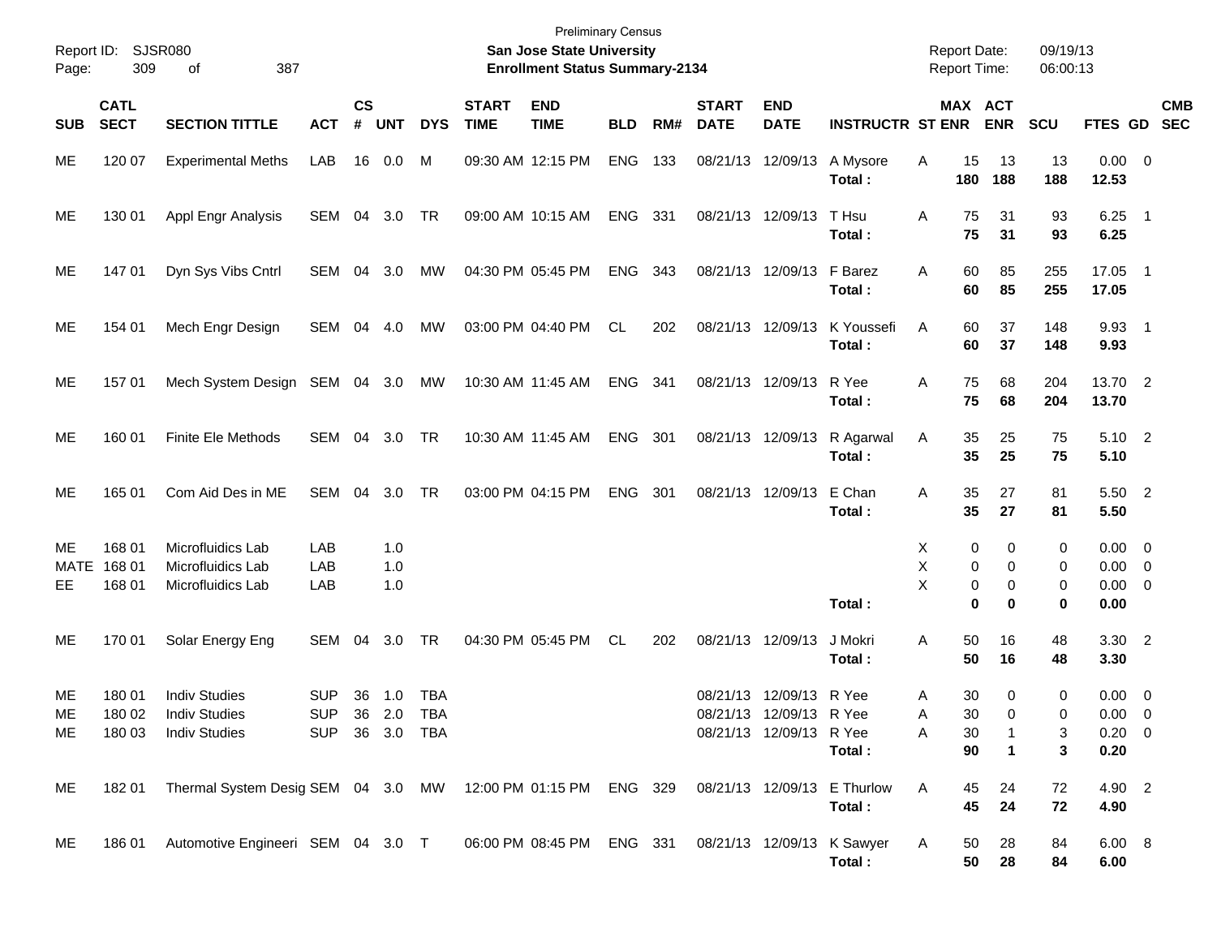Preliminary Census
**San Jose State University**
**Enrollment Status Summary-2134**

Report ID: SJSR080
Report Date: 09/19/13
Report Time: 06:00:13

| SUB | CATL SECT | SECTION TITTLE | ACT | CS # | UNT | DYS | START TIME | END TIME | BLD | RM# | START DATE | END DATE | INSTRUCTR | ST | MAX ENR | ACT ENR | SCU | FTES | GD | CMB SEC |
|---|---|---|---|---|---|---|---|---|---|---|---|---|---|---|---|---|---|---|---|---|
| ME | 120 07 | Experimental Meths | LAB | 16 | 0.0 | M | 09:30 AM | 12:15 PM | ENG | 133 | 08/21/13 | 12/09/13 | A Mysore | A | 15 | 13 | 13 | 0.00 | 0 | |
| | | | | | | | | | | | | | **Total :** | | **180** | **188** | **188** | **12.53** | | |
| ME | 130 01 | Appl Engr Analysis | SEM | 04 | 3.0 | TR | 09:00 AM | 10:15 AM | ENG | 331 | 08/21/13 | 12/09/13 | T Hsu | A | 75 | 31 | 93 | 6.25 | 1 | |
| | | | | | | | | | | | | | **Total :** | | **75** | **31** | **93** | **6.25** | | |
| ME | 147 01 | Dyn Sys Vibs Cntrl | SEM | 04 | 3.0 | MW | 04:30 PM | 05:45 PM | ENG | 343 | 08/21/13 | 12/09/13 | F Barez | A | 60 | 85 | 255 | 17.05 | 1 | |
| | | | | | | | | | | | | | **Total :** | | **60** | **85** | **255** | **17.05** | | |
| ME | 154 01 | Mech Engr Design | SEM | 04 | 4.0 | MW | 03:00 PM | 04:40 PM | CL | 202 | 08/21/13 | 12/09/13 | K Youssefi | A | 60 | 37 | 148 | 9.93 | 1 | |
| | | | | | | | | | | | | | **Total :** | | **60** | **37** | **148** | **9.93** | | |
| ME | 157 01 | Mech System Design | SEM | 04 | 3.0 | MW | 10:30 AM | 11:45 AM | ENG | 341 | 08/21/13 | 12/09/13 | R Yee | A | 75 | 68 | 204 | 13.70 | 2 | |
| | | | | | | | | | | | | | **Total :** | | **75** | **68** | **204** | **13.70** | | |
| ME | 160 01 | Finite Ele Methods | SEM | 04 | 3.0 | TR | 10:30 AM | 11:45 AM | ENG | 301 | 08/21/13 | 12/09/13 | R Agarwal | A | 35 | 25 | 75 | 5.10 | 2 | |
| | | | | | | | | | | | | | **Total :** | | **35** | **25** | **75** | **5.10** | | |
| ME | 165 01 | Com Aid Des in ME | SEM | 04 | 3.0 | TR | 03:00 PM | 04:15 PM | ENG | 301 | 08/21/13 | 12/09/13 | E Chan | A | 35 | 27 | 81 | 5.50 | 2 | |
| | | | | | | | | | | | | | **Total :** | | **35** | **27** | **81** | **5.50** | | |
| ME | 168 01 | Microfluidics Lab | LAB | | 1.0 | | | | | | | | | X | 0 | 0 | 0 | 0.00 | 0 | |
| MATE | 168 01 | Microfluidics Lab | LAB | | 1.0 | | | | | | | | | X | 0 | 0 | 0 | 0.00 | 0 | |
| EE | 168 01 | Microfluidics Lab | LAB | | 1.0 | | | | | | | | | X | 0 | 0 | 0 | 0.00 | 0 | |
| | | | | | | | | | | | | | **Total :** | | **0** | **0** | **0** | **0.00** | | |
| ME | 170 01 | Solar Energy Eng | SEM | 04 | 3.0 | TR | 04:30 PM | 05:45 PM | CL | 202 | 08/21/13 | 12/09/13 | J Mokri | A | 50 | 16 | 48 | 3.30 | 2 | |
| | | | | | | | | | | | | | **Total :** | | **50** | **16** | **48** | **3.30** | | |
| ME | 180 01 | Indiv Studies | SUP | 36 | 1.0 | TBA | | | | | 08/21/13 | 12/09/13 | R Yee | A | 30 | 0 | 0 | 0.00 | 0 | |
| ME | 180 02 | Indiv Studies | SUP | 36 | 2.0 | TBA | | | | | 08/21/13 | 12/09/13 | R Yee | A | 30 | 0 | 0 | 0.00 | 0 | |
| ME | 180 03 | Indiv Studies | SUP | 36 | 3.0 | TBA | | | | | 08/21/13 | 12/09/13 | R Yee | A | 30 | 1 | 3 | 0.20 | 0 | |
| | | | | | | | | | | | | | **Total :** | | **90** | **1** | **3** | **0.20** | | |
| ME | 182 01 | Thermal System Desig | SEM | 04 | 3.0 | MW | 12:00 PM | 01:15 PM | ENG | 329 | 08/21/13 | 12/09/13 | E Thurlow | A | 45 | 24 | 72 | 4.90 | 2 | |
| | | | | | | | | | | | | | **Total :** | | **45** | **24** | **72** | **4.90** | | |
| ME | 186 01 | Automotive Engineeri | SEM | 04 | 3.0 | T | 06:00 PM | 08:45 PM | ENG | 331 | 08/21/13 | 12/09/13 | K Sawyer | A | 50 | 28 | 84 | 6.00 | 8 | |
| | | | | | | | | | | | | | **Total :** | | **50** | **28** | **84** | **6.00** | | |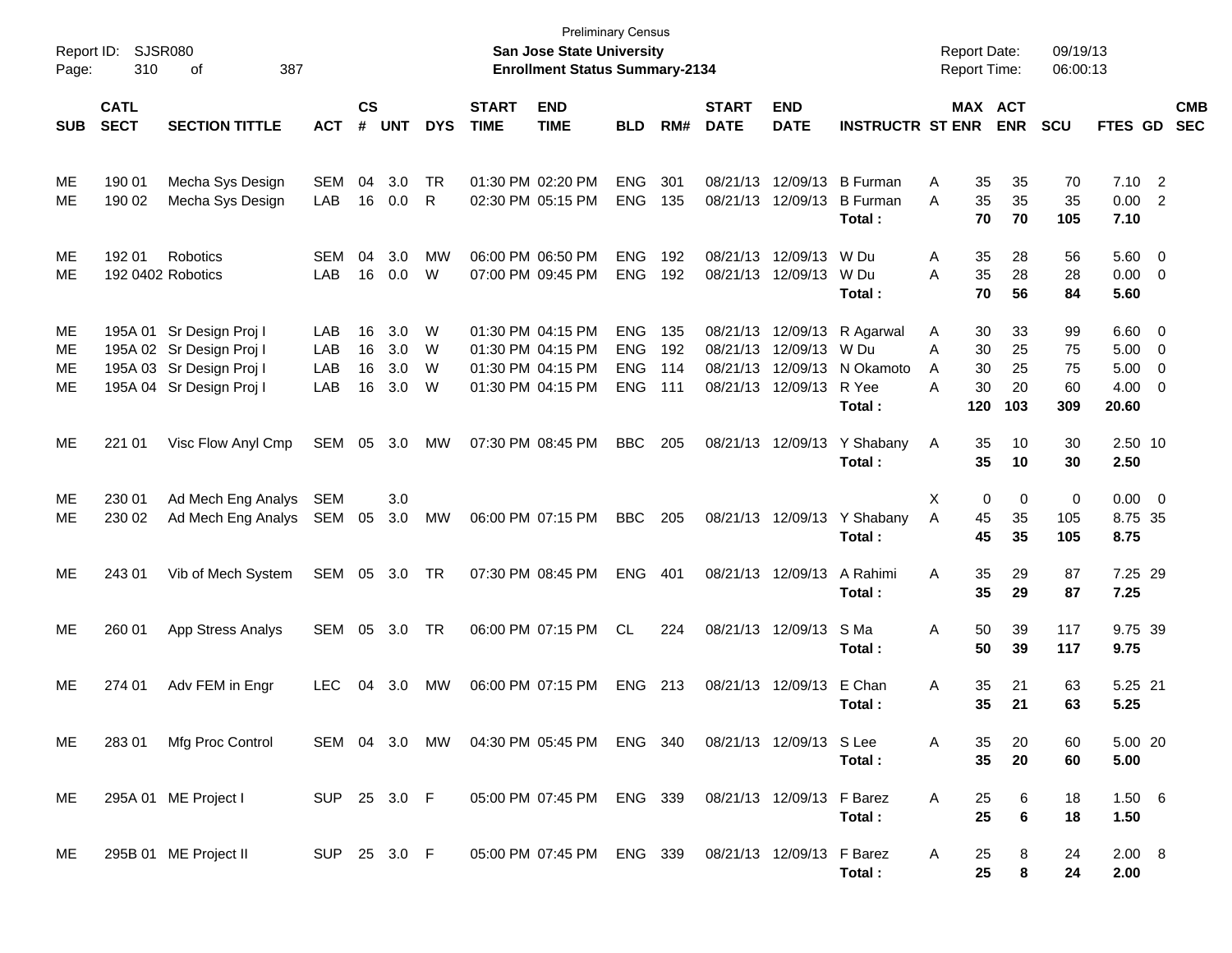Preliminary Census

**San Jose State University**

**Enrollment Status Summary-2134**

Report ID: SJSR080

Report Date: 09/19/13

Report Time: 06:00:13

| SUB | CATL SECT | SECTION TITTLE | ACT | CS # | UNT | DYS | START TIME | END TIME | BLD | RM# | START DATE | END DATE | INSTRUCTR | ST | MAX ENR | ACT ENR | SCU | FTES | GD | CMB SEC |
|---|---|---|---|---|---|---|---|---|---|---|---|---|---|---|---|---|---|---|---|---|
| ME | 190 01 | Mecha Sys Design | SEM | 04 | 3.0 | TR | 01:30 PM | 02:20 PM | ENG | 301 | 08/21/13 | 12/09/13 | B Furman | A | 35 | 35 | 70 | 7.10 | 2 | |
| ME | 190 02 | Mecha Sys Design | LAB | 16 | 0.0 | R | 02:30 PM | 05:15 PM | ENG | 135 | 08/21/13 | 12/09/13 | B Furman | A | 35 | 35 | 35 | 0.00 | 2 | |
| | | | | | | | | | | | | | **Total :** | | **70** | **70** | **105** | **7.10** | | |
| ME | 192 01 | Robotics | SEM | 04 | 3.0 | MW | 06:00 PM | 06:50 PM | ENG | 192 | 08/21/13 | 12/09/13 | W Du | A | 35 | 28 | 56 | 5.60 | 0 | |
| ME | 192 0402 | Robotics | LAB | 16 | 0.0 | W | 07:00 PM | 09:45 PM | ENG | 192 | 08/21/13 | 12/09/13 | W Du | A | 35 | 28 | 28 | 0.00 | 0 | |
| | | | | | | | | | | | | | **Total :** | | **70** | **56** | **84** | **5.60** | | |
| ME | 195A 01 | Sr Design Proj I | LAB | 16 | 3.0 | W | 01:30 PM | 04:15 PM | ENG | 135 | 08/21/13 | 12/09/13 | R Agarwal | A | 30 | 33 | 99 | 6.60 | 0 | |
| ME | 195A 02 | Sr Design Proj I | LAB | 16 | 3.0 | W | 01:30 PM | 04:15 PM | ENG | 192 | 08/21/13 | 12/09/13 | W Du | A | 30 | 25 | 75 | 5.00 | 0 | |
| ME | 195A 03 | Sr Design Proj I | LAB | 16 | 3.0 | W | 01:30 PM | 04:15 PM | ENG | 114 | 08/21/13 | 12/09/13 | N Okamoto | A | 30 | 25 | 75 | 5.00 | 0 | |
| ME | 195A 04 | Sr Design Proj I | LAB | 16 | 3.0 | W | 01:30 PM | 04:15 PM | ENG | 111 | 08/21/13 | 12/09/13 | R Yee | A | 30 | 20 | 60 | 4.00 | 0 | |
| | | | | | | | | | | | | | **Total :** | | **120** | **103** | **309** | **20.60** | | |
| ME | 221 01 | Visc Flow Anyl Cmp | SEM | 05 | 3.0 | MW | 07:30 PM | 08:45 PM | BBC | 205 | 08/21/13 | 12/09/13 | Y Shabany | A | 35 | 10 | 30 | 2.50 | 10 | |
| | | | | | | | | | | | | | **Total :** | | **35** | **10** | **30** | **2.50** | | |
| ME | 230 01 | Ad Mech Eng Analys | SEM | | 3.0 | | | | | | | | | X | 0 | 0 | 0 | 0.00 | 0 | |
| ME | 230 02 | Ad Mech Eng Analys | SEM | 05 | 3.0 | MW | 06:00 PM | 07:15 PM | BBC | 205 | 08/21/13 | 12/09/13 | Y Shabany | A | 45 | 35 | 105 | 8.75 | 35 | |
| | | | | | | | | | | | | | **Total :** | | **45** | **35** | **105** | **8.75** | | |
| ME | 243 01 | Vib of Mech System | SEM | 05 | 3.0 | TR | 07:30 PM | 08:45 PM | ENG | 401 | 08/21/13 | 12/09/13 | A Rahimi | A | 35 | 29 | 87 | 7.25 | 29 | |
| | | | | | | | | | | | | | **Total :** | | **35** | **29** | **87** | **7.25** | | |
| ME | 260 01 | App Stress Analys | SEM | 05 | 3.0 | TR | 06:00 PM | 07:15 PM | CL | 224 | 08/21/13 | 12/09/13 | S Ma | A | 50 | 39 | 117 | 9.75 | 39 | |
| | | | | | | | | | | | | | **Total :** | | **50** | **39** | **117** | **9.75** | | |
| ME | 274 01 | Adv FEM in Engr | LEC | 04 | 3.0 | MW | 06:00 PM | 07:15 PM | ENG | 213 | 08/21/13 | 12/09/13 | E Chan | A | 35 | 21 | 63 | 5.25 | 21 | |
| | | | | | | | | | | | | | **Total :** | | **35** | **21** | **63** | **5.25** | | |
| ME | 283 01 | Mfg Proc Control | SEM | 04 | 3.0 | MW | 04:30 PM | 05:45 PM | ENG | 340 | 08/21/13 | 12/09/13 | S Lee | A | 35 | 20 | 60 | 5.00 | 20 | |
| | | | | | | | | | | | | | **Total :** | | **35** | **20** | **60** | **5.00** | | |
| ME | 295A 01 | ME Project I | SUP | 25 | 3.0 | F | 05:00 PM | 07:45 PM | ENG | 339 | 08/21/13 | 12/09/13 | F Barez | A | 25 | 6 | 18 | 1.50 | 6 | |
| | | | | | | | | | | | | | **Total :** | | **25** | **6** | **18** | **1.50** | | |
| ME | 295B 01 | ME Project II | SUP | 25 | 3.0 | F | 05:00 PM | 07:45 PM | ENG | 339 | 08/21/13 | 12/09/13 | F Barez | A | 25 | 8 | 24 | 2.00 | 8 | |
| | | | | | | | | | | | | | **Total :** | | **25** | **8** | **24** | **2.00** | | |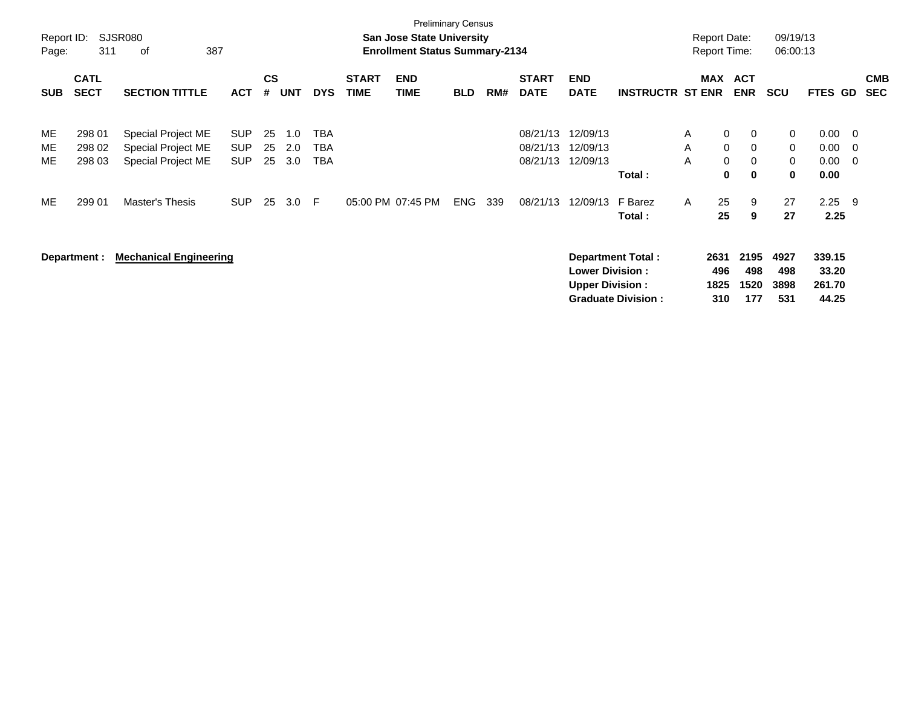Preliminary Census

**San Jose State University**

**Enrollment Status Summary-2134**

Report ID: SJSR080

Report Date: 09/19/13

Report Time: 06:00:13

| SUB | CATL SECT | SECTION TITTLE | ACT | CS # | UNT | DYS | START TIME | END TIME | BLD | RM# | START DATE | END DATE | INSTRUCTR | ST | MAX ENR | ACT ENR | SCU | FTES | GD | CMB SEC |
|---|---|---|---|---|---|---|---|---|---|---|---|---|---|---|---|---|---|---|---|---|
| ME | 298 01 | Special Project ME | SUP | 25 | 1.0 | TBA | | | | | 08/21/13 | 12/09/13 | | A | 0 | 0 | 0 | 0.00 | 0 | |
| ME | 298 02 | Special Project ME | SUP | 25 | 2.0 | TBA | | | | | 08/21/13 | 12/09/13 | | A | 0 | 0 | 0 | 0.00 | 0 | |
| ME | 298 03 | Special Project ME | SUP | 25 | 3.0 | TBA | | | | | 08/21/13 | 12/09/13 | | A | 0 | 0 | 0 | 0.00 | 0 | |
| | | | | | | | | | | | | | **Total :** | | **0** | **0** | **0** | **0.00** | | |
| ME | 299 01 | Master's Thesis | SUP | 25 | 3.0 | F | 05:00 PM | 07:45 PM | ENG | 339 | 08/21/13 | 12/09/13 | F Barez | A | 25 | 9 | 27 | 2.25 | 9 | |
| | | | | | | | | | | | | | **Total :** | | **25** | **9** | **27** | **2.25** | | |

**Department : Mechanical Engineering**

| | MAX ENR | ACT ENR | SCU | FTES |
|---|---|---|---|---|
| **Department Total :** | **2631** | **2195** | **4927** | **339.15** |
| **Lower Division :** | **496** | **498** | **498** | **33.20** |
| **Upper Division :** | **1825** | **1520** | **3898** | **261.70** |
| **Graduate Division :** | **310** | **177** | **531** | **44.25** |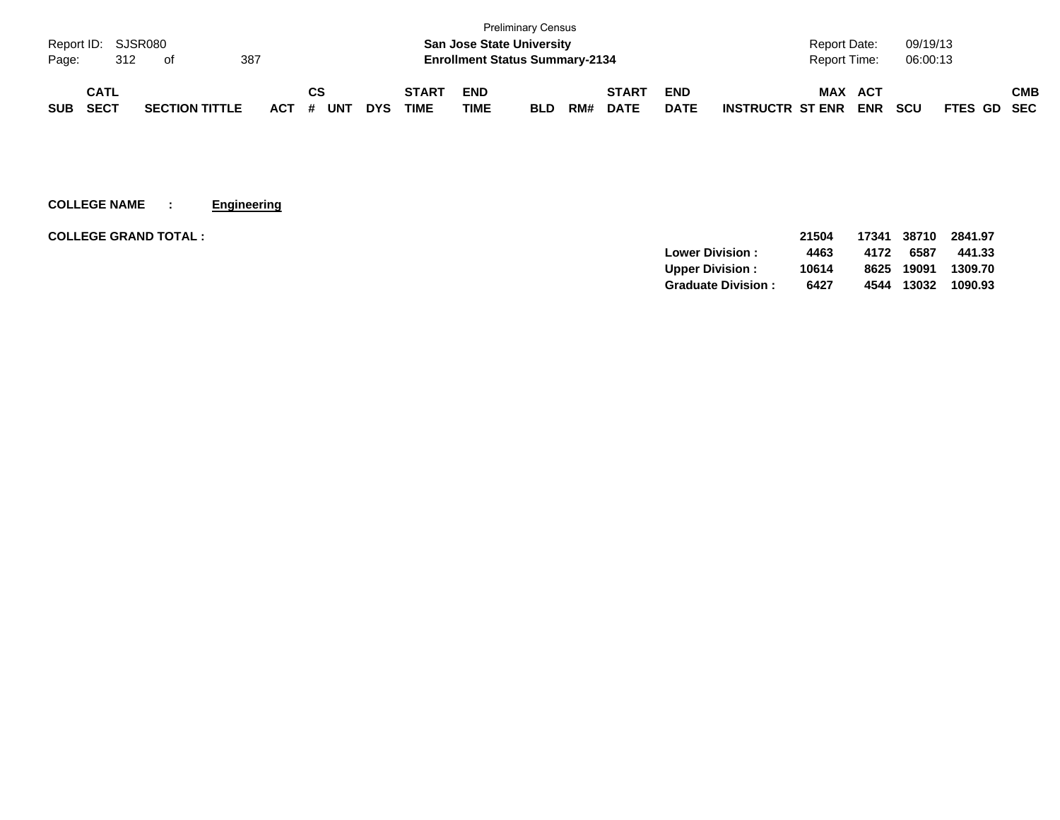Preliminary Census

Report ID: SJSR080

**San Jose State University**

**Enrollment Status Summary-2134**

Report Date: 09/19/13

Report Time: 06:00:13

| SUB | CATL SECT | SECTION TITTLE | ACT | CS # | UNT | DYS | START TIME | END TIME | BLD | RM# | START DATE | END DATE | INSTRUCTR | MAX ST ENR | ACT ENR | SCU | FTES | GD | CMB SEC |
|---|---|---|---|---|---|---|---|---|---|---|---|---|---|---|---|---|---|---|---|

**COLLEGE NAME : Engineering**

**COLLEGE GRAND TOTAL :**

| | MAX ST ENR | ACT ENR | SCU | FTES |
|---|---|---|---|---|
| | **21504** | **17341** | **38710** | **2841.97** |
| **Lower Division :** | **4463** | **4172** | **6587** | **441.33** |
| **Upper Division :** | **10614** | **8625** | **19091** | **1309.70** |
| **Graduate Division :** | **6427** | **4544** | **13032** | **1090.93** |